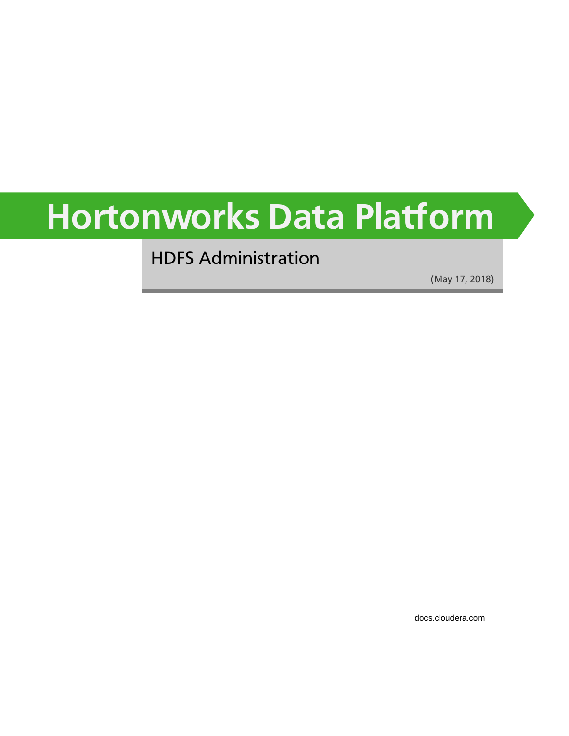# Hortonworks Data Platform

## HDFS Administration

(May 17, 2018)

docs.cloudera.com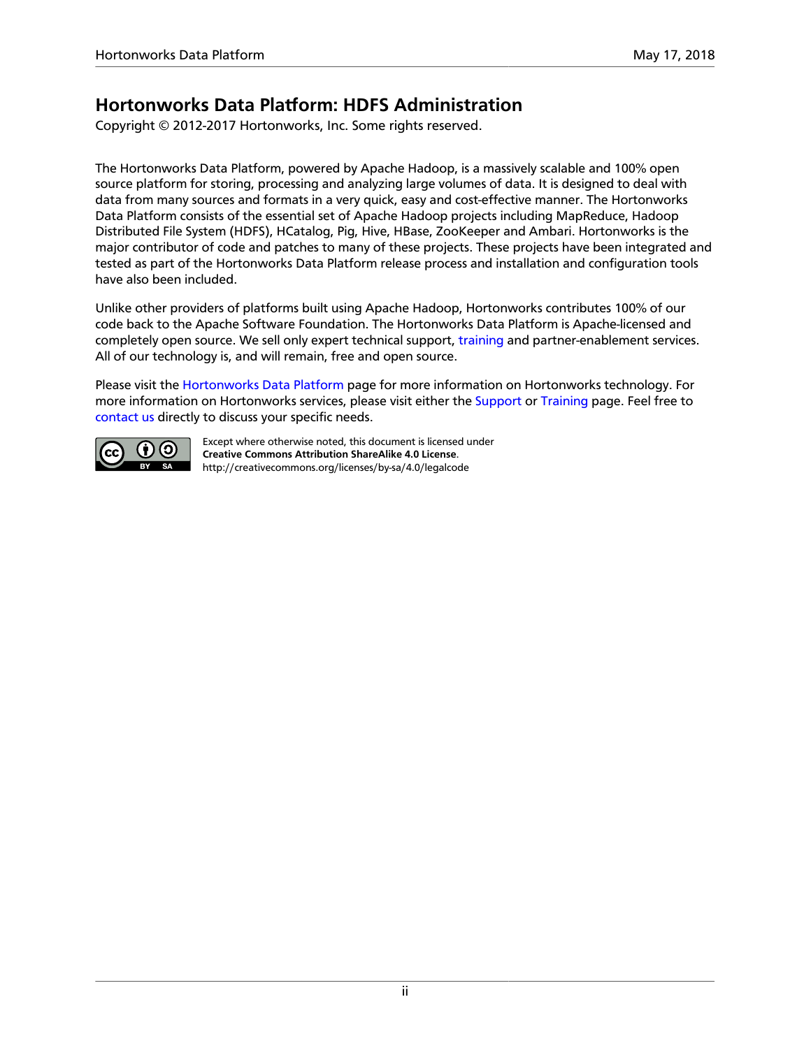# Hortonworks Data Platform: HDFS Administration

Copyright © 2012-2017 Hortonworks, Inc. Some rights reserved.

The Hortonworks Data Platform, powered by Apache Hadoop, is a massively scalable and 100% open source platform for storing, processing and analyzing large volumes of data. It is designed to deal with data from many sources and formats in a very quick, easy and cost-effective manner. The Hortonworks Data Platform consists of the essential set of Apache Hadoop projects including MapReduce, Hadoop Distributed File System (HDFS), HCatalog, Pig, Hive, HBase, ZooKeeper and Ambari. Hortonworks is the major contributor of code and patches to many of these projects. These projects have been integrated and tested as part of the Hortonworks Data Platform release process and installation and configuration tools have also been included.

Unlike other providers of platforms built using Apache Hadoop, Hortonworks contributes 100% of our code back to the Apache Software Foundation. The Hortonworks Data Platform is Apache-licensed and completely open source. We sell only expert technical support, training and partner-enablement services. All of our technology is, and will remain, free and open source.

Please visit the Hortonworks Data Platform page for more information on Hortonworks technology. For more information on Hortonworks services, please visit either the Support or Training page. Feel free to contact us directly to discuss your specific needs.

Except where otherwise noted, this document is licensed under
**Creative Commons Attribution ShareAlike 4.0 License**.
http://creativecommons.org/licenses/by-sa/4.0/legalcode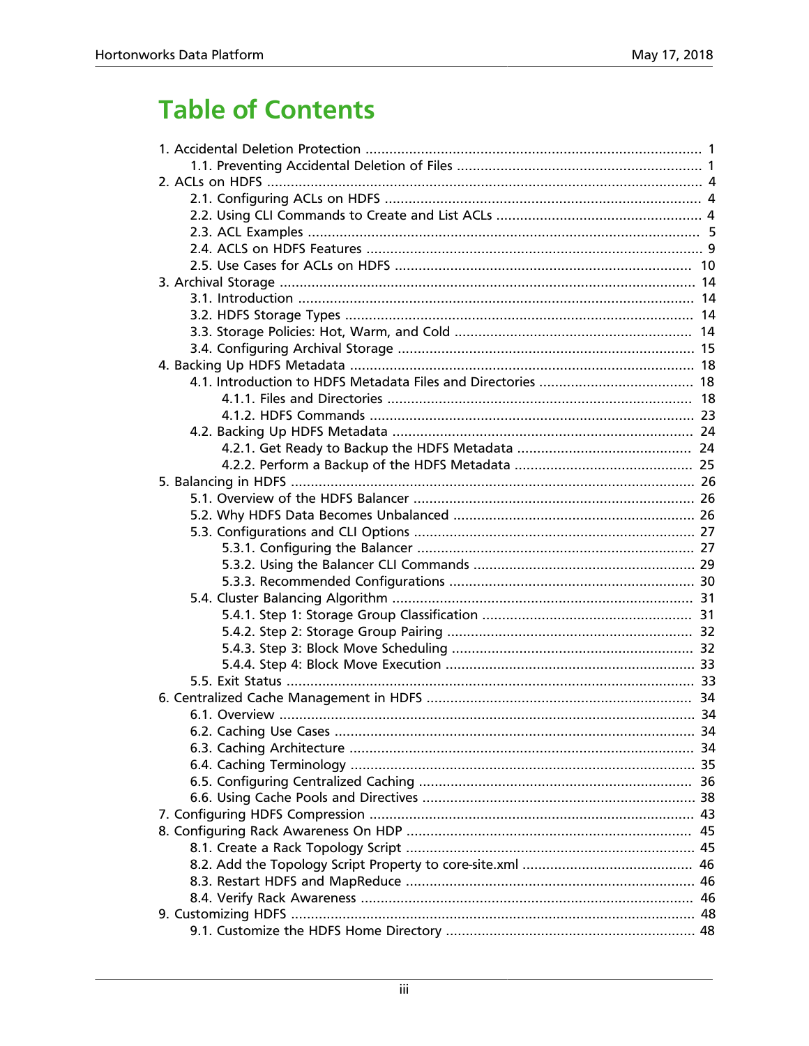# Table of Contents

- 1. Accidental Deletion Protection ..................................................................................... 1
  - 1.1. Preventing Accidental Deletion of Files .............................................................. 1
- 2. ACLs on HDFS ............................................................................................................... 4
  - 2.1. Configuring ACLs on HDFS ................................................................................. 4
  - 2.2. Using CLI Commands to Create and List ACLs .................................................... 4
  - 2.3. ACL Examples ................................................................................................... 5
  - 2.4. ACLS on HDFS Features ..................................................................................... 9
  - 2.5. Use Cases for ACLs on HDFS ........................................................................... 10
- 3. Archival Storage ......................................................................................................... 14
  - 3.1. Introduction .................................................................................................... 14
  - 3.2. HDFS Storage Types ........................................................................................ 14
  - 3.3. Storage Policies: Hot, Warm, and Cold ............................................................ 14
  - 3.4. Configuring Archival Storage ........................................................................... 15
- 4. Backing Up HDFS Metadata ....................................................................................... 18
  - 4.1. Introduction to HDFS Metadata Files and Directories ....................................... 18
    - 4.1.1. Files and Directories ............................................................................. 18
    - 4.1.2. HDFS Commands .................................................................................. 23
  - 4.2. Backing Up HDFS Metadata ............................................................................ 24
    - 4.2.1. Get Ready to Backup the HDFS Metadata ............................................ 24
    - 4.2.2. Perform a Backup of the HDFS Metadata ............................................. 25
- 5. Balancing in HDFS ...................................................................................................... 26
  - 5.1. Overview of the HDFS Balancer ....................................................................... 26
  - 5.2. Why HDFS Data Becomes Unbalanced ............................................................. 26
  - 5.3. Configurations and CLI Options ....................................................................... 27
    - 5.3.1. Configuring the Balancer ...................................................................... 27
    - 5.3.2. Using the Balancer CLI Commands ........................................................ 29
    - 5.3.3. Recommended Configurations .............................................................. 30
  - 5.4. Cluster Balancing Algorithm ............................................................................ 31
    - 5.4.1. Step 1: Storage Group Classification ..................................................... 31
    - 5.4.2. Step 2: Storage Group Pairing .............................................................. 32
    - 5.4.3. Step 3: Block Move Scheduling ............................................................. 32
    - 5.4.4. Step 4: Block Move Execution .............................................................. 33
  - 5.5. Exit Status ....................................................................................................... 33
- 6. Centralized Cache Management in HDFS ................................................................... 34
  - 6.1. Overview ......................................................................................................... 34
  - 6.2. Caching Use Cases ........................................................................................... 34
  - 6.3. Caching Architecture ....................................................................................... 34
  - 6.4. Caching Terminology ....................................................................................... 35
  - 6.5. Configuring Centralized Caching ..................................................................... 36
  - 6.6. Using Cache Pools and Directives ..................................................................... 38
- 7. Configuring HDFS Compression .................................................................................. 43
- 8. Configuring Rack Awareness On HDP ........................................................................ 45
  - 8.1. Create a Rack Topology Script ......................................................................... 45
  - 8.2. Add the Topology Script Property to core-site.xml ........................................... 46
  - 8.3. Restart HDFS and MapReduce ......................................................................... 46
  - 8.4. Verify Rack Awareness .................................................................................... 46
- 9. Customizing HDFS ...................................................................................................... 48
  - 9.1. Customize the HDFS Home Directory ............................................................... 48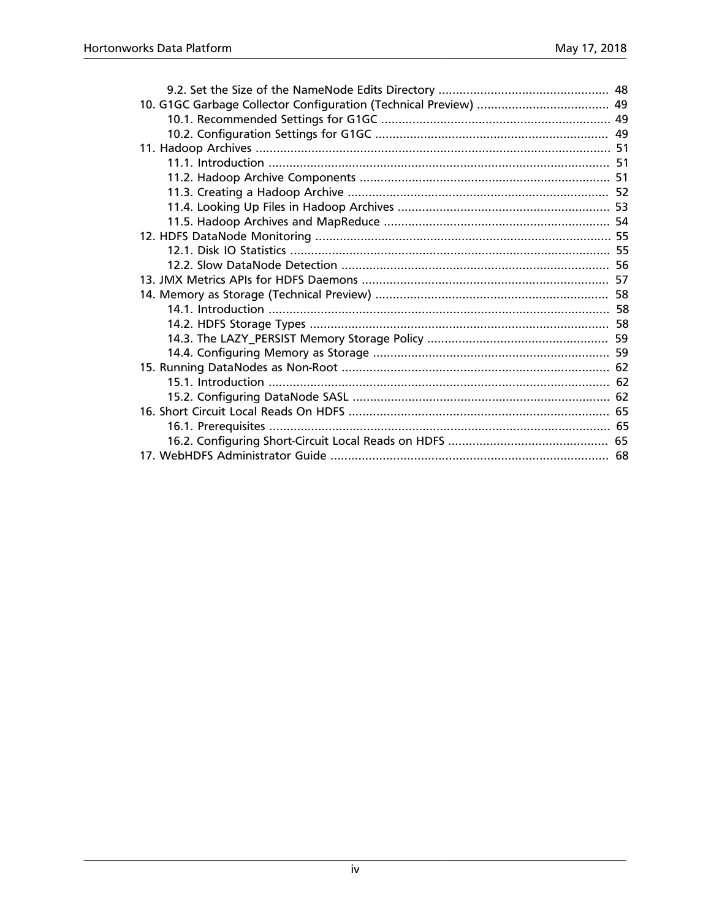- 9.2. Set the Size of the NameNode Edits Directory ................................................ 48
- 10. G1GC Garbage Collector Configuration (Technical Preview) ...................................... 49
  - 10.1. Recommended Settings for G1GC .................................................................. 49
  - 10.2. Configuration Settings for G1GC ................................................................... 49
- 11. Hadoop Archives ...................................................................................................... 51
  - 11.1. Introduction .................................................................................................. 51
  - 11.2. Hadoop Archive Components ........................................................................ 51
  - 11.3. Creating a Hadoop Archive ........................................................................... 52
  - 11.4. Looking Up Files in Hadoop Archives ............................................................. 53
  - 11.5. Hadoop Archives and MapReduce ................................................................. 54
- 12. HDFS DataNode Monitoring ..................................................................................... 55
  - 12.1. Disk IO Statistics ............................................................................................ 55
  - 12.2. Slow DataNode Detection ............................................................................. 56
- 13. JMX Metrics APIs for HDFS Daemons ........................................................................ 57
- 14. Memory as Storage (Technical Preview) ................................................................... 58
  - 14.1. Introduction .................................................................................................. 58
  - 14.2. HDFS Storage Types ...................................................................................... 58
  - 14.3. The LAZY_PERSIST Memory Storage Policy .................................................... 59
  - 14.4. Configuring Memory as Storage .................................................................... 59
- 15. Running DataNodes as Non-Root ............................................................................. 62
  - 15.1. Introduction .................................................................................................. 62
  - 15.2. Configuring DataNode SASL .......................................................................... 62
- 16. Short Circuit Local Reads On HDFS ........................................................................... 65
  - 16.1. Prerequisites .................................................................................................. 65
  - 16.2. Configuring Short-Circuit Local Reads on HDFS .............................................. 65
- 17. WebHDFS Administrator Guide ................................................................................ 68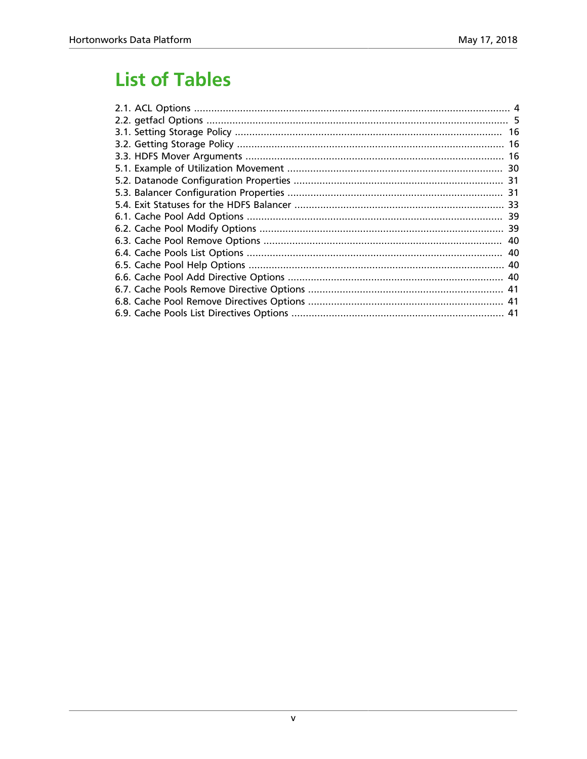# List of Tables

2.1. ACL Options ........................................................................................................... 4
2.2. getfacl Options ....................................................................................................... 5
3.1. Setting Storage Policy ........................................................................................... 16
3.2. Getting Storage Policy ........................................................................................... 16
3.3. HDFS Mover Arguments ........................................................................................ 16
5.1. Example of Utilization Movement .......................................................................... 30
5.2. Datanode Configuration Properties ........................................................................ 31
5.3. Balancer Configuration Properties .......................................................................... 31
5.4. Exit Statuses for the HDFS Balancer ....................................................................... 33
6.1. Cache Pool Add Options ........................................................................................ 39
6.2. Cache Pool Modify Options .................................................................................... 39
6.3. Cache Pool Remove Options .................................................................................. 40
6.4. Cache Pools List Options ........................................................................................ 40
6.5. Cache Pool Help Options ........................................................................................ 40
6.6. Cache Pool Add Directive Options .......................................................................... 40
6.7. Cache Pools Remove Directive Options ................................................................... 41
6.8. Cache Pool Remove Directives Options ................................................................... 41
6.9. Cache Pools List Directives Options ......................................................................... 41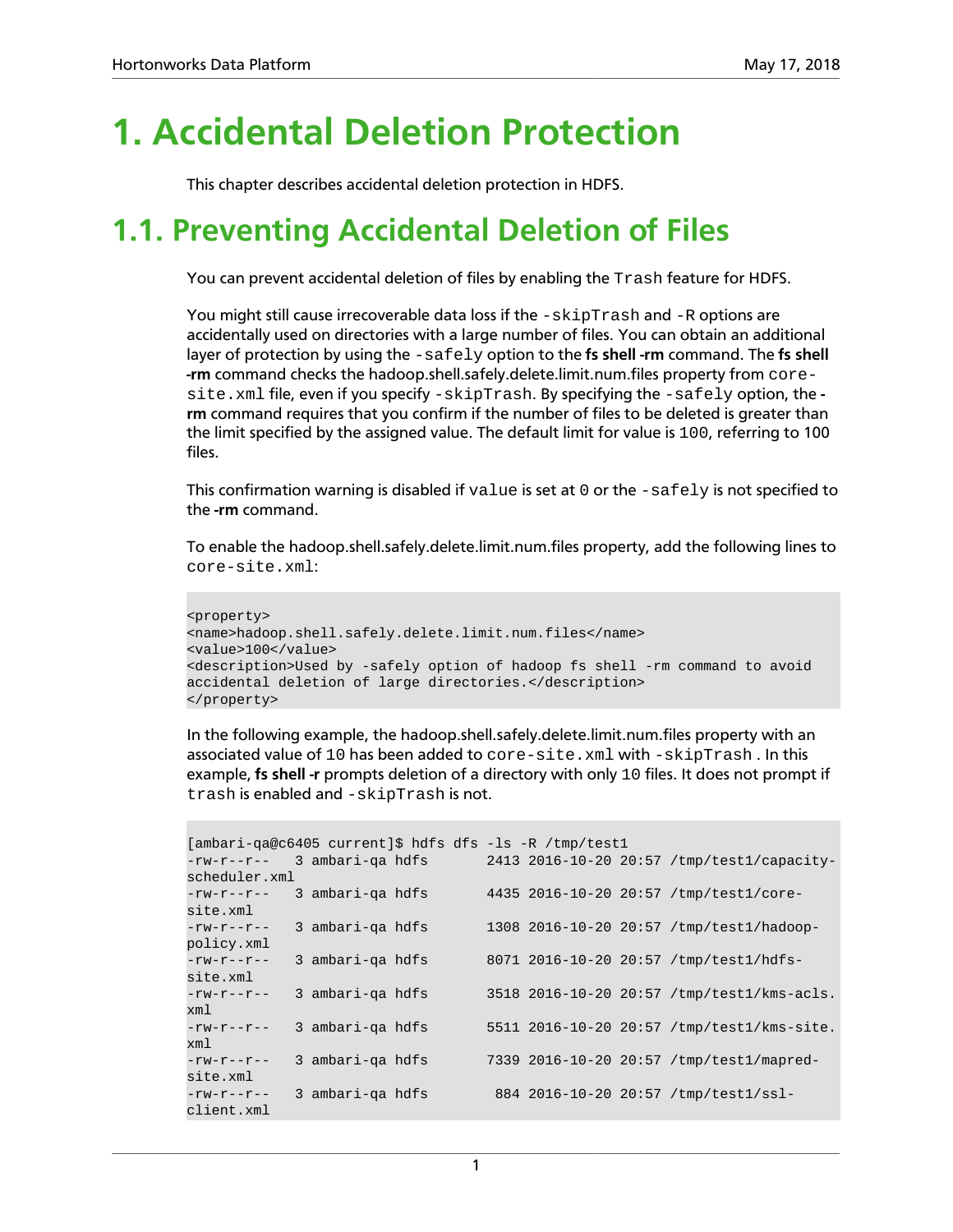# 1. Accidental Deletion Protection

This chapter describes accidental deletion protection in HDFS.

## 1.1. Preventing Accidental Deletion of Files

You can prevent accidental deletion of files by enabling the `Trash` feature for HDFS.

You might still cause irrecoverable data loss if the `-skipTrash` and `-R` options are accidentally used on directories with a large number of files. You can obtain an additional layer of protection by using the `-safely` option to the **fs shell -rm** command. The **fs shell -rm** command checks the hadoop.shell.safely.delete.limit.num.files property from `core-site.xml` file, even if you specify `-skipTrash`. By specifying the `-safely` option, the **-rm** command requires that you confirm if the number of files to be deleted is greater than the limit specified by the assigned value. The default limit for value is `100`, referring to 100 files.

This confirmation warning is disabled if `value` is set at `0` or the `-safely` is not specified to the **-rm** command.

To enable the hadoop.shell.safely.delete.limit.num.files property, add the following lines to `core-site.xml`:

```
<property>
<name>hadoop.shell.safely.delete.limit.num.files</name>
<value>100</value>
<description>Used by -safely option of hadoop fs shell -rm command to avoid
accidental deletion of large directories.</description>
</property>
```

In the following example, the hadoop.shell.safely.delete.limit.num.files property with an associated value of `10` has been added to `core-site.xml` with `-skipTrash` . In this example, **fs shell -r** prompts deletion of a directory with only `10` files. It does not prompt if `trash` is enabled and `-skipTrash` is not.

```
[ambari-qa@c6405 current]$ hdfs dfs -ls -R /tmp/test1
-rw-r--r--   3 ambari-qa hdfs       2413 2016-10-20 20:57 /tmp/test1/capacity-
scheduler.xml
-rw-r--r--   3 ambari-qa hdfs       4435 2016-10-20 20:57 /tmp/test1/core-
site.xml
-rw-r--r--   3 ambari-qa hdfs       1308 2016-10-20 20:57 /tmp/test1/hadoop-
policy.xml
-rw-r--r--   3 ambari-qa hdfs       8071 2016-10-20 20:57 /tmp/test1/hdfs-
site.xml
-rw-r--r--   3 ambari-qa hdfs       3518 2016-10-20 20:57 /tmp/test1/kms-acls.
xml
-rw-r--r--   3 ambari-qa hdfs       5511 2016-10-20 20:57 /tmp/test1/kms-site.
xml
-rw-r--r--   3 ambari-qa hdfs       7339 2016-10-20 20:57 /tmp/test1/mapred-
site.xml
-rw-r--r--   3 ambari-qa hdfs        884 2016-10-20 20:57 /tmp/test1/ssl-
client.xml
```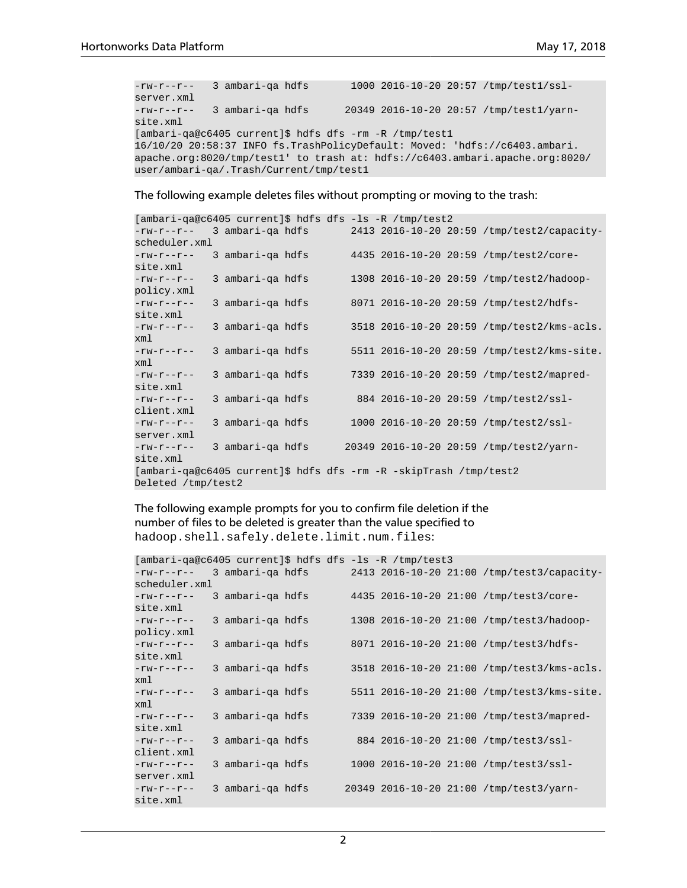```
-rw-r--r--   3 ambari-qa hdfs       1000 2016-10-20 20:57 /tmp/test1/ssl-
server.xml
-rw-r--r--   3 ambari-qa hdfs      20349 2016-10-20 20:57 /tmp/test1/yarn-
site.xml
[ambari-qa@c6405 current]$ hdfs dfs -rm -R /tmp/test1
16/10/20 20:58:37 INFO fs.TrashPolicyDefault: Moved: 'hdfs://c6403.ambari.
apache.org:8020/tmp/test1' to trash at: hdfs://c6403.ambari.apache.org:8020/
user/ambari-qa/.Trash/Current/tmp/test1
```

The following example deletes files without prompting or moving to the trash:

```
[ambari-qa@c6405 current]$ hdfs dfs -ls -R /tmp/test2
-rw-r--r--   3 ambari-qa hdfs       2413 2016-10-20 20:59 /tmp/test2/capacity-
scheduler.xml
-rw-r--r--   3 ambari-qa hdfs       4435 2016-10-20 20:59 /tmp/test2/core-
site.xml
-rw-r--r--   3 ambari-qa hdfs       1308 2016-10-20 20:59 /tmp/test2/hadoop-
policy.xml
-rw-r--r--   3 ambari-qa hdfs       8071 2016-10-20 20:59 /tmp/test2/hdfs-
site.xml
-rw-r--r--   3 ambari-qa hdfs       3518 2016-10-20 20:59 /tmp/test2/kms-acls.
xml
-rw-r--r--   3 ambari-qa hdfs       5511 2016-10-20 20:59 /tmp/test2/kms-site.
xml
-rw-r--r--   3 ambari-qa hdfs       7339 2016-10-20 20:59 /tmp/test2/mapred-
site.xml
-rw-r--r--   3 ambari-qa hdfs        884 2016-10-20 20:59 /tmp/test2/ssl-
client.xml
-rw-r--r--   3 ambari-qa hdfs       1000 2016-10-20 20:59 /tmp/test2/ssl-
server.xml
-rw-r--r--   3 ambari-qa hdfs      20349 2016-10-20 20:59 /tmp/test2/yarn-
site.xml
[ambari-qa@c6405 current]$ hdfs dfs -rm -R -skipTrash /tmp/test2
Deleted /tmp/test2
```

The following example prompts for you to confirm file deletion if the number of files to be deleted is greater than the value specified to `hadoop.shell.safely.delete.limit.num.files`:

```
[ambari-qa@c6405 current]$ hdfs dfs -ls -R /tmp/test3
-rw-r--r--   3 ambari-qa hdfs       2413 2016-10-20 21:00 /tmp/test3/capacity-
scheduler.xml
-rw-r--r--   3 ambari-qa hdfs       4435 2016-10-20 21:00 /tmp/test3/core-
site.xml
-rw-r--r--   3 ambari-qa hdfs       1308 2016-10-20 21:00 /tmp/test3/hadoop-
policy.xml
-rw-r--r--   3 ambari-qa hdfs       8071 2016-10-20 21:00 /tmp/test3/hdfs-
site.xml
-rw-r--r--   3 ambari-qa hdfs       3518 2016-10-20 21:00 /tmp/test3/kms-acls.
xml
-rw-r--r--   3 ambari-qa hdfs       5511 2016-10-20 21:00 /tmp/test3/kms-site.
xml
-rw-r--r--   3 ambari-qa hdfs       7339 2016-10-20 21:00 /tmp/test3/mapred-
site.xml
-rw-r--r--   3 ambari-qa hdfs        884 2016-10-20 21:00 /tmp/test3/ssl-
client.xml
-rw-r--r--   3 ambari-qa hdfs       1000 2016-10-20 21:00 /tmp/test3/ssl-
server.xml
-rw-r--r--   3 ambari-qa hdfs      20349 2016-10-20 21:00 /tmp/test3/yarn-
site.xml
```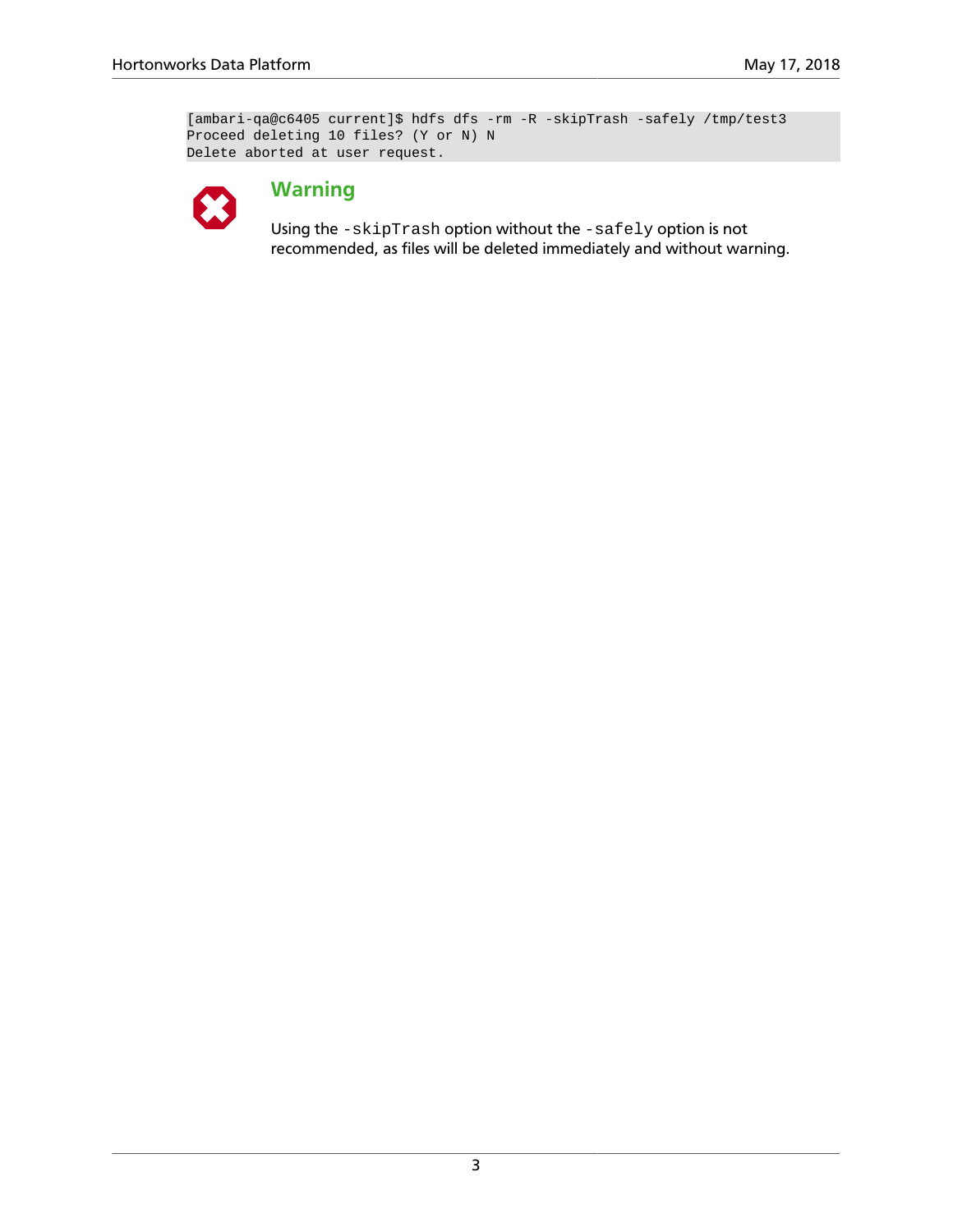```
[ambari-qa@c6405 current]$ hdfs dfs -rm -R -skipTrash -safely /tmp/test3
Proceed deleting 10 files? (Y or N) N
Delete aborted at user request.
```

**Warning**

Using the `-skipTrash` option without the `-safely` option is not recommended, as files will be deleted immediately and without warning.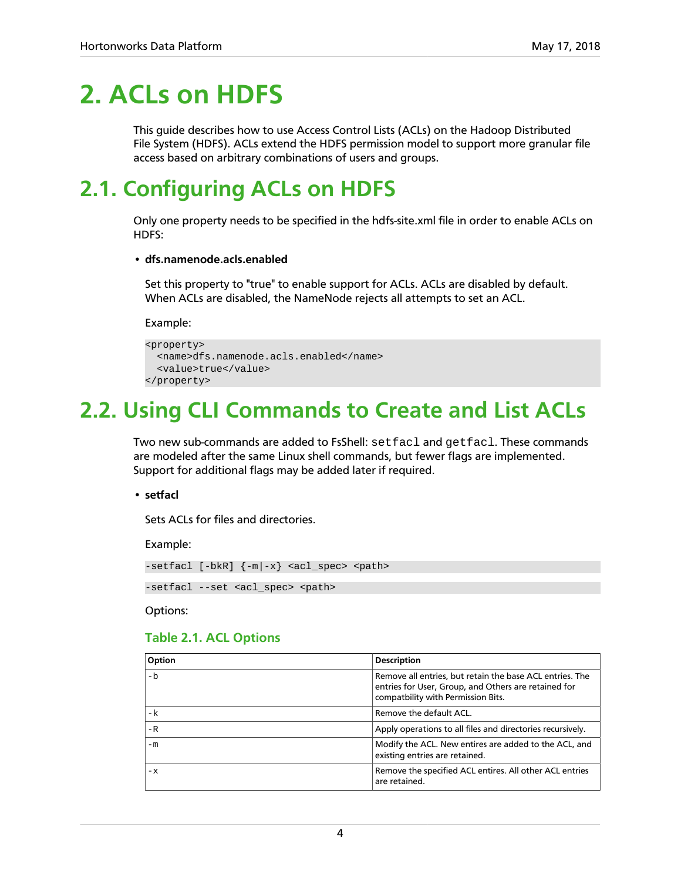# 2. ACLs on HDFS

This guide describes how to use Access Control Lists (ACLs) on the Hadoop Distributed File System (HDFS). ACLs extend the HDFS permission model to support more granular file access based on arbitrary combinations of users and groups.

# 2.1. Configuring ACLs on HDFS

Only one property needs to be specified in the hdfs-site.xml file in order to enable ACLs on HDFS:

- **dfs.namenode.acls.enabled**

  Set this property to "true" to enable support for ACLs. ACLs are disabled by default. When ACLs are disabled, the NameNode rejects all attempts to set an ACL.

  Example:

```
<property>
  <name>dfs.namenode.acls.enabled</name>
  <value>true</value>
</property>
```

# 2.2. Using CLI Commands to Create and List ACLs

Two new sub-commands are added to FsShell: `setfacl` and `getfacl`. These commands are modeled after the same Linux shell commands, but fewer flags are implemented. Support for additional flags may be added later if required.

- **setfacl**

  Sets ACLs for files and directories.

  Example:

```
-setfacl [-bkR] {-m|-x} <acl_spec> <path>
```

```
-setfacl --set <acl_spec> <path>
```

  Options:

### Table 2.1. ACL Options

| Option | Description |
| --- | --- |
| -b | Remove all entries, but retain the base ACL entries. The entries for User, Group, and Others are retained for compatbility with Permission Bits. |
| -k | Remove the default ACL. |
| -R | Apply operations to all files and directories recursively. |
| -m | Modify the ACL. New entires are added to the ACL, and existing entries are retained. |
| -x | Remove the specified ACL entires. All other ACL entries are retained. |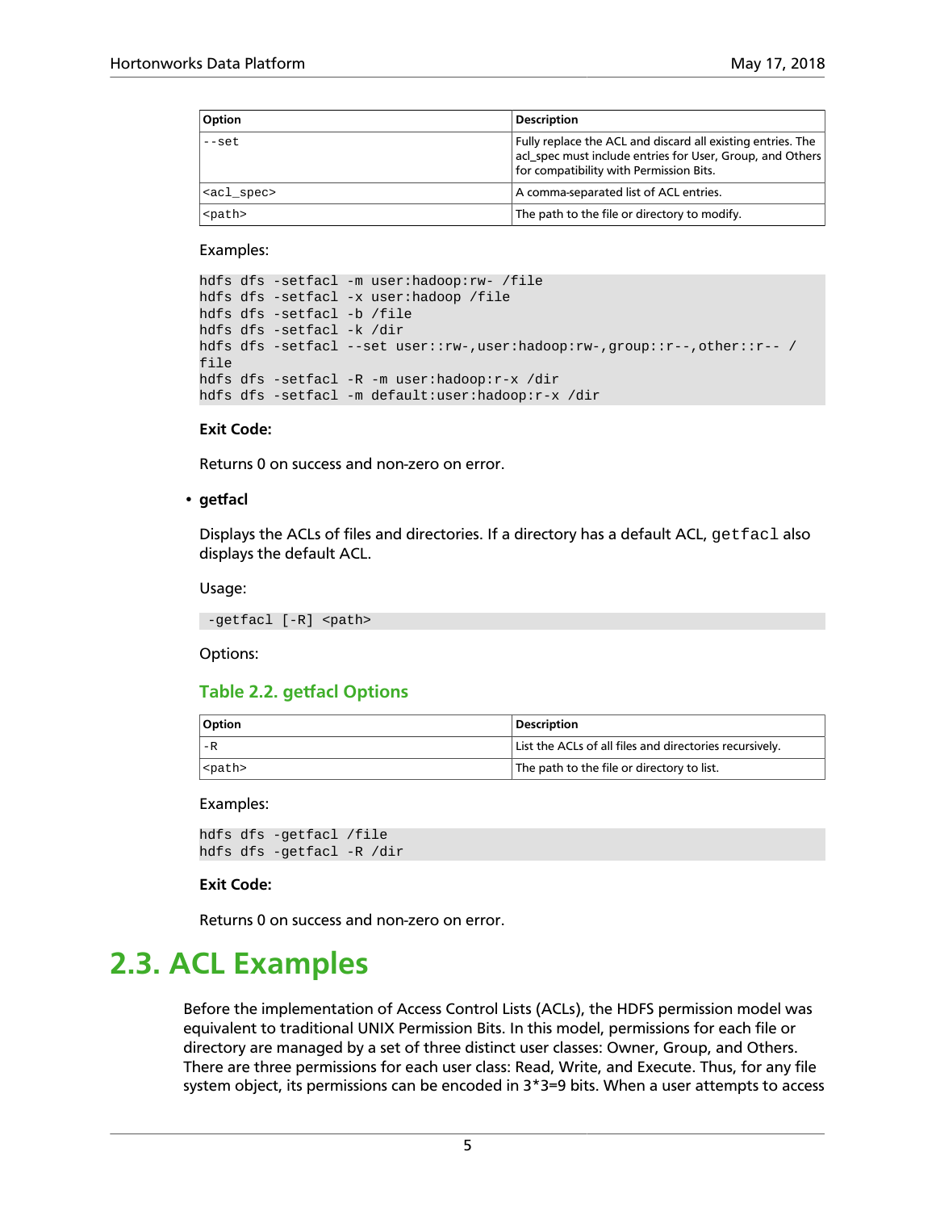| Option | Description |
| --- | --- |
| `--set` | Fully replace the ACL and discard all existing entries. The acl_spec must include entries for User, Group, and Others for compatibility with Permission Bits. |
| `<acl_spec>` | A comma-separated list of ACL entries. |
| `<path>` | The path to the file or directory to modify. |

Examples:

```
hdfs dfs -setfacl -m user:hadoop:rw- /file
hdfs dfs -setfacl -x user:hadoop /file
hdfs dfs -setfacl -b /file
hdfs dfs -setfacl -k /dir
hdfs dfs -setfacl --set user::rw-,user:hadoop:rw-,group::r--,other::r-- /
file
hdfs dfs -setfacl -R -m user:hadoop:r-x /dir
hdfs dfs -setfacl -m default:user:hadoop:r-x /dir
```

**Exit Code:**

Returns 0 on success and non-zero on error.

- **getfacl**

  Displays the ACLs of files and directories. If a directory has a default ACL, `getfacl` also displays the default ACL.

  Usage:

  ```
   -getfacl [-R] <path>
  ```

  Options:

  ### Table 2.2. getfacl Options

  | Option | Description |
  | --- | --- |
  | `-R` | List the ACLs of all files and directories recursively. |
  | `<path>` | The path to the file or directory to list. |

  Examples:

  ```
  hdfs dfs -getfacl /file
  hdfs dfs -getfacl -R /dir
  ```

  **Exit Code:**

  Returns 0 on success and non-zero on error.

# 2.3. ACL Examples

Before the implementation of Access Control Lists (ACLs), the HDFS permission model was equivalent to traditional UNIX Permission Bits. In this model, permissions for each file or directory are managed by a set of three distinct user classes: Owner, Group, and Others. There are three permissions for each user class: Read, Write, and Execute. Thus, for any file system object, its permissions can be encoded in 3*3=9 bits. When a user attempts to access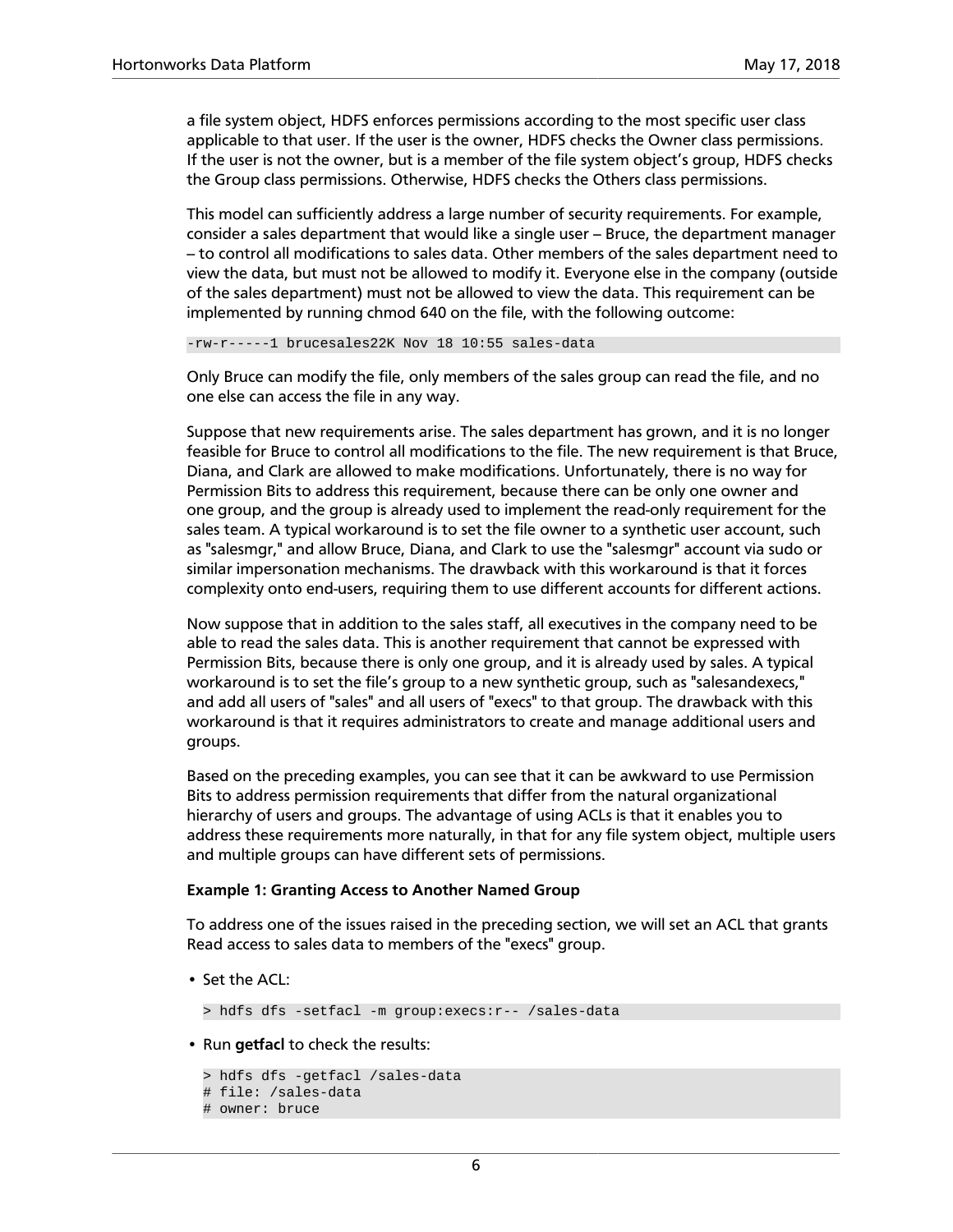a file system object, HDFS enforces permissions according to the most specific user class applicable to that user. If the user is the owner, HDFS checks the Owner class permissions. If the user is not the owner, but is a member of the file system object's group, HDFS checks the Group class permissions. Otherwise, HDFS checks the Others class permissions.

This model can sufficiently address a large number of security requirements. For example, consider a sales department that would like a single user – Bruce, the department manager – to control all modifications to sales data. Other members of the sales department need to view the data, but must not be allowed to modify it. Everyone else in the company (outside of the sales department) must not be allowed to view the data. This requirement can be implemented by running chmod 640 on the file, with the following outcome:

```
-rw-r-----1 brucesales22K Nov 18 10:55 sales-data
```

Only Bruce can modify the file, only members of the sales group can read the file, and no one else can access the file in any way.

Suppose that new requirements arise. The sales department has grown, and it is no longer feasible for Bruce to control all modifications to the file. The new requirement is that Bruce, Diana, and Clark are allowed to make modifications. Unfortunately, there is no way for Permission Bits to address this requirement, because there can be only one owner and one group, and the group is already used to implement the read-only requirement for the sales team. A typical workaround is to set the file owner to a synthetic user account, such as "salesmgr," and allow Bruce, Diana, and Clark to use the "salesmgr" account via sudo or similar impersonation mechanisms. The drawback with this workaround is that it forces complexity onto end-users, requiring them to use different accounts for different actions.

Now suppose that in addition to the sales staff, all executives in the company need to be able to read the sales data. This is another requirement that cannot be expressed with Permission Bits, because there is only one group, and it is already used by sales. A typical workaround is to set the file's group to a new synthetic group, such as "salesandexecs," and add all users of "sales" and all users of "execs" to that group. The drawback with this workaround is that it requires administrators to create and manage additional users and groups.

Based on the preceding examples, you can see that it can be awkward to use Permission Bits to address permission requirements that differ from the natural organizational hierarchy of users and groups. The advantage of using ACLs is that it enables you to address these requirements more naturally, in that for any file system object, multiple users and multiple groups can have different sets of permissions.

**Example 1: Granting Access to Another Named Group**

To address one of the issues raised in the preceding section, we will set an ACL that grants Read access to sales data to members of the "execs" group.

- Set the ACL:

  ```
  > hdfs dfs -setfacl -m group:execs:r-- /sales-data
  ```

- Run **getfacl** to check the results:

  ```
  > hdfs dfs -getfacl /sales-data
  # file: /sales-data
  # owner: bruce
  ```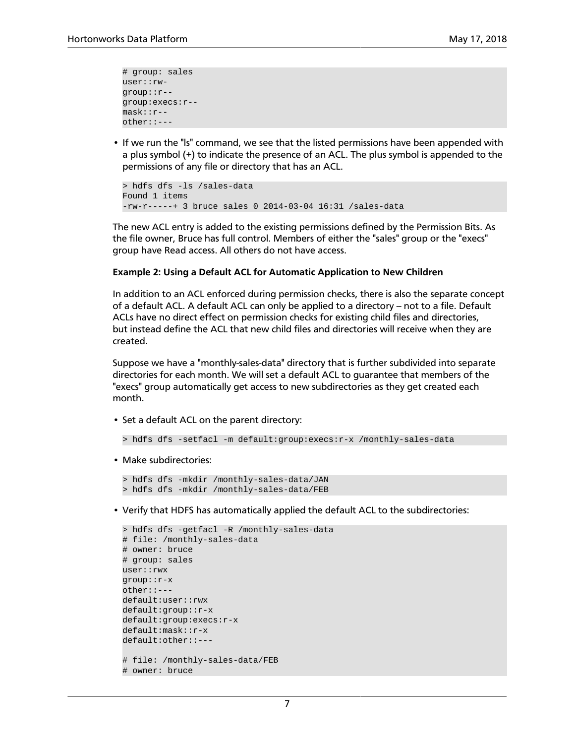```
# group: sales
user::rw-
group::r--
group:execs:r--
mask::r--
other::---
```

- If we run the "ls" command, we see that the listed permissions have been appended with a plus symbol (+) to indicate the presence of an ACL. The plus symbol is appended to the permissions of any file or directory that has an ACL.

```
> hdfs dfs -ls /sales-data
Found 1 items
-rw-r-----+ 3 bruce sales 0 2014-03-04 16:31 /sales-data
```

The new ACL entry is added to the existing permissions defined by the Permission Bits. As the file owner, Bruce has full control. Members of either the "sales" group or the "execs" group have Read access. All others do not have access.

**Example 2: Using a Default ACL for Automatic Application to New Children**

In addition to an ACL enforced during permission checks, there is also the separate concept of a default ACL. A default ACL can only be applied to a directory – not to a file. Default ACLs have no direct effect on permission checks for existing child files and directories, but instead define the ACL that new child files and directories will receive when they are created.

Suppose we have a "monthly-sales-data" directory that is further subdivided into separate directories for each month. We will set a default ACL to guarantee that members of the "execs" group automatically get access to new subdirectories as they get created each month.

- Set a default ACL on the parent directory:

```
> hdfs dfs -setfacl -m default:group:execs:r-x /monthly-sales-data
```

- Make subdirectories:

```
> hdfs dfs -mkdir /monthly-sales-data/JAN
> hdfs dfs -mkdir /monthly-sales-data/FEB
```

- Verify that HDFS has automatically applied the default ACL to the subdirectories:

```
> hdfs dfs -getfacl -R /monthly-sales-data
# file: /monthly-sales-data
# owner: bruce
# group: sales
user::rwx
group::r-x
other::---
default:user::rwx
default:group::r-x
default:group:execs:r-x
default:mask::r-x
default:other::---

# file: /monthly-sales-data/FEB
# owner: bruce
```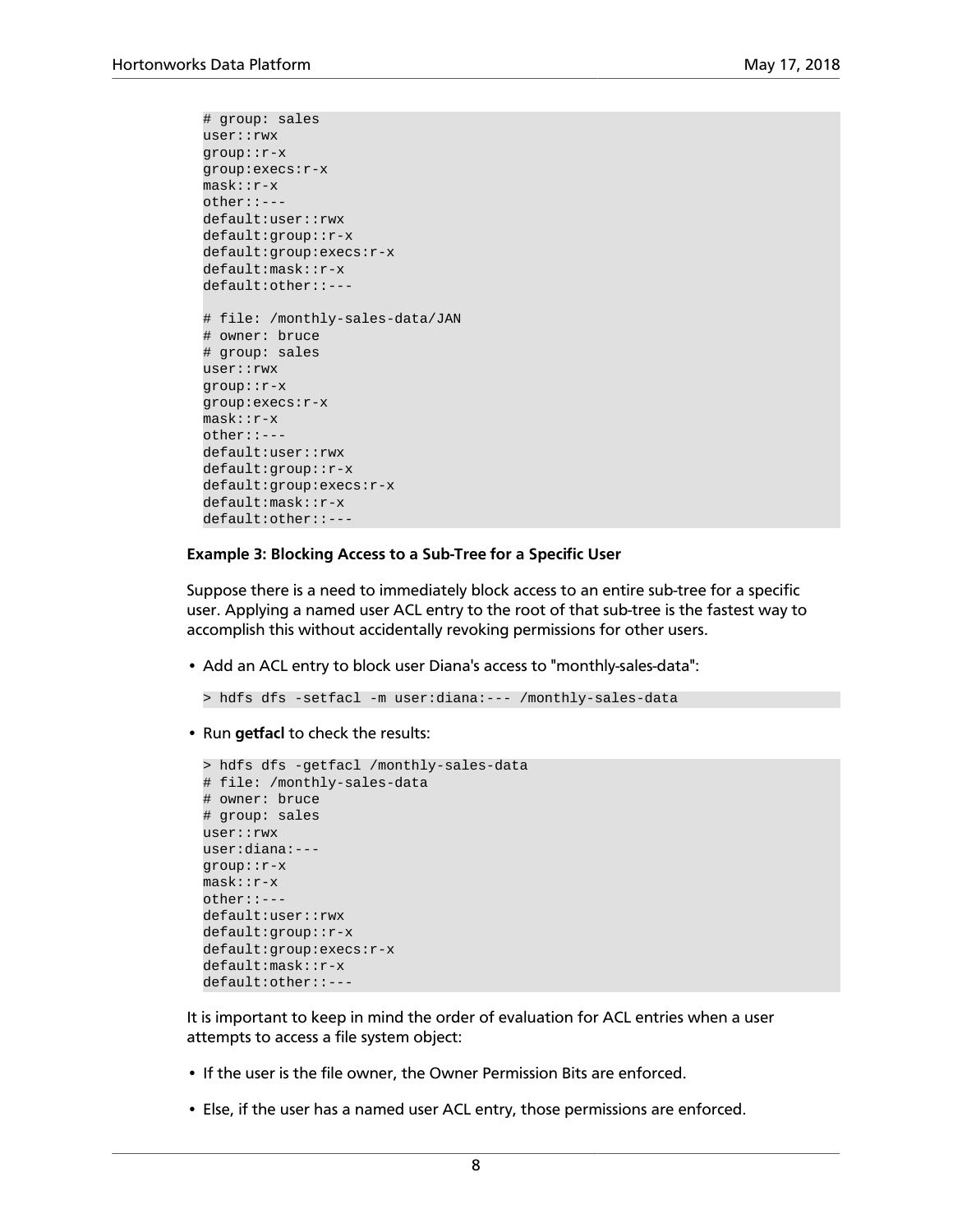```
# group: sales
user::rwx
group::r-x
group:execs:r-x
mask::r-x
other::---
default:user::rwx
default:group::r-x
default:group:execs:r-x
default:mask::r-x
default:other::---

# file: /monthly-sales-data/JAN
# owner: bruce
# group: sales
user::rwx
group::r-x
group:execs:r-x
mask::r-x
other::---
default:user::rwx
default:group::r-x
default:group:execs:r-x
default:mask::r-x
default:other::---
```

**Example 3: Blocking Access to a Sub-Tree for a Specific User**

Suppose there is a need to immediately block access to an entire sub-tree for a specific user. Applying a named user ACL entry to the root of that sub-tree is the fastest way to accomplish this without accidentally revoking permissions for other users.

- Add an ACL entry to block user Diana's access to "monthly-sales-data":

```
> hdfs dfs -setfacl -m user:diana:--- /monthly-sales-data
```

- Run **getfacl** to check the results:

```
> hdfs dfs -getfacl /monthly-sales-data
# file: /monthly-sales-data
# owner: bruce
# group: sales
user::rwx
user:diana:---
group::r-x
mask::r-x
other::---
default:user::rwx
default:group::r-x
default:group:execs:r-x
default:mask::r-x
default:other::---
```

It is important to keep in mind the order of evaluation for ACL entries when a user attempts to access a file system object:

- If the user is the file owner, the Owner Permission Bits are enforced.
- Else, if the user has a named user ACL entry, those permissions are enforced.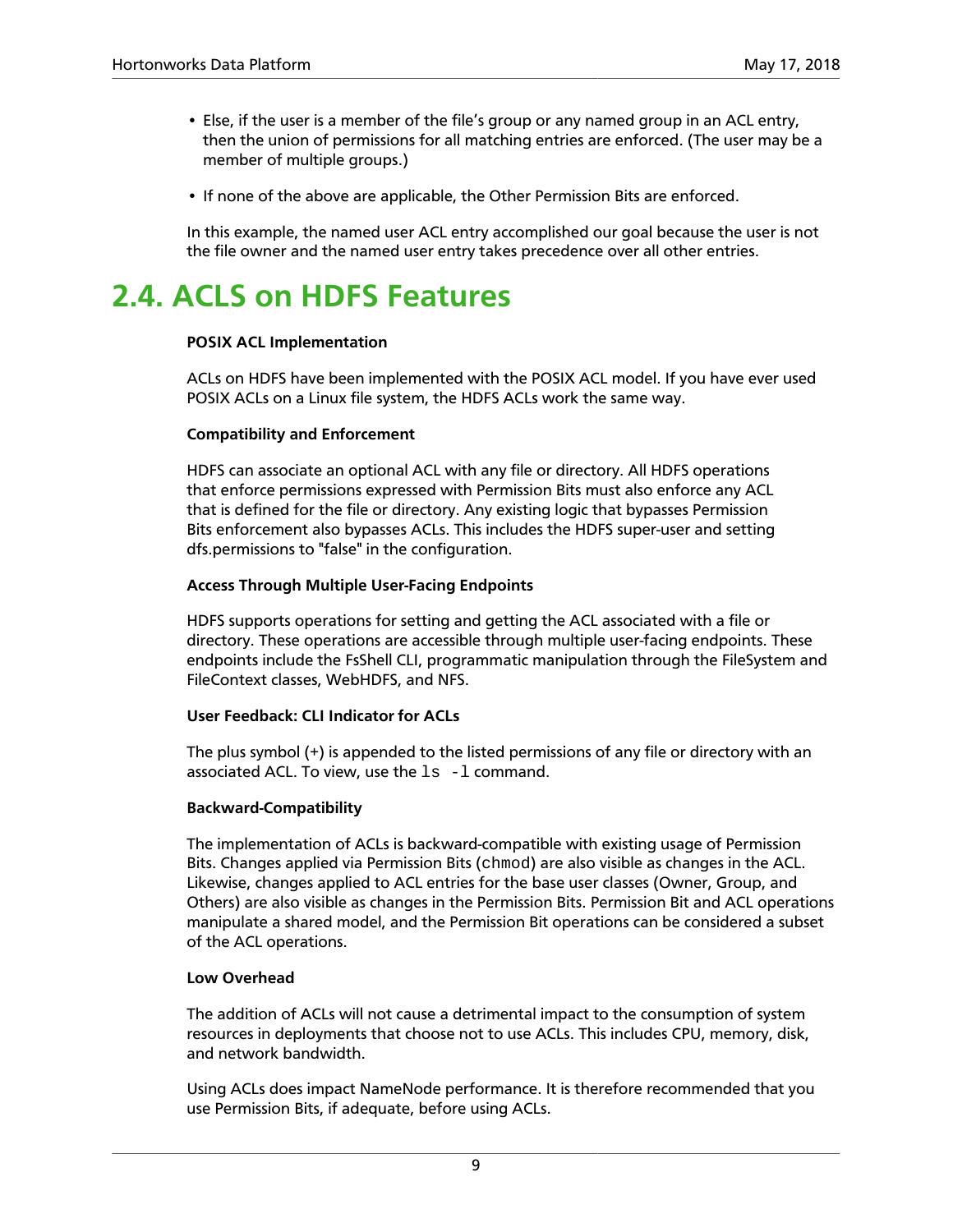- Else, if the user is a member of the file's group or any named group in an ACL entry, then the union of permissions for all matching entries are enforced. (The user may be a member of multiple groups.)
- If none of the above are applicable, the Other Permission Bits are enforced.

In this example, the named user ACL entry accomplished our goal because the user is not the file owner and the named user entry takes precedence over all other entries.

# 2.4. ACLS on HDFS Features

**POSIX ACL Implementation**

ACLs on HDFS have been implemented with the POSIX ACL model. If you have ever used POSIX ACLs on a Linux file system, the HDFS ACLs work the same way.

**Compatibility and Enforcement**

HDFS can associate an optional ACL with any file or directory. All HDFS operations that enforce permissions expressed with Permission Bits must also enforce any ACL that is defined for the file or directory. Any existing logic that bypasses Permission Bits enforcement also bypasses ACLs. This includes the HDFS super-user and setting dfs.permissions to "false" in the configuration.

**Access Through Multiple User-Facing Endpoints**

HDFS supports operations for setting and getting the ACL associated with a file or directory. These operations are accessible through multiple user-facing endpoints. These endpoints include the FsShell CLI, programmatic manipulation through the FileSystem and FileContext classes, WebHDFS, and NFS.

**User Feedback: CLI Indicator for ACLs**

The plus symbol (+) is appended to the listed permissions of any file or directory with an associated ACL. To view, use the `ls -l` command.

**Backward-Compatibility**

The implementation of ACLs is backward-compatible with existing usage of Permission Bits. Changes applied via Permission Bits (`chmod`) are also visible as changes in the ACL. Likewise, changes applied to ACL entries for the base user classes (Owner, Group, and Others) are also visible as changes in the Permission Bits. Permission Bit and ACL operations manipulate a shared model, and the Permission Bit operations can be considered a subset of the ACL operations.

**Low Overhead**

The addition of ACLs will not cause a detrimental impact to the consumption of system resources in deployments that choose not to use ACLs. This includes CPU, memory, disk, and network bandwidth.

Using ACLs does impact NameNode performance. It is therefore recommended that you use Permission Bits, if adequate, before using ACLs.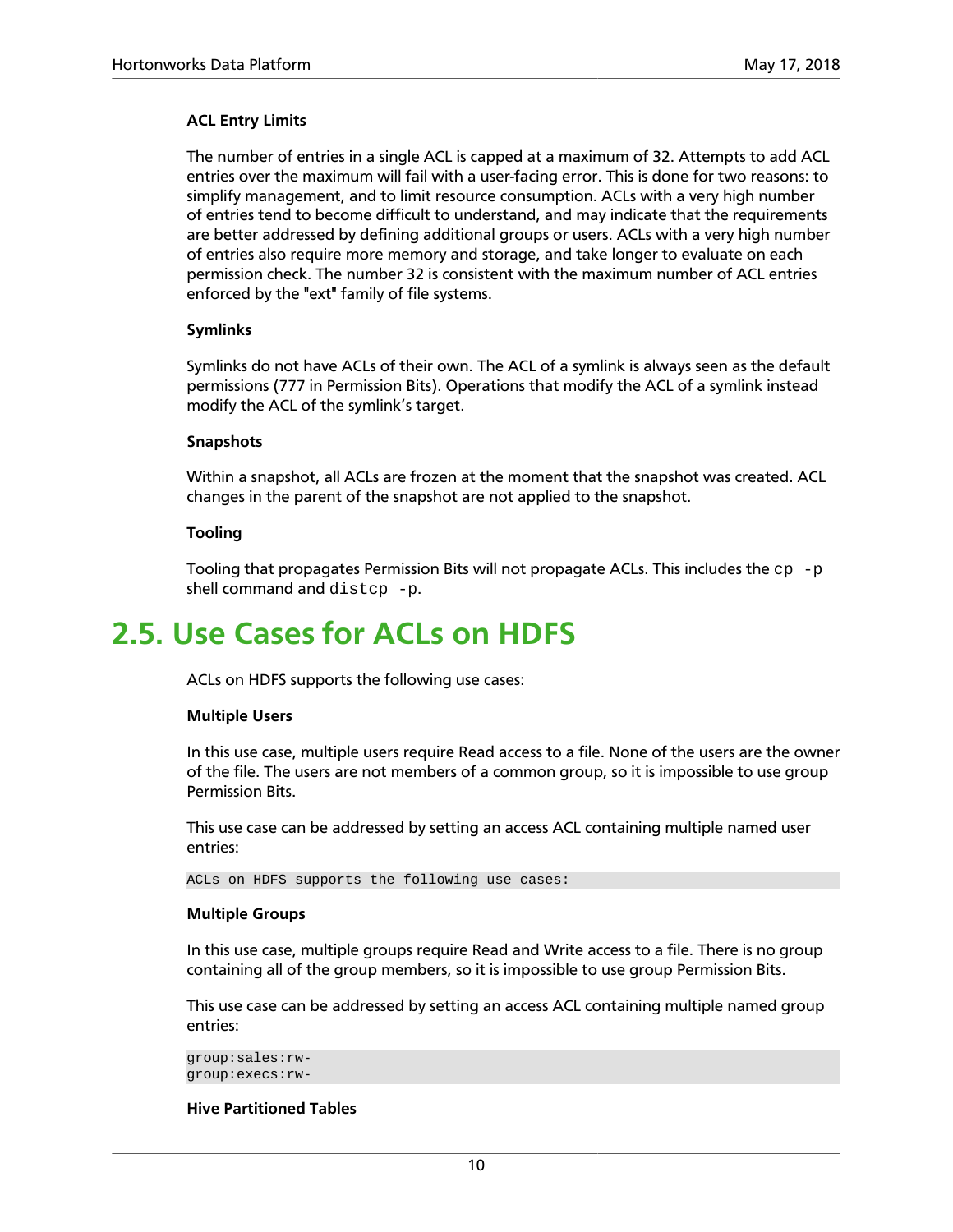**ACL Entry Limits**

The number of entries in a single ACL is capped at a maximum of 32. Attempts to add ACL entries over the maximum will fail with a user-facing error. This is done for two reasons: to simplify management, and to limit resource consumption. ACLs with a very high number of entries tend to become difficult to understand, and may indicate that the requirements are better addressed by defining additional groups or users. ACLs with a very high number of entries also require more memory and storage, and take longer to evaluate on each permission check. The number 32 is consistent with the maximum number of ACL entries enforced by the "ext" family of file systems.

**Symlinks**

Symlinks do not have ACLs of their own. The ACL of a symlink is always seen as the default permissions (777 in Permission Bits). Operations that modify the ACL of a symlink instead modify the ACL of the symlink's target.

**Snapshots**

Within a snapshot, all ACLs are frozen at the moment that the snapshot was created. ACL changes in the parent of the snapshot are not applied to the snapshot.

**Tooling**

Tooling that propagates Permission Bits will not propagate ACLs. This includes the `cp -p` shell command and `distcp -p`.

## 2.5. Use Cases for ACLs on HDFS

ACLs on HDFS supports the following use cases:

**Multiple Users**

In this use case, multiple users require Read access to a file. None of the users are the owner of the file. The users are not members of a common group, so it is impossible to use group Permission Bits.

This use case can be addressed by setting an access ACL containing multiple named user entries:

```
ACLs on HDFS supports the following use cases:
```

**Multiple Groups**

In this use case, multiple groups require Read and Write access to a file. There is no group containing all of the group members, so it is impossible to use group Permission Bits.

This use case can be addressed by setting an access ACL containing multiple named group entries:

```
group:sales:rw-
group:execs:rw-
```

**Hive Partitioned Tables**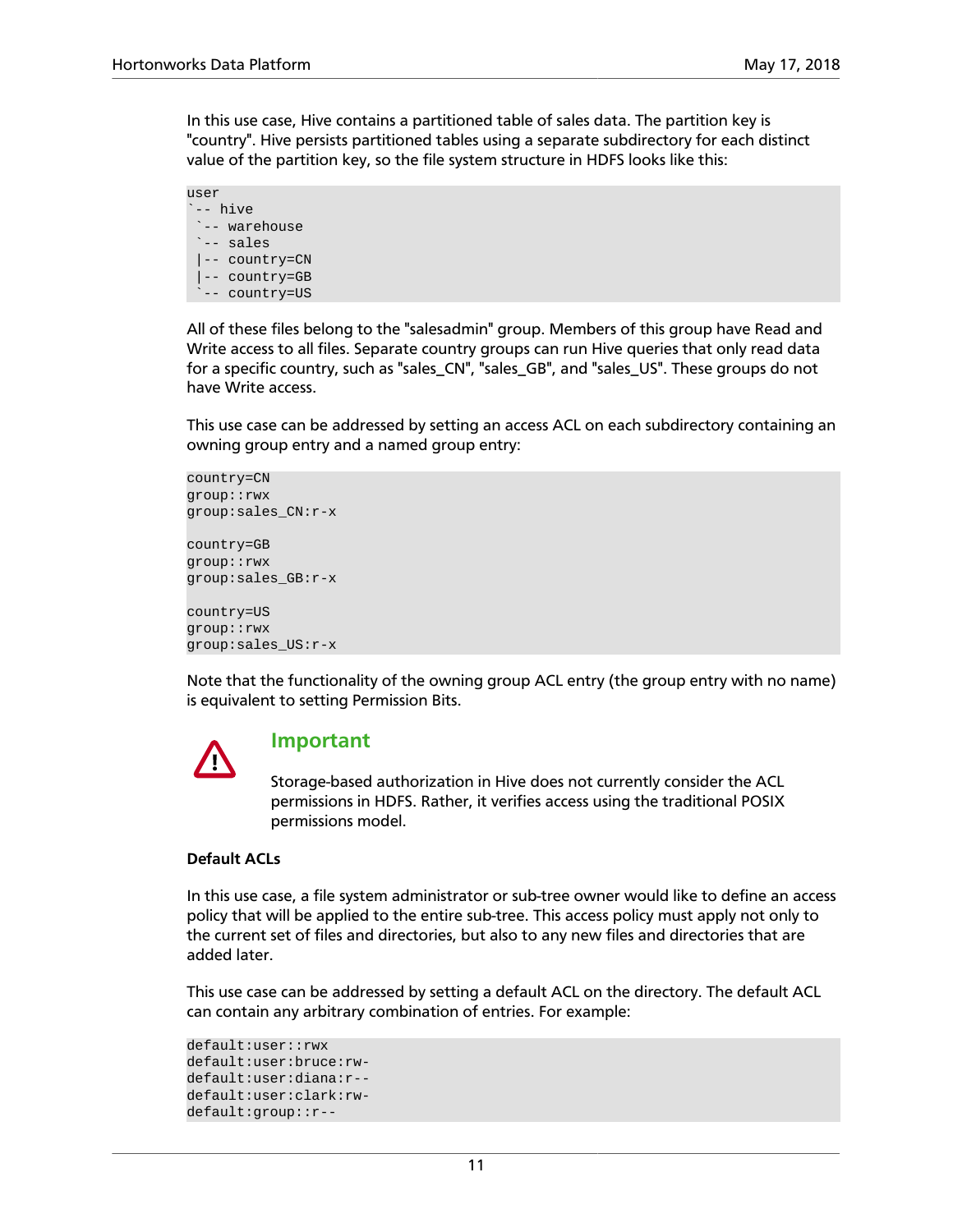In this use case, Hive contains a partitioned table of sales data. The partition key is "country". Hive persists partitioned tables using a separate subdirectory for each distinct value of the partition key, so the file system structure in HDFS looks like this:

```
user
`-- hive
 `-- warehouse
 `-- sales
 |-- country=CN
 |-- country=GB
 `-- country=US
```

All of these files belong to the "salesadmin" group. Members of this group have Read and Write access to all files. Separate country groups can run Hive queries that only read data for a specific country, such as "sales_CN", "sales_GB", and "sales_US". These groups do not have Write access.

This use case can be addressed by setting an access ACL on each subdirectory containing an owning group entry and a named group entry:

```
country=CN
group::rwx
group:sales_CN:r-x

country=GB
group::rwx
group:sales_GB:r-x

country=US
group::rwx
group:sales_US:r-x
```

Note that the functionality of the owning group ACL entry (the group entry with no name) is equivalent to setting Permission Bits.

> **Important**
>
> Storage-based authorization in Hive does not currently consider the ACL permissions in HDFS. Rather, it verifies access using the traditional POSIX permissions model.

**Default ACLs**

In this use case, a file system administrator or sub-tree owner would like to define an access policy that will be applied to the entire sub-tree. This access policy must apply not only to the current set of files and directories, but also to any new files and directories that are added later.

This use case can be addressed by setting a default ACL on the directory. The default ACL can contain any arbitrary combination of entries. For example:

```
default:user::rwx
default:user:bruce:rw-
default:user:diana:r--
default:user:clark:rw-
default:group::r--
```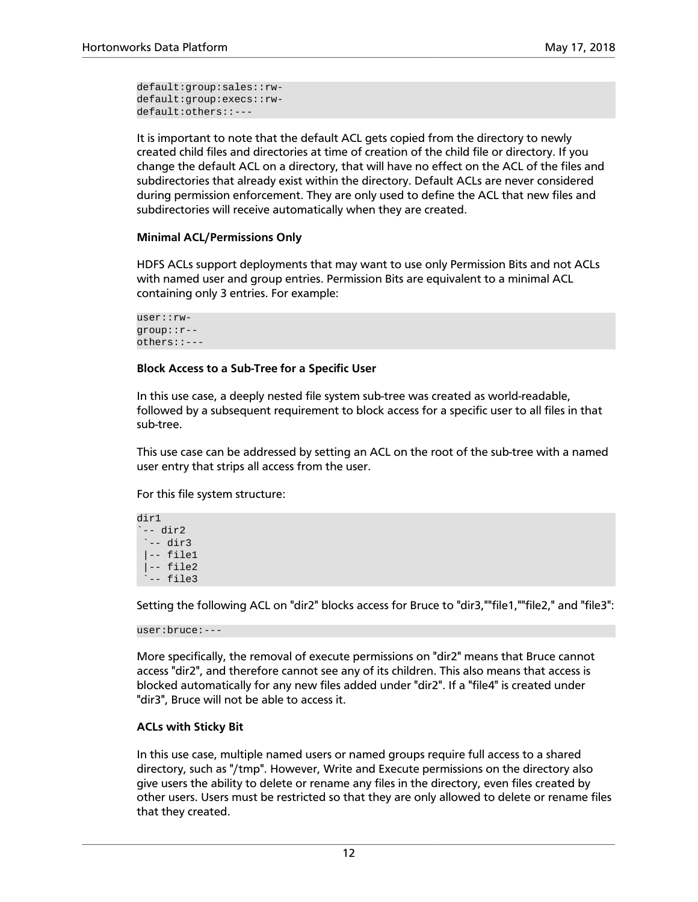```
default:group:sales::rw-
default:group:execs::rw-
default:others::---
```

It is important to note that the default ACL gets copied from the directory to newly created child files and directories at time of creation of the child file or directory. If you change the default ACL on a directory, that will have no effect on the ACL of the files and subdirectories that already exist within the directory. Default ACLs are never considered during permission enforcement. They are only used to define the ACL that new files and subdirectories will receive automatically when they are created.

**Minimal ACL/Permissions Only**

HDFS ACLs support deployments that may want to use only Permission Bits and not ACLs with named user and group entries. Permission Bits are equivalent to a minimal ACL containing only 3 entries. For example:

```
user::rw-
group::r--
others::---
```

**Block Access to a Sub-Tree for a Specific User**

In this use case, a deeply nested file system sub-tree was created as world-readable, followed by a subsequent requirement to block access for a specific user to all files in that sub-tree.

This use case can be addressed by setting an ACL on the root of the sub-tree with a named user entry that strips all access from the user.

For this file system structure:

```
dir1
`-- dir2
 `-- dir3
 |-- file1
 |-- file2
 `-- file3
```

Setting the following ACL on "dir2" blocks access for Bruce to "dir3,""file1,""file2," and "file3":

```
user:bruce:---
```

More specifically, the removal of execute permissions on "dir2" means that Bruce cannot access "dir2", and therefore cannot see any of its children. This also means that access is blocked automatically for any new files added under "dir2". If a "file4" is created under "dir3", Bruce will not be able to access it.

**ACLs with Sticky Bit**

In this use case, multiple named users or named groups require full access to a shared directory, such as "/tmp". However, Write and Execute permissions on the directory also give users the ability to delete or rename any files in the directory, even files created by other users. Users must be restricted so that they are only allowed to delete or rename files that they created.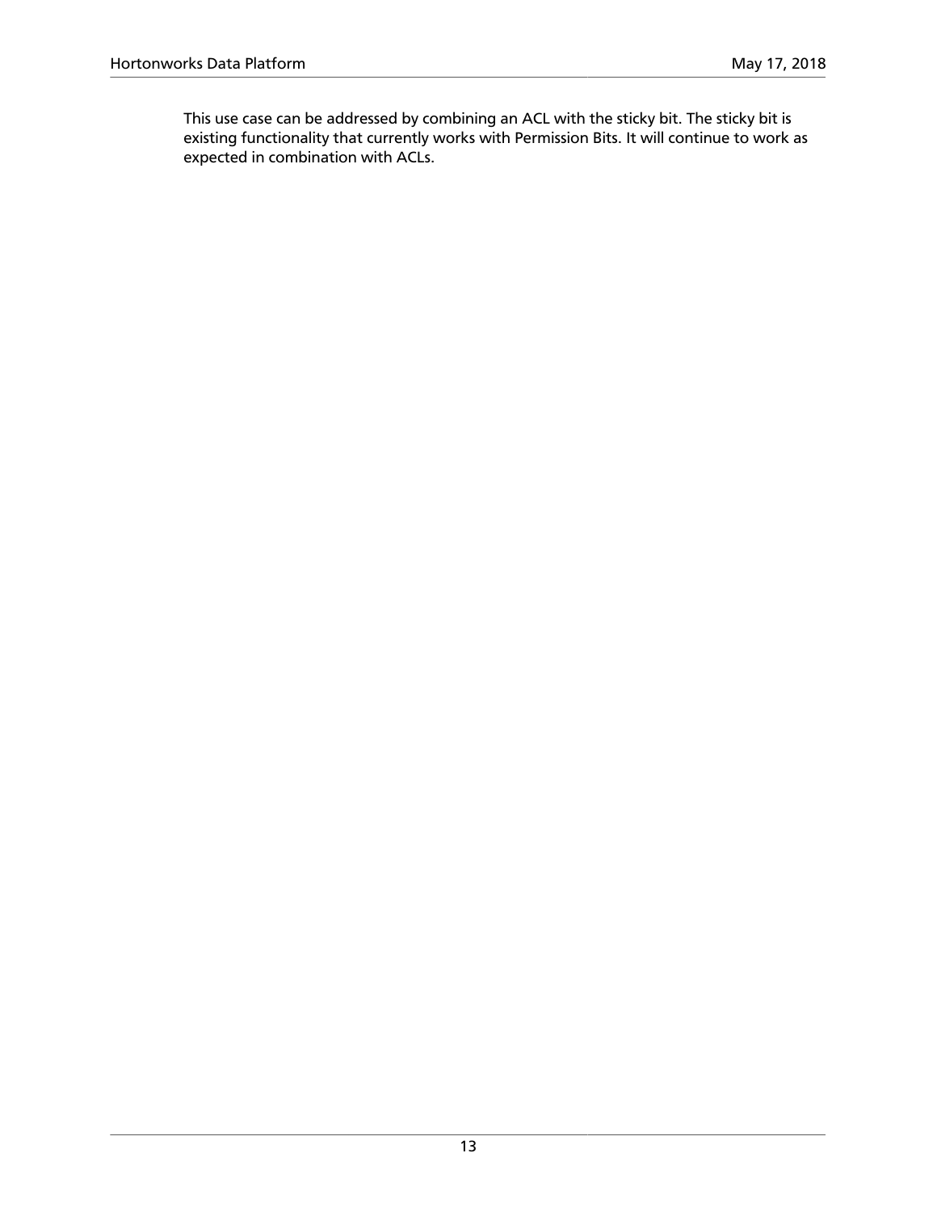This use case can be addressed by combining an ACL with the sticky bit. The sticky bit is existing functionality that currently works with Permission Bits. It will continue to work as expected in combination with ACLs.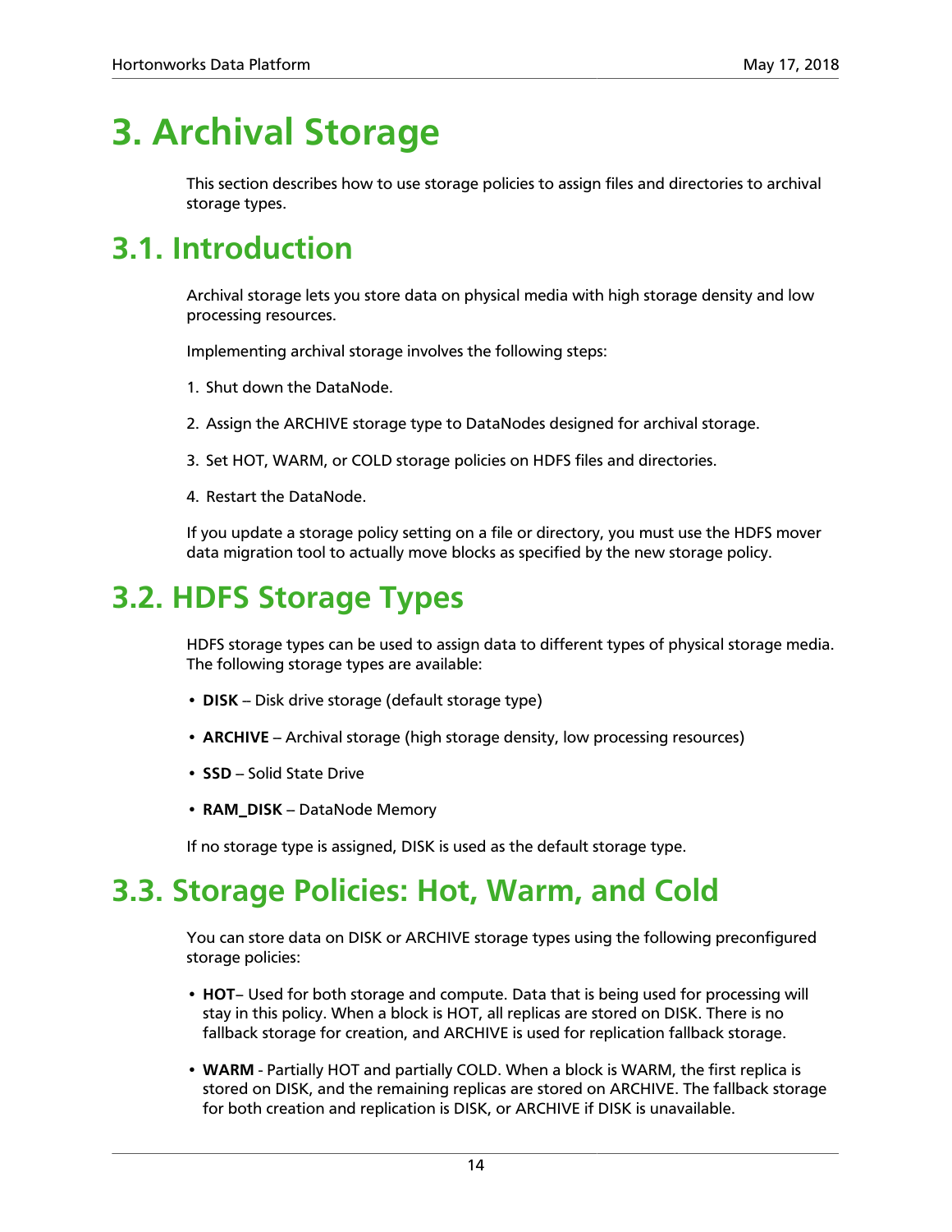# 3. Archival Storage

This section describes how to use storage policies to assign files and directories to archival storage types.

# 3.1. Introduction

Archival storage lets you store data on physical media with high storage density and low processing resources.

Implementing archival storage involves the following steps:

1. Shut down the DataNode.
2. Assign the ARCHIVE storage type to DataNodes designed for archival storage.
3. Set HOT, WARM, or COLD storage policies on HDFS files and directories.
4. Restart the DataNode.

If you update a storage policy setting on a file or directory, you must use the HDFS mover data migration tool to actually move blocks as specified by the new storage policy.

# 3.2. HDFS Storage Types

HDFS storage types can be used to assign data to different types of physical storage media. The following storage types are available:

- **DISK** – Disk drive storage (default storage type)
- **ARCHIVE** – Archival storage (high storage density, low processing resources)
- **SSD** – Solid State Drive
- **RAM_DISK** – DataNode Memory

If no storage type is assigned, DISK is used as the default storage type.

# 3.3. Storage Policies: Hot, Warm, and Cold

You can store data on DISK or ARCHIVE storage types using the following preconfigured storage policies:

- **HOT**– Used for both storage and compute. Data that is being used for processing will stay in this policy. When a block is HOT, all replicas are stored on DISK. There is no fallback storage for creation, and ARCHIVE is used for replication fallback storage.
- **WARM** - Partially HOT and partially COLD. When a block is WARM, the first replica is stored on DISK, and the remaining replicas are stored on ARCHIVE. The fallback storage for both creation and replication is DISK, or ARCHIVE if DISK is unavailable.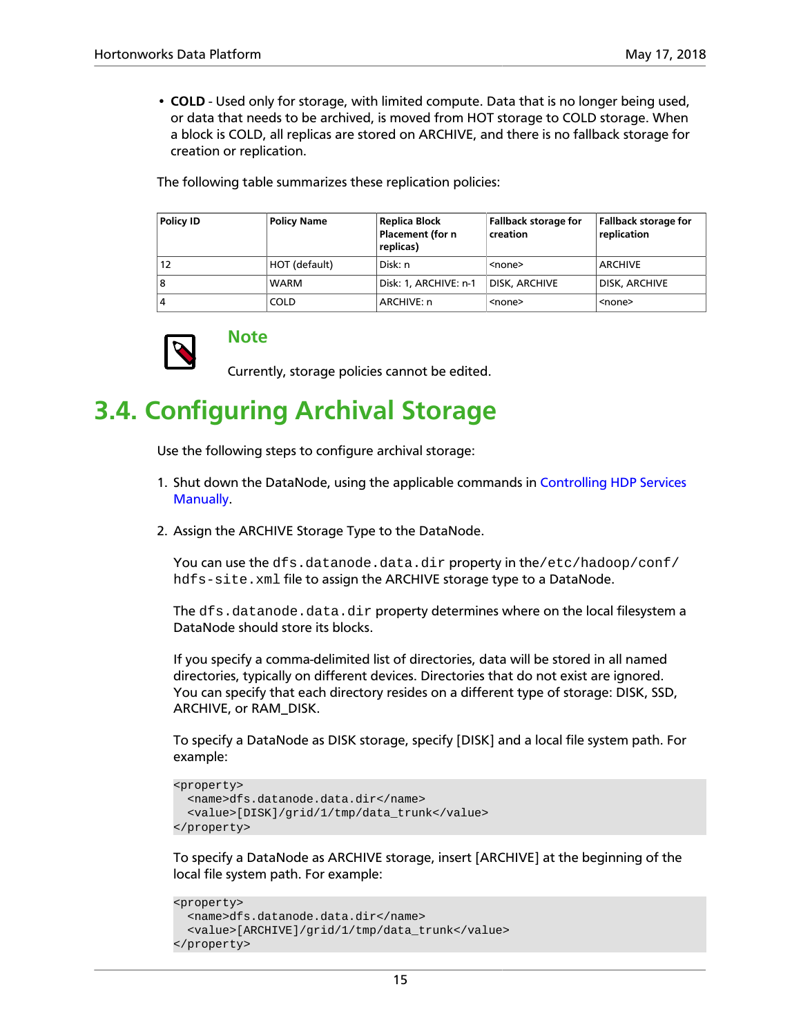- **COLD** - Used only for storage, with limited compute. Data that is no longer being used, or data that needs to be archived, is moved from HOT storage to COLD storage. When a block is COLD, all replicas are stored on ARCHIVE, and there is no fallback storage for creation or replication.

The following table summarizes these replication policies:

| Policy ID | Policy Name | Replica Block Placement (for n replicas) | Fallback storage for creation | Fallback storage for replication |
|---|---|---|---|---|
| 12 | HOT (default) | Disk: n | <none> | ARCHIVE |
| 8 | WARM | Disk: 1, ARCHIVE: n-1 | DISK, ARCHIVE | DISK, ARCHIVE |
| 4 | COLD | ARCHIVE: n | <none> | <none> |

**Note**

Currently, storage policies cannot be edited.

## 3.4. Configuring Archival Storage

Use the following steps to configure archival storage:

1. Shut down the DataNode, using the applicable commands in Controlling HDP Services Manually.

2. Assign the ARCHIVE Storage Type to the DataNode.

   You can use the `dfs.datanode.data.dir` property in the `/etc/hadoop/conf/hdfs-site.xml` file to assign the ARCHIVE storage type to a DataNode.

   The `dfs.datanode.data.dir` property determines where on the local filesystem a DataNode should store its blocks.

   If you specify a comma-delimited list of directories, data will be stored in all named directories, typically on different devices. Directories that do not exist are ignored. You can specify that each directory resides on a different type of storage: DISK, SSD, ARCHIVE, or RAM_DISK.

   To specify a DataNode as DISK storage, specify [DISK] and a local file system path. For example:

   ```
   <property>
     <name>dfs.datanode.data.dir</name>
     <value>[DISK]/grid/1/tmp/data_trunk</value>
   </property>
   ```

   To specify a DataNode as ARCHIVE storage, insert [ARCHIVE] at the beginning of the local file system path. For example:

   ```
   <property>
     <name>dfs.datanode.data.dir</name>
     <value>[ARCHIVE]/grid/1/tmp/data_trunk</value>
   </property>
   ```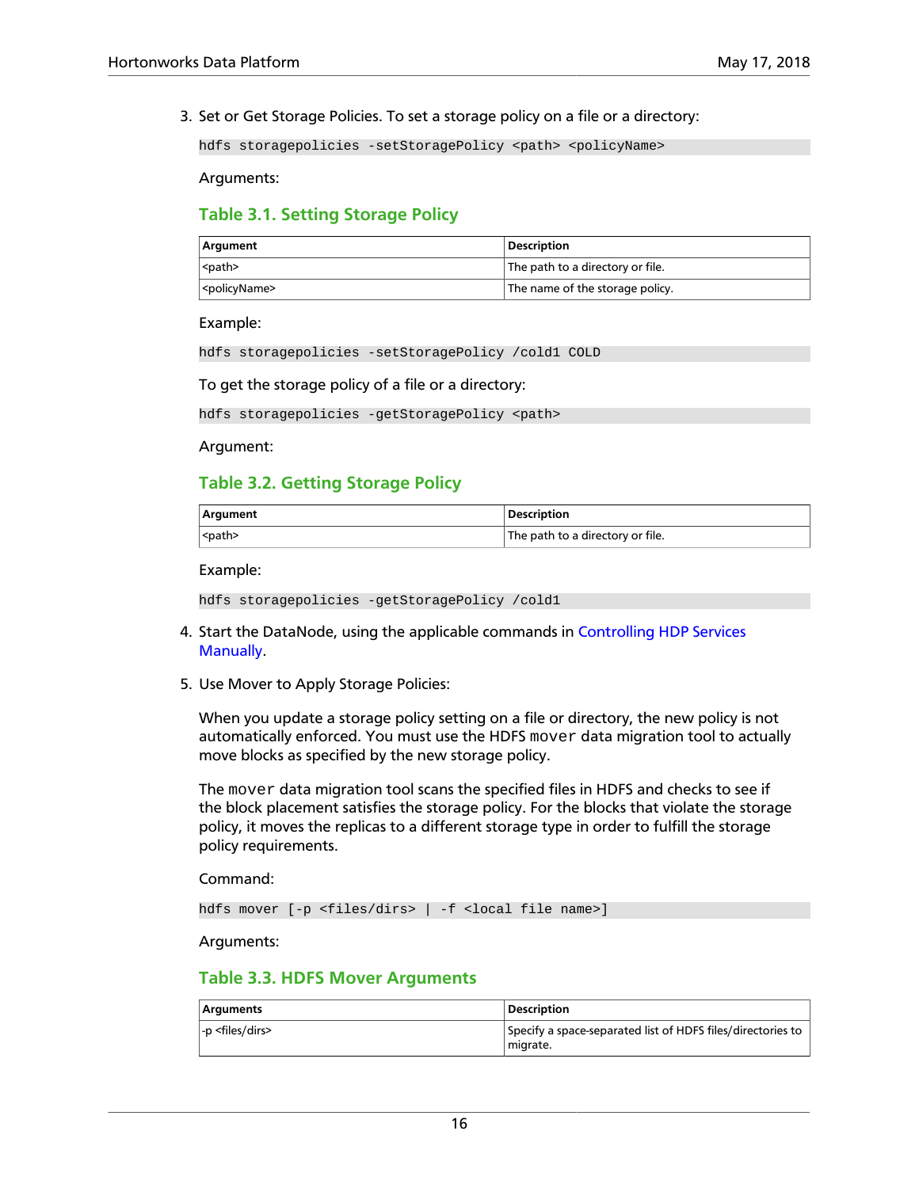3. Set or Get Storage Policies. To set a storage policy on a file or a directory:

   ```
   hdfs storagepolicies -setStoragePolicy <path> <policyName>
   ```

   Arguments:

   ### Table 3.1. Setting Storage Policy

   | Argument | Description |
   | --- | --- |
   | <path> | The path to a directory or file. |
   | <policyName> | The name of the storage policy. |

   Example:

   ```
   hdfs storagepolicies -setStoragePolicy /cold1 COLD
   ```

   To get the storage policy of a file or a directory:

   ```
   hdfs storagepolicies -getStoragePolicy <path>
   ```

   Argument:

   ### Table 3.2. Getting Storage Policy

   | Argument | Description |
   | --- | --- |
   | <path> | The path to a directory or file. |

   Example:

   ```
   hdfs storagepolicies -getStoragePolicy /cold1
   ```

4. Start the DataNode, using the applicable commands in Controlling HDP Services Manually.

5. Use Mover to Apply Storage Policies:

   When you update a storage policy setting on a file or directory, the new policy is not automatically enforced. You must use the HDFS `mover` data migration tool to actually move blocks as specified by the new storage policy.

   The `mover` data migration tool scans the specified files in HDFS and checks to see if the block placement satisfies the storage policy. For the blocks that violate the storage policy, it moves the replicas to a different storage type in order to fulfill the storage policy requirements.

   Command:

   ```
   hdfs mover [-p <files/dirs> | -f <local file name>]
   ```

   Arguments:

   ### Table 3.3. HDFS Mover Arguments

   | Arguments | Description |
   | --- | --- |
   | -p <files/dirs> | Specify a space-separated list of HDFS files/directories to migrate. |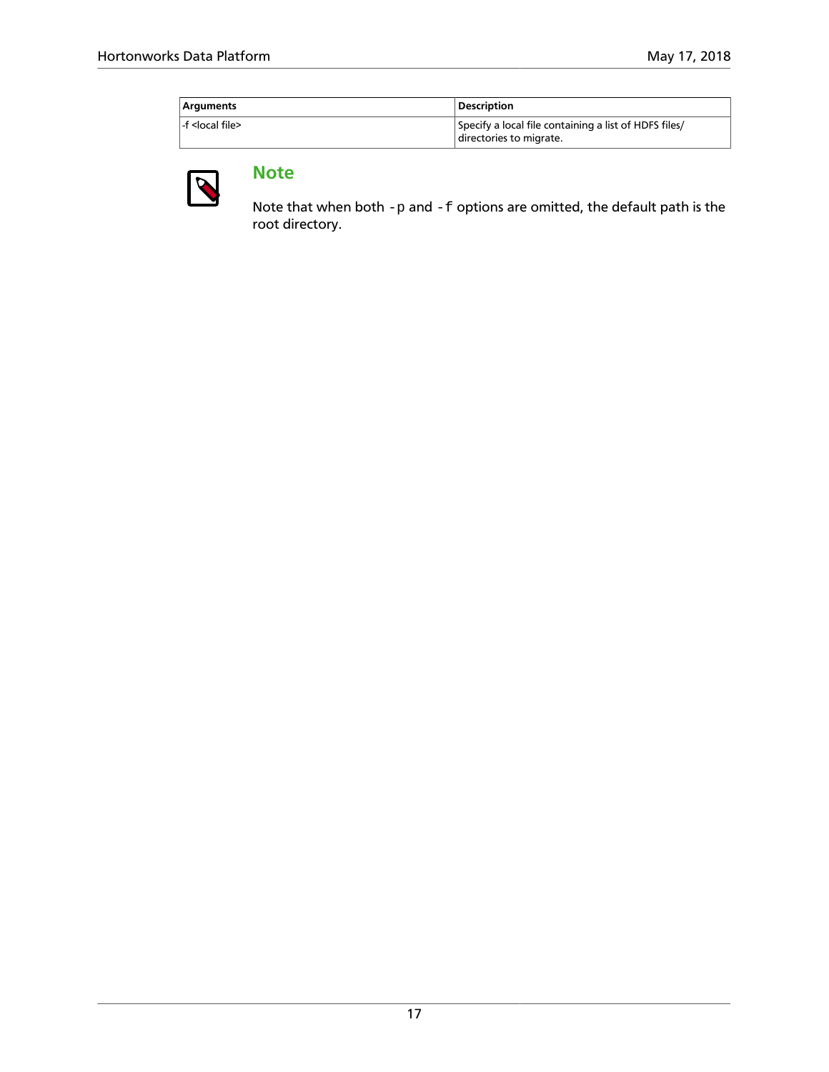| Arguments | Description |
| --- | --- |
| -f <local file> | Specify a local file containing a list of HDFS files/ directories to migrate. |

**Note**

Note that when both `-p` and `-f` options are omitted, the default path is the root directory.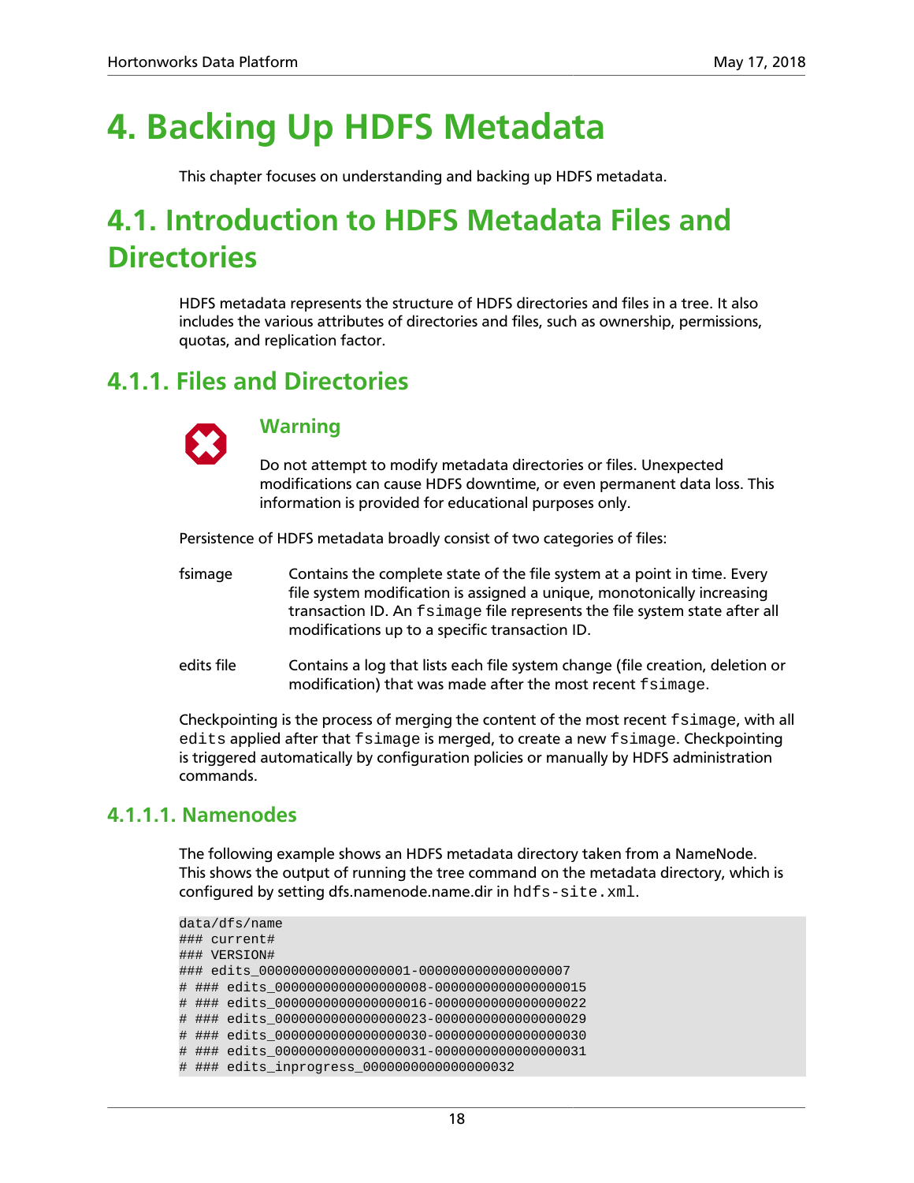# 4. Backing Up HDFS Metadata

This chapter focuses on understanding and backing up HDFS metadata.

# 4.1. Introduction to HDFS Metadata Files and Directories

HDFS metadata represents the structure of HDFS directories and files in a tree. It also includes the various attributes of directories and files, such as ownership, permissions, quotas, and replication factor.

## 4.1.1. Files and Directories

**Warning**

Do not attempt to modify metadata directories or files. Unexpected modifications can cause HDFS downtime, or even permanent data loss. This information is provided for educational purposes only.

Persistence of HDFS metadata broadly consist of two categories of files:

fsimage
: Contains the complete state of the file system at a point in time. Every file system modification is assigned a unique, monotonically increasing transaction ID. An `fsimage` file represents the file system state after all modifications up to a specific transaction ID.

edits file
: Contains a log that lists each file system change (file creation, deletion or modification) that was made after the most recent `fsimage`.

Checkpointing is the process of merging the content of the most recent `fsimage`, with all `edits` applied after that `fsimage` is merged, to create a new `fsimage`. Checkpointing is triggered automatically by configuration policies or manually by HDFS administration commands.

### 4.1.1.1. Namenodes

The following example shows an HDFS metadata directory taken from a NameNode. This shows the output of running the tree command on the metadata directory, which is configured by setting dfs.namenode.name.dir in `hdfs-site.xml`.

```
data/dfs/name
### current#
### VERSION#
### edits_0000000000000000001-0000000000000000007
# ### edits_0000000000000000008-0000000000000000015
# ### edits_0000000000000000016-0000000000000000022
# ### edits_0000000000000000023-0000000000000000029
# ### edits_0000000000000000030-0000000000000000030
# ### edits_0000000000000000031-0000000000000000031
# ### edits_inprogress_0000000000000000032
```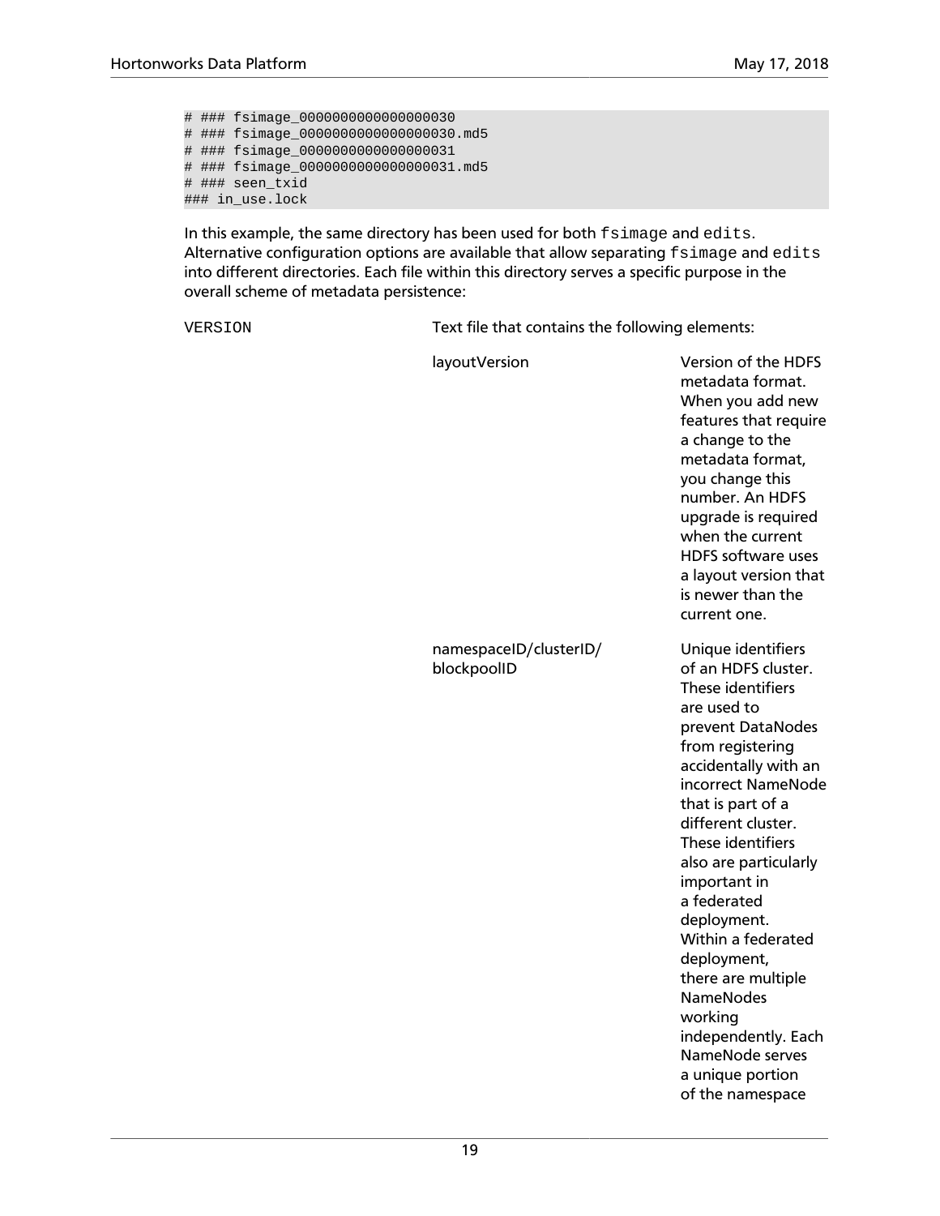```
# ### fsimage_0000000000000000030
# ### fsimage_0000000000000000030.md5
# ### fsimage_0000000000000000031
# ### fsimage_0000000000000000031.md5
# ### seen_txid
### in_use.lock
```

In this example, the same directory has been used for both `fsimage` and `edits`. Alternative configuration options are available that allow separating `fsimage` and `edits` into different directories. Each file within this directory serves a specific purpose in the overall scheme of metadata persistence:

| | | |
|---|---|---|
| `VERSION` | Text file that contains the following elements: | |
| | layoutVersion | Version of the HDFS metadata format. When you add new features that require a change to the metadata format, you change this number. An HDFS upgrade is required when the current HDFS software uses a layout version that is newer than the current one. |
| | namespaceID/clusterID/ blockpoolID | Unique identifiers of an HDFS cluster. These identifiers are used to prevent DataNodes from registering accidentally with an incorrect NameNode that is part of a different cluster. These identifiers also are particularly important in a federated deployment. Within a federated deployment, there are multiple NameNodes working independently. Each NameNode serves a unique portion of the namespace |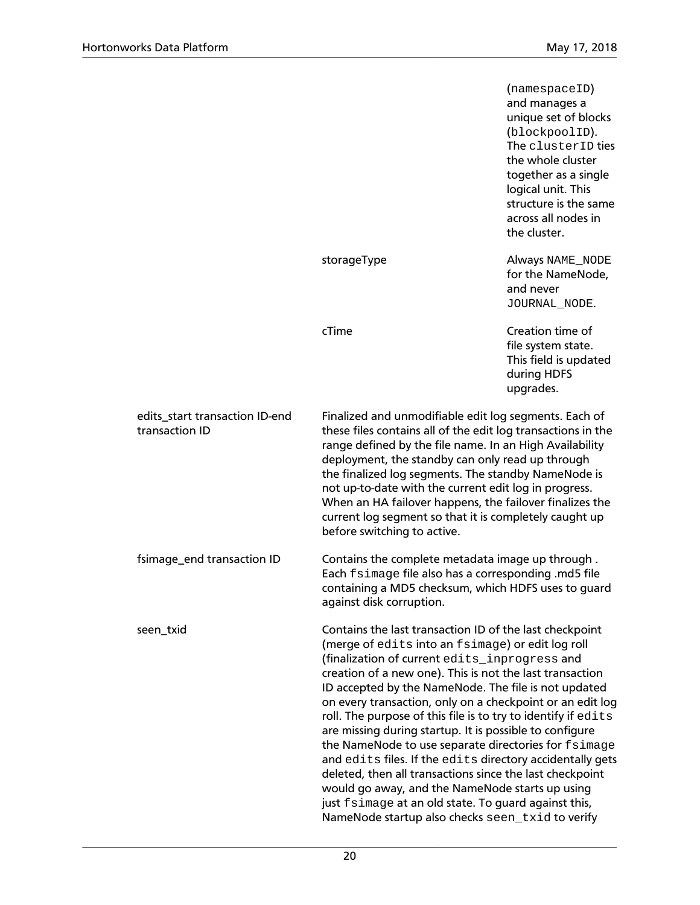| | | |
|---|---|---|
| | | (`namespaceID`) and manages a unique set of blocks (`blockpoolID`). The `clusterID` ties the whole cluster together as a single logical unit. This structure is the same across all nodes in the cluster. |
| | storageType | Always `NAME_NODE` for the NameNode, and never `JOURNAL_NODE`. |
| | cTime | Creation time of file system state. This field is updated during HDFS upgrades. |
| edits_start transaction ID-end transaction ID | Finalized and unmodifiable edit log segments. Each of these files contains all of the edit log transactions in the range defined by the file name. In an High Availability deployment, the standby can only read up through the finalized log segments. The standby NameNode is not up-to-date with the current edit log in progress. When an HA failover happens, the failover finalizes the current log segment so that it is completely caught up before switching to active. | |
| fsimage_end transaction ID | Contains the complete metadata image up through . Each `fsimage` file also has a corresponding .md5 file containing a MD5 checksum, which HDFS uses to guard against disk corruption. | |
| seen_txid | Contains the last transaction ID of the last checkpoint (merge of `edits` into an `fsimage`) or edit log roll (finalization of current `edits_inprogress` and creation of a new one). This is not the last transaction ID accepted by the NameNode. The file is not updated on every transaction, only on a checkpoint or an edit log roll. The purpose of this file is to try to identify if `edits` are missing during startup. It is possible to configure the NameNode to use separate directories for `fsimage` and `edits` files. If the `edits` directory accidentally gets deleted, then all transactions since the last checkpoint would go away, and the NameNode starts up using just `fsimage` at an old state. To guard against this, NameNode startup also checks `seen_txid` to verify | |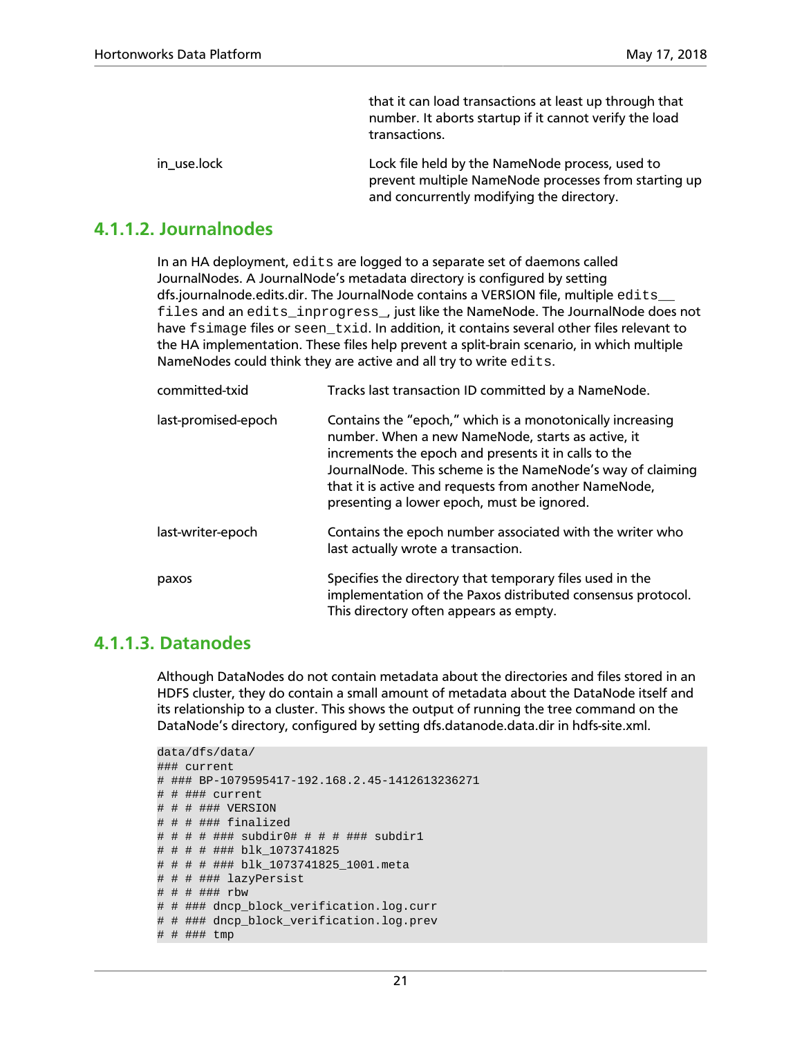| | |
|---|---|
| | that it can load transactions at least up through that number. It aborts startup if it cannot verify the load transactions. |
| in_use.lock | Lock file held by the NameNode process, used to prevent multiple NameNode processes from starting up and concurrently modifying the directory. |

### 4.1.1.2. Journalnodes

In an HA deployment, `edits` are logged to a separate set of daemons called JournalNodes. A JournalNode's metadata directory is configured by setting dfs.journalnode.edits.dir. The JournalNode contains a VERSION file, multiple `edits__ files` and an `edits_inprogress_`, just like the NameNode. The JournalNode does not have `fsimage` files or `seen_txid`. In addition, it contains several other files relevant to the HA implementation. These files help prevent a split-brain scenario, in which multiple NameNodes could think they are active and all try to write `edits`.

| | |
|---|---|
| committed-txid | Tracks last transaction ID committed by a NameNode. |
| last-promised-epoch | Contains the "epoch," which is a monotonically increasing number. When a new NameNode, starts as active, it increments the epoch and presents it in calls to the JournalNode. This scheme is the NameNode's way of claiming that it is active and requests from another NameNode, presenting a lower epoch, must be ignored. |
| last-writer-epoch | Contains the epoch number associated with the writer who last actually wrote a transaction. |
| paxos | Specifies the directory that temporary files used in the implementation of the Paxos distributed consensus protocol. This directory often appears as empty. |

### 4.1.1.3. Datanodes

Although DataNodes do not contain metadata about the directories and files stored in an HDFS cluster, they do contain a small amount of metadata about the DataNode itself and its relationship to a cluster. This shows the output of running the tree command on the DataNode's directory, configured by setting dfs.datanode.data.dir in hdfs-site.xml.

```
data/dfs/data/
### current
# ### BP-1079595417-192.168.2.45-1412613236271
# # ### current
# # # ### VERSION
# # # ### finalized
# # # # ### subdir0# # # # ### subdir1
# # # # ### blk_1073741825
# # # # ### blk_1073741825_1001.meta
# # # ### lazyPersist
# # # ### rbw
# # ### dncp_block_verification.log.curr
# # ### dncp_block_verification.log.prev
# # ### tmp
```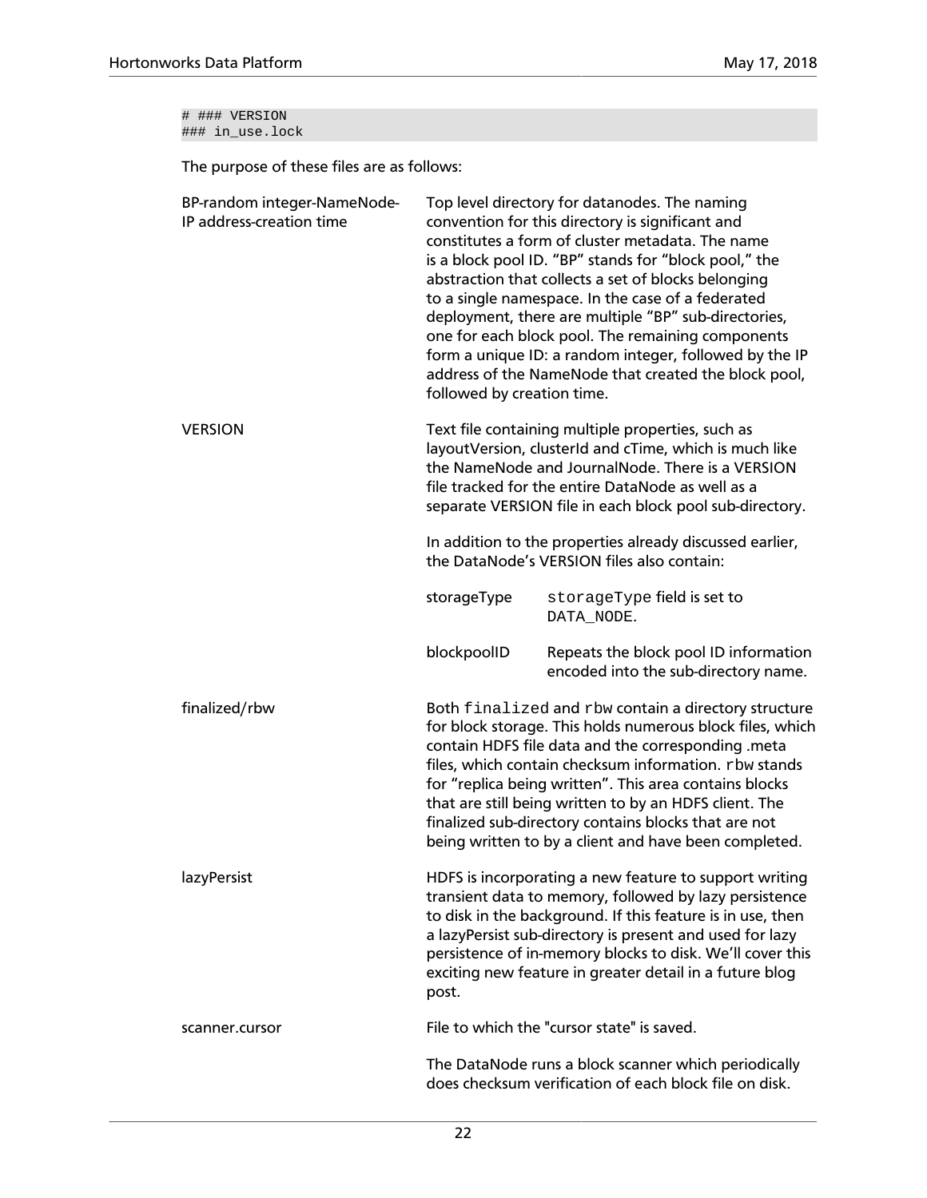```
# ### VERSION
### in_use.lock
```

The purpose of these files are as follows:

| | |
|---|---|
| BP-random integer-NameNode-IP address-creation time | Top level directory for datanodes. The naming convention for this directory is significant and constitutes a form of cluster metadata. The name is a block pool ID. "BP" stands for "block pool," the abstraction that collects a set of blocks belonging to a single namespace. In the case of a federated deployment, there are multiple "BP" sub-directories, one for each block pool. The remaining components form a unique ID: a random integer, followed by the IP address of the NameNode that created the block pool, followed by creation time. |
| VERSION | Text file containing multiple properties, such as layoutVersion, clusterId and cTime, which is much like the NameNode and JournalNode. There is a VERSION file tracked for the entire DataNode as well as a separate VERSION file in each block pool sub-directory.<br><br>In addition to the properties already discussed earlier, the DataNode's VERSION files also contain:<br><br>storageType: `storageType` field is set to `DATA_NODE`.<br><br>blockpoolID: Repeats the block pool ID information encoded into the sub-directory name. |
| finalized/rbw | Both `finalized` and `rbw` contain a directory structure for block storage. This holds numerous block files, which contain HDFS file data and the corresponding .meta files, which contain checksum information. `rbw` stands for "replica being written". This area contains blocks that are still being written to by an HDFS client. The finalized sub-directory contains blocks that are not being written to by a client and have been completed. |
| lazyPersist | HDFS is incorporating a new feature to support writing transient data to memory, followed by lazy persistence to disk in the background. If this feature is in use, then a lazyPersist sub-directory is present and used for lazy persistence of in-memory blocks to disk. We'll cover this exciting new feature in greater detail in a future blog post. |
| scanner.cursor | File to which the "cursor state" is saved.<br><br>The DataNode runs a block scanner which periodically does checksum verification of each block file on disk. |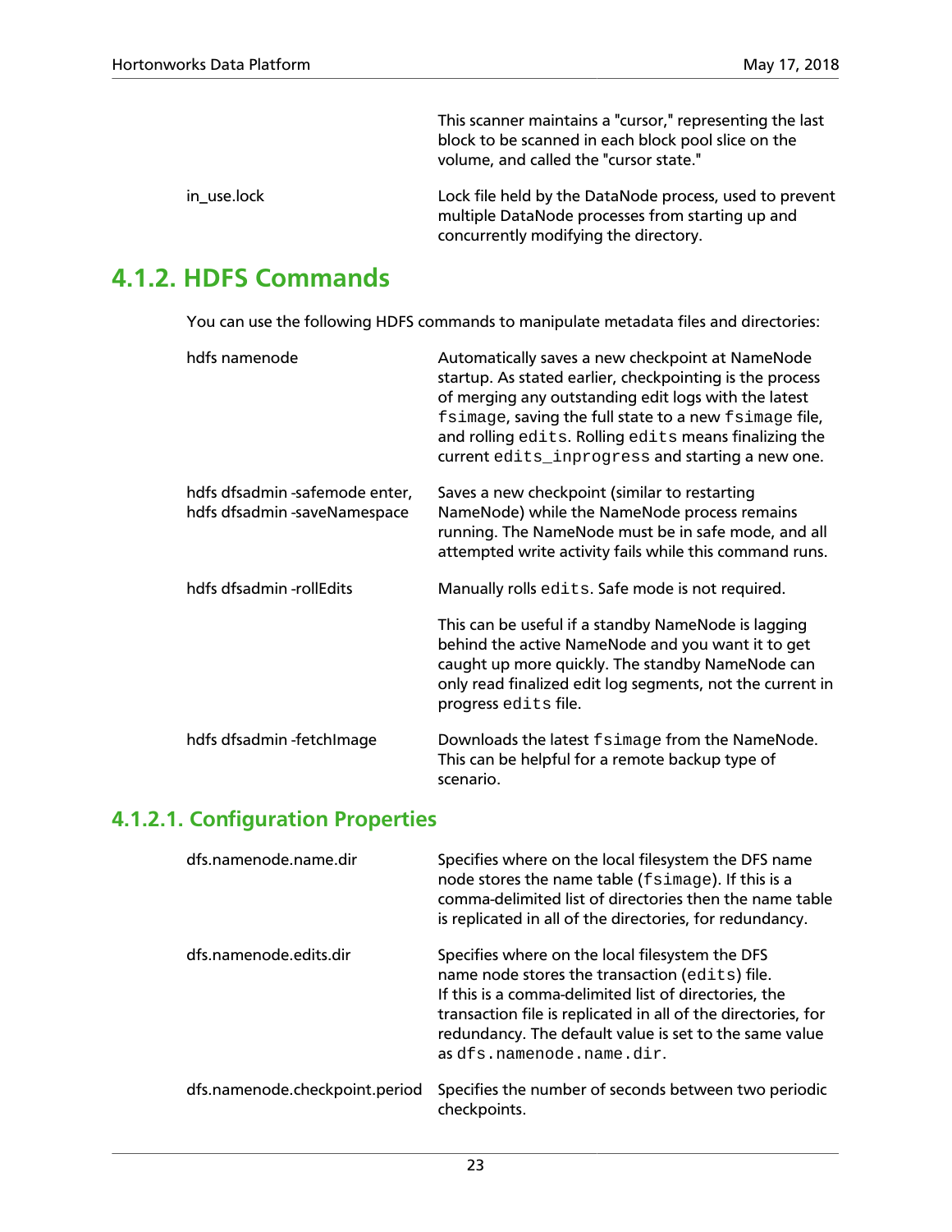| | |
|---|---|
| | This scanner maintains a "cursor," representing the last block to be scanned in each block pool slice on the volume, and called the "cursor state." |
| in_use.lock | Lock file held by the DataNode process, used to prevent multiple DataNode processes from starting up and concurrently modifying the directory. |

## 4.1.2. HDFS Commands

You can use the following HDFS commands to manipulate metadata files and directories:

| | |
|---|---|
| hdfs namenode | Automatically saves a new checkpoint at NameNode startup. As stated earlier, checkpointing is the process of merging any outstanding edit logs with the latest `fsimage`, saving the full state to a new `fsimage` file, and rolling `edits`. Rolling `edits` means finalizing the current `edits_inprogress` and starting a new one. |
| hdfs dfsadmin -safemode enter, hdfs dfsadmin -saveNamespace | Saves a new checkpoint (similar to restarting NameNode) while the NameNode process remains running. The NameNode must be in safe mode, and all attempted write activity fails while this command runs. |
| hdfs dfsadmin -rollEdits | Manually rolls `edits`. Safe mode is not required.<br><br>This can be useful if a standby NameNode is lagging behind the active NameNode and you want it to get caught up more quickly. The standby NameNode can only read finalized edit log segments, not the current in progress `edits` file. |
| hdfs dfsadmin -fetchImage | Downloads the latest `fsimage` from the NameNode. This can be helpful for a remote backup type of scenario. |

### 4.1.2.1. Configuration Properties

| | |
|---|---|
| dfs.namenode.name.dir | Specifies where on the local filesystem the DFS name node stores the name table (`fsimage`). If this is a comma-delimited list of directories then the name table is replicated in all of the directories, for redundancy. |
| dfs.namenode.edits.dir | Specifies where on the local filesystem the DFS name node stores the transaction (`edits`) file. If this is a comma-delimited list of directories, the transaction file is replicated in all of the directories, for redundancy. The default value is set to the same value as `dfs.namenode.name.dir`. |
| dfs.namenode.checkpoint.period | Specifies the number of seconds between two periodic checkpoints. |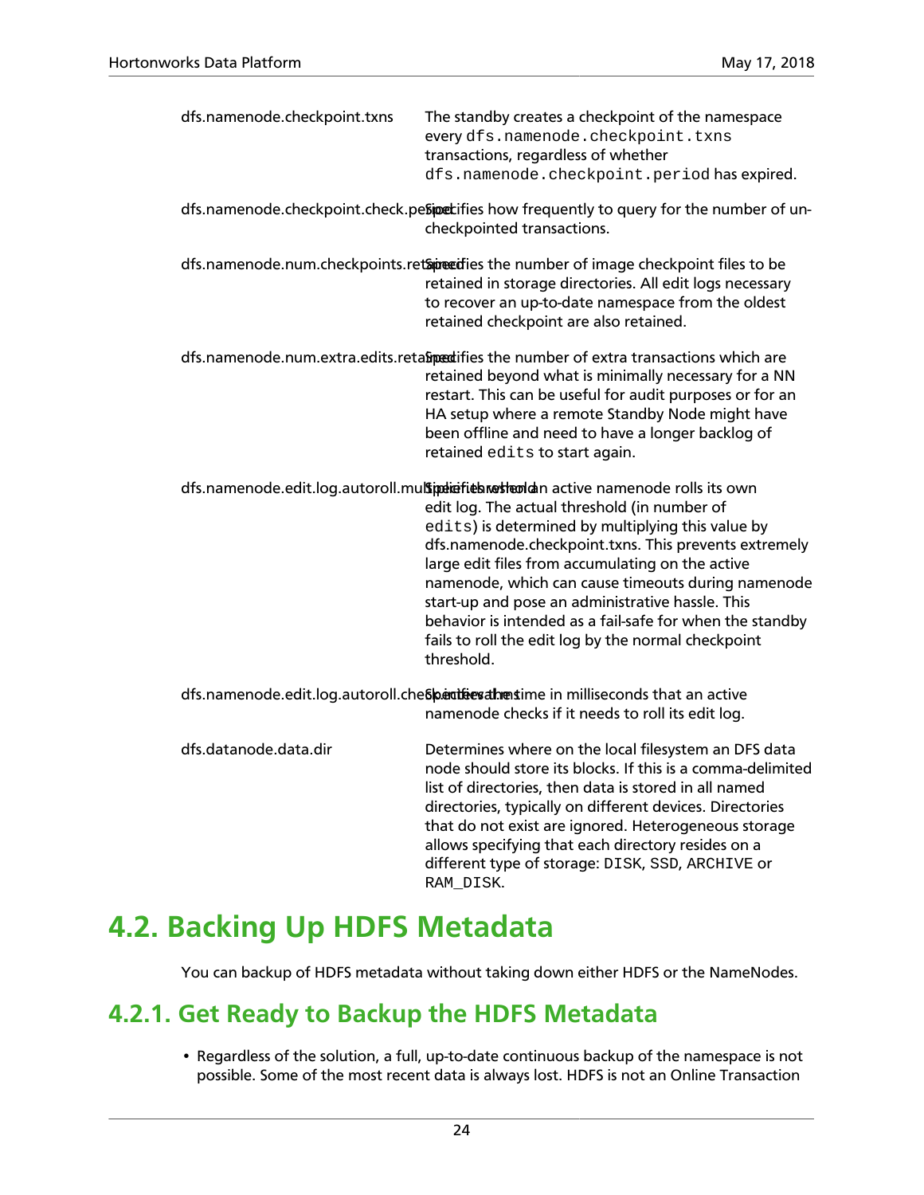| | |
|---|---|
| dfs.namenode.checkpoint.txns | The standby creates a checkpoint of the namespace every `dfs.namenode.checkpoint.txns` transactions, regardless of whether `dfs.namenode.checkpoint.period` has expired. |
| dfs.namenode.checkpoint.check.period | Specifies how frequently to query for the number of un-checkpointed transactions. |
| dfs.namenode.num.checkpoints.retained | Specifies the number of image checkpoint files to be retained in storage directories. All edit logs necessary to recover an up-to-date namespace from the oldest retained checkpoint are also retained. |
| dfs.namenode.num.extra.edits.retained | Specifies the number of extra transactions which are retained beyond what is minimally necessary for a NN restart. This can be useful for audit purposes or for an HA setup where a remote Standby Node might have been offline and need to have a longer backlog of retained `edits` to start again. |
| dfs.namenode.edit.log.autoroll.multiplier.threshold | Specifies when an active namenode rolls its own edit log. The actual threshold (in number of `edits`) is determined by multiplying this value by dfs.namenode.checkpoint.txns. This prevents extremely large edit files from accumulating on the active namenode, which can cause timeouts during namenode start-up and pose an administrative hassle. This behavior is intended as a fail-safe for when the standby fails to roll the edit log by the normal checkpoint threshold. |
| dfs.namenode.edit.log.autoroll.check.interval.ms | Specifies the time in milliseconds that an active namenode checks if it needs to roll its edit log. |
| dfs.datanode.data.dir | Determines where on the local filesystem an DFS data node should store its blocks. If this is a comma-delimited list of directories, then data is stored in all named directories, typically on different devices. Directories that do not exist are ignored. Heterogeneous storage allows specifying that each directory resides on a different type of storage: `DISK`, `SSD`, `ARCHIVE` or `RAM_DISK`. |

# 4.2. Backing Up HDFS Metadata

You can backup of HDFS metadata without taking down either HDFS or the NameNodes.

## 4.2.1. Get Ready to Backup the HDFS Metadata

- Regardless of the solution, a full, up-to-date continuous backup of the namespace is not possible. Some of the most recent data is always lost. HDFS is not an Online Transaction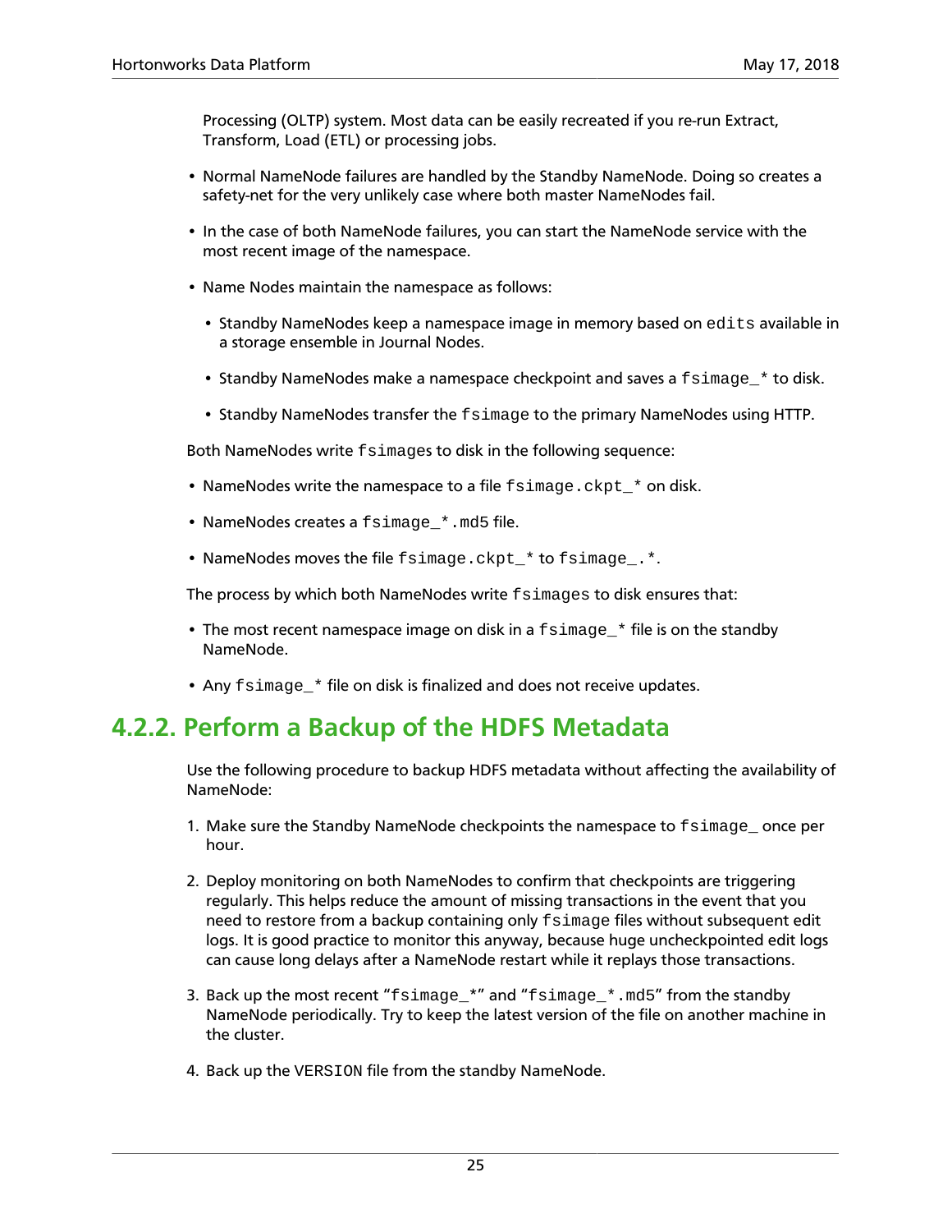Processing (OLTP) system. Most data can be easily recreated if you re-run Extract, Transform, Load (ETL) or processing jobs.

- Normal NameNode failures are handled by the Standby NameNode. Doing so creates a safety-net for the very unlikely case where both master NameNodes fail.
- In the case of both NameNode failures, you can start the NameNode service with the most recent image of the namespace.
- Name Nodes maintain the namespace as follows:
  - Standby NameNodes keep a namespace image in memory based on `edits` available in a storage ensemble in Journal Nodes.
  - Standby NameNodes make a namespace checkpoint and saves a `fsimage_*` to disk.
  - Standby NameNodes transfer the `fsimage` to the primary NameNodes using HTTP.

Both NameNodes write `fsimages` to disk in the following sequence:

- NameNodes write the namespace to a file `fsimage.ckpt_*` on disk.
- NameNodes creates a `fsimage_*.md5` file.
- NameNodes moves the file `fsimage.ckpt_*` to `fsimage_.*`.

The process by which both NameNodes write `fsimages` to disk ensures that:

- The most recent namespace image on disk in a `fsimage_*` file is on the standby NameNode.
- Any `fsimage_*` file on disk is finalized and does not receive updates.

## 4.2.2. Perform a Backup of the HDFS Metadata

Use the following procedure to backup HDFS metadata without affecting the availability of NameNode:

1. Make sure the Standby NameNode checkpoints the namespace to `fsimage_` once per hour.
2. Deploy monitoring on both NameNodes to confirm that checkpoints are triggering regularly. This helps reduce the amount of missing transactions in the event that you need to restore from a backup containing only `fsimage` files without subsequent edit logs. It is good practice to monitor this anyway, because huge uncheckpointed edit logs can cause long delays after a NameNode restart while it replays those transactions.
3. Back up the most recent "`fsimage_*`" and "`fsimage_*.md5`" from the standby NameNode periodically. Try to keep the latest version of the file on another machine in the cluster.
4. Back up the `VERSION` file from the standby NameNode.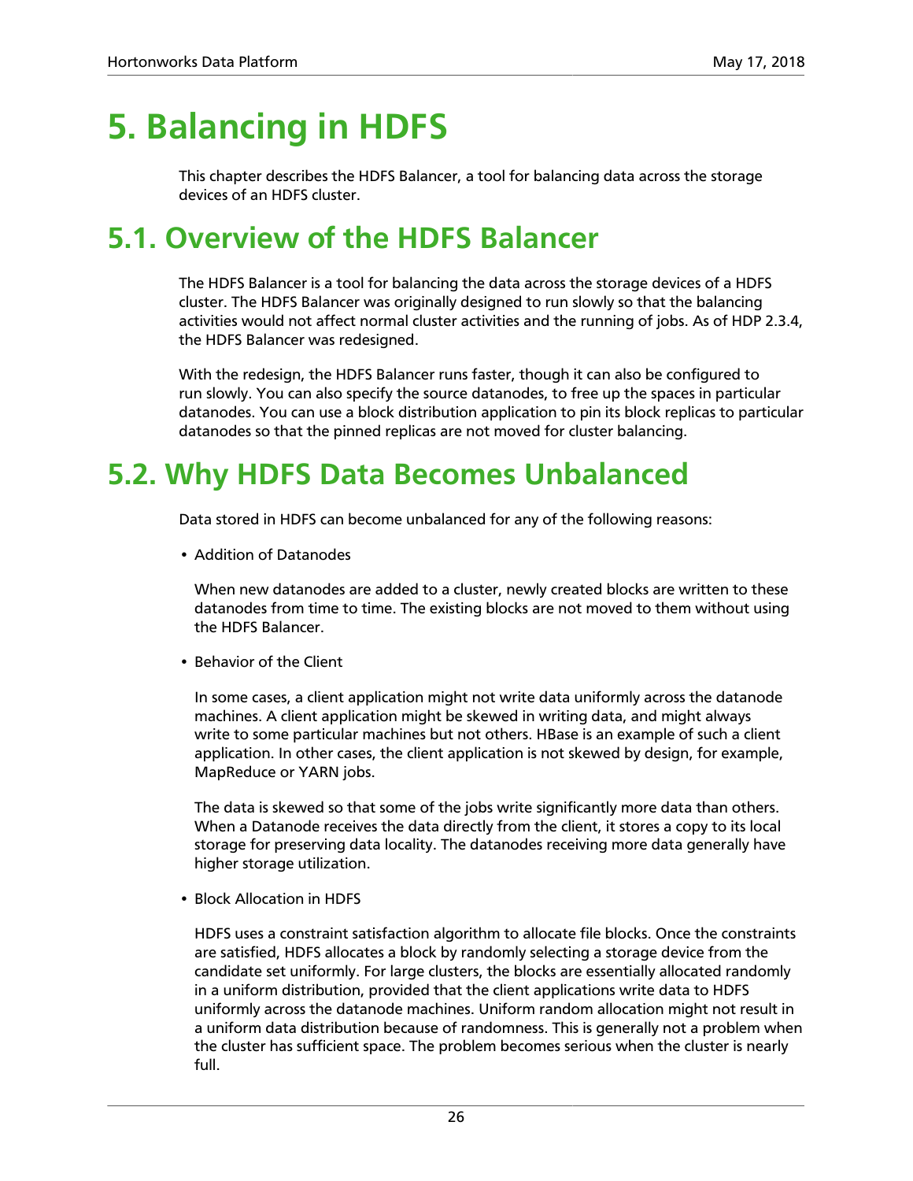# 5. Balancing in HDFS

This chapter describes the HDFS Balancer, a tool for balancing data across the storage devices of an HDFS cluster.

# 5.1. Overview of the HDFS Balancer

The HDFS Balancer is a tool for balancing the data across the storage devices of a HDFS cluster. The HDFS Balancer was originally designed to run slowly so that the balancing activities would not affect normal cluster activities and the running of jobs. As of HDP 2.3.4, the HDFS Balancer was redesigned.

With the redesign, the HDFS Balancer runs faster, though it can also be configured to run slowly. You can also specify the source datanodes, to free up the spaces in particular datanodes. You can use a block distribution application to pin its block replicas to particular datanodes so that the pinned replicas are not moved for cluster balancing.

# 5.2. Why HDFS Data Becomes Unbalanced

Data stored in HDFS can become unbalanced for any of the following reasons:

- Addition of Datanodes

  When new datanodes are added to a cluster, newly created blocks are written to these datanodes from time to time. The existing blocks are not moved to them without using the HDFS Balancer.

- Behavior of the Client

  In some cases, a client application might not write data uniformly across the datanode machines. A client application might be skewed in writing data, and might always write to some particular machines but not others. HBase is an example of such a client application. In other cases, the client application is not skewed by design, for example, MapReduce or YARN jobs.

  The data is skewed so that some of the jobs write significantly more data than others. When a Datanode receives the data directly from the client, it stores a copy to its local storage for preserving data locality. The datanodes receiving more data generally have higher storage utilization.

- Block Allocation in HDFS

  HDFS uses a constraint satisfaction algorithm to allocate file blocks. Once the constraints are satisfied, HDFS allocates a block by randomly selecting a storage device from the candidate set uniformly. For large clusters, the blocks are essentially allocated randomly in a uniform distribution, provided that the client applications write data to HDFS uniformly across the datanode machines. Uniform random allocation might not result in a uniform data distribution because of randomness. This is generally not a problem when the cluster has sufficient space. The problem becomes serious when the cluster is nearly full.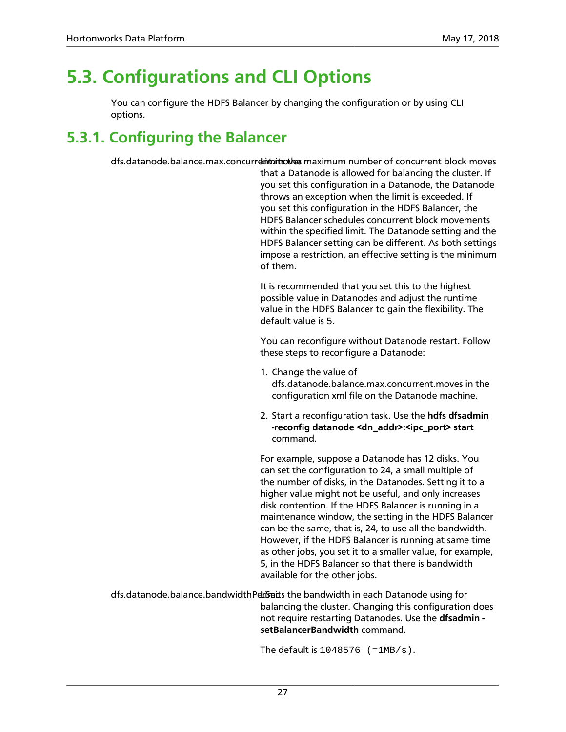# 5.3. Configurations and CLI Options

You can configure the HDFS Balancer by changing the configuration or by using CLI options.

## 5.3.1. Configuring the Balancer

**dfs.datanode.balance.max.concurrent.moves**

Limits the maximum number of concurrent block moves that a Datanode is allowed for balancing the cluster. If you set this configuration in a Datanode, the Datanode throws an exception when the limit is exceeded. If you set this configuration in the HDFS Balancer, the HDFS Balancer schedules concurrent block movements within the specified limit. The Datanode setting and the HDFS Balancer setting can be different. As both settings impose a restriction, an effective setting is the minimum of them.

It is recommended that you set this to the highest possible value in Datanodes and adjust the runtime value in the HDFS Balancer to gain the flexibility. The default value is 5.

You can reconfigure without Datanode restart. Follow these steps to reconfigure a Datanode:

1. Change the value of dfs.datanode.balance.max.concurrent.moves in the configuration xml file on the Datanode machine.
2. Start a reconfiguration task. Use the **hdfs dfsadmin -reconfig datanode <dn_addr>:<ipc_port> start** command.

For example, suppose a Datanode has 12 disks. You can set the configuration to 24, a small multiple of the number of disks, in the Datanodes. Setting it to a higher value might not be useful, and only increases disk contention. If the HDFS Balancer is running in a maintenance window, the setting in the HDFS Balancer can be the same, that is, 24, to use all the bandwidth. However, if the HDFS Balancer is running at same time as other jobs, you set it to a smaller value, for example, 5, in the HDFS Balancer so that there is bandwidth available for the other jobs.

**dfs.datanode.balance.bandwidthPerSec**

Limits the bandwidth in each Datanode using for balancing the cluster. Changing this configuration does not require restarting Datanodes. Use the **dfsadmin -setBalancerBandwidth** command.

The default is `1048576 (=1MB/s)`.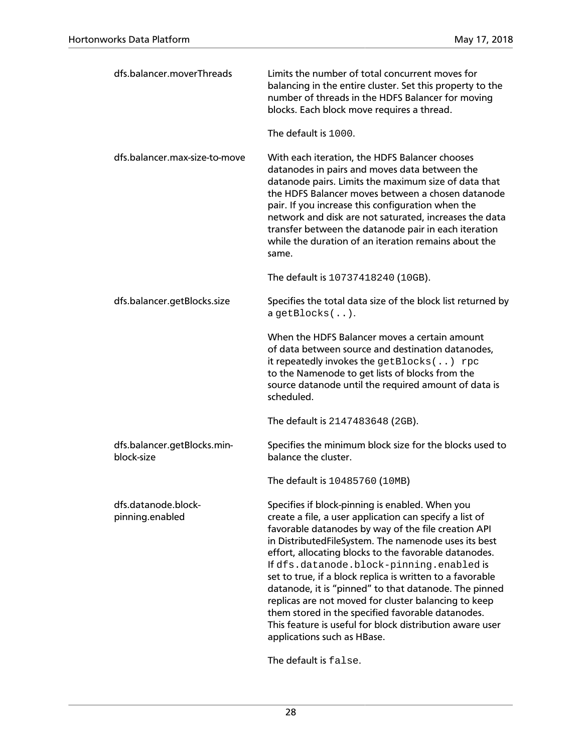| | |
|---|---|
| dfs.balancer.moverThreads | Limits the number of total concurrent moves for balancing in the entire cluster. Set this property to the number of threads in the HDFS Balancer for moving blocks. Each block move requires a thread.<br><br>The default is `1000`. |
| dfs.balancer.max-size-to-move | With each iteration, the HDFS Balancer chooses datanodes in pairs and moves data between the datanode pairs. Limits the maximum size of data that the HDFS Balancer moves between a chosen datanode pair. If you increase this configuration when the network and disk are not saturated, increases the data transfer between the datanode pair in each iteration while the duration of an iteration remains about the same.<br><br>The default is `10737418240` (`10GB`). |
| dfs.balancer.getBlocks.size | Specifies the total data size of the block list returned by a `getBlocks(..)`.<br><br>When the HDFS Balancer moves a certain amount of data between source and destination datanodes, it repeatedly invokes the `getBlocks(..) rpc` to the Namenode to get lists of blocks from the source datanode until the required amount of data is scheduled.<br><br>The default is `2147483648` (`2GB`). |
| dfs.balancer.getBlocks.min-block-size | Specifies the minimum block size for the blocks used to balance the cluster.<br><br>The default is `10485760` (`10MB`) |
| dfs.datanode.block-pinning.enabled | Specifies if block-pinning is enabled. When you create a file, a user application can specify a list of favorable datanodes by way of the file creation API in DistributedFileSystem. The namenode uses its best effort, allocating blocks to the favorable datanodes. If `dfs.datanode.block-pinning.enabled` is set to true, if a block replica is written to a favorable datanode, it is "pinned" to that datanode. The pinned replicas are not moved for cluster balancing to keep them stored in the specified favorable datanodes. This feature is useful for block distribution aware user applications such as HBase.<br><br>The default is `false`. |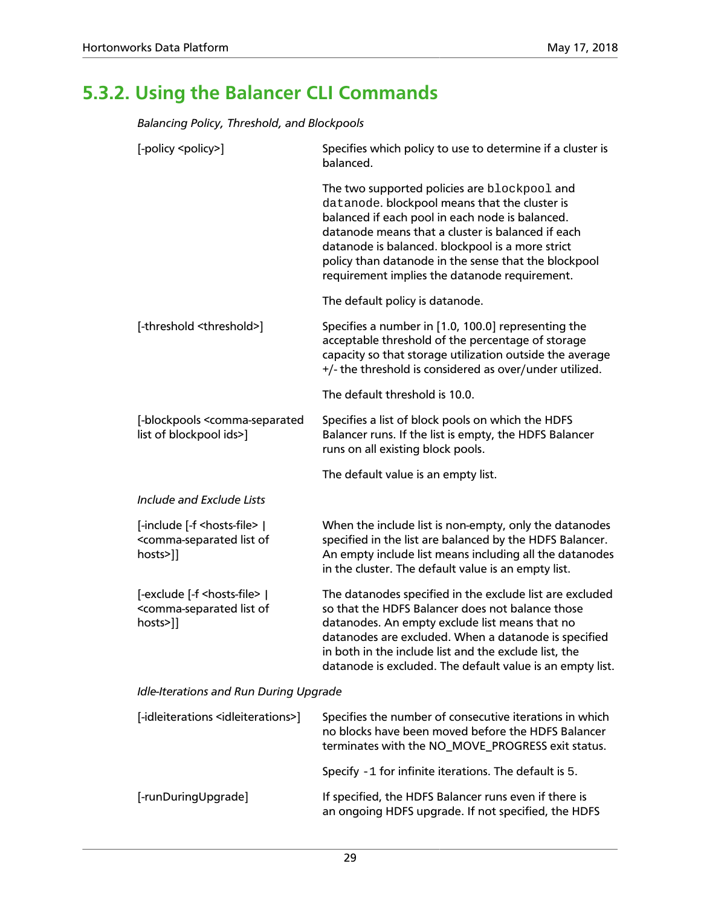## 5.3.2. Using the Balancer CLI Commands

*Balancing Policy, Threshold, and Blockpools*

| | |
|---|---|
| [-policy <policy>] | Specifies which policy to use to determine if a cluster is balanced.<br><br>The two supported policies are `blockpool` and `datanode`. blockpool means that the cluster is balanced if each pool in each node is balanced. datanode means that a cluster is balanced if each datanode is balanced. blockpool is a more strict policy than datanode in the sense that the blockpool requirement implies the datanode requirement.<br><br>The default policy is datanode. |
| [-threshold <threshold>] | Specifies a number in [1.0, 100.0] representing the acceptable threshold of the percentage of storage capacity so that storage utilization outside the average +/- the threshold is considered as over/under utilized.<br><br>The default threshold is 10.0. |
| [-blockpools <comma-separated list of blockpool ids>] | Specifies a list of block pools on which the HDFS Balancer runs. If the list is empty, the HDFS Balancer runs on all existing block pools.<br><br>The default value is an empty list. |

*Include and Exclude Lists*

| | |
|---|---|
| [-include [-f <hosts-file> \| <comma-separated list of hosts>]] | When the include list is non-empty, only the datanodes specified in the list are balanced by the HDFS Balancer. An empty include list means including all the datanodes in the cluster. The default value is an empty list. |
| [-exclude [-f <hosts-file> \| <comma-separated list of hosts>]] | The datanodes specified in the exclude list are excluded so that the HDFS Balancer does not balance those datanodes. An empty exclude list means that no datanodes are excluded. When a datanode is specified in both in the include list and the exclude list, the datanode is excluded. The default value is an empty list. |

*Idle-Iterations and Run During Upgrade*

| | |
|---|---|
| [-idleiterations <idleiterations>] | Specifies the number of consecutive iterations in which no blocks have been moved before the HDFS Balancer terminates with the NO_MOVE_PROGRESS exit status.<br><br>Specify `-1` for infinite iterations. The default is `5`. |
| [-runDuringUpgrade] | If specified, the HDFS Balancer runs even if there is an ongoing HDFS upgrade. If not specified, the HDFS |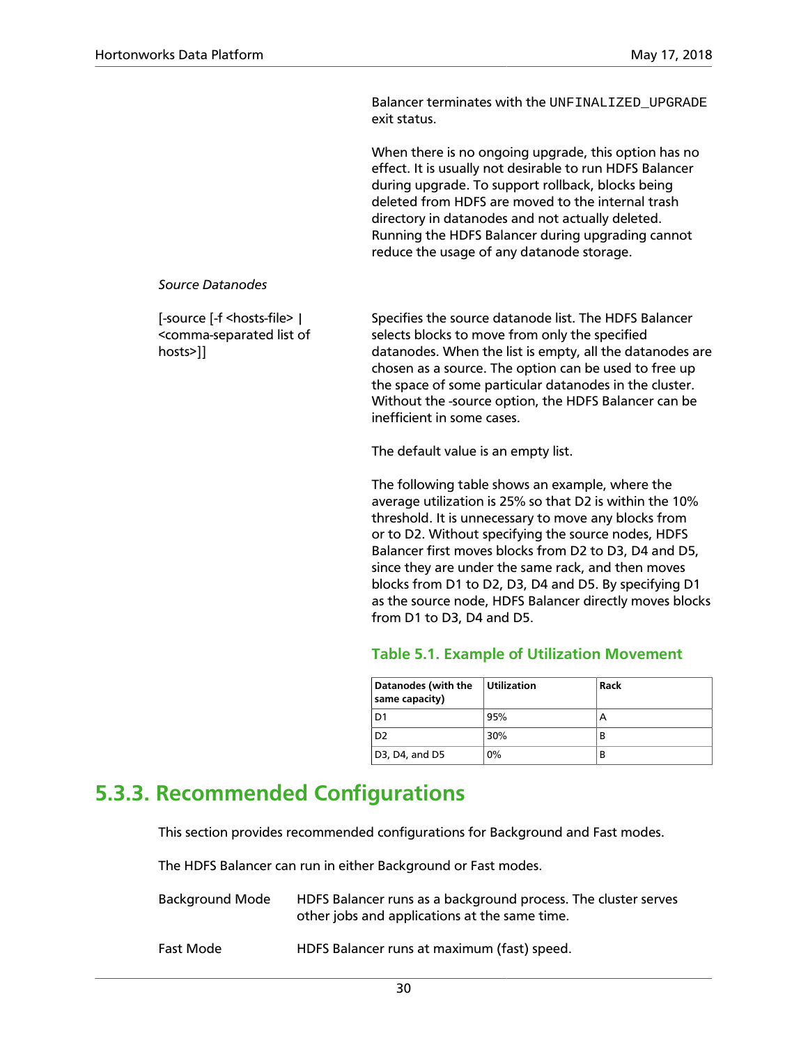Balancer terminates with the `UNFINALIZED_UPGRADE` exit status.

When there is no ongoing upgrade, this option has no effect. It is usually not desirable to run HDFS Balancer during upgrade. To support rollback, blocks being deleted from HDFS are moved to the internal trash directory in datanodes and not actually deleted. Running the HDFS Balancer during upgrading cannot reduce the usage of any datanode storage.

*Source Datanodes*

[-source [-f <hosts-file> | <comma-separated list of hosts>]]

Specifies the source datanode list. The HDFS Balancer selects blocks to move from only the specified datanodes. When the list is empty, all the datanodes are chosen as a source. The option can be used to free up the space of some particular datanodes in the cluster. Without the -source option, the HDFS Balancer can be inefficient in some cases.

The default value is an empty list.

The following table shows an example, where the average utilization is 25% so that D2 is within the 10% threshold. It is unnecessary to move any blocks from or to D2. Without specifying the source nodes, HDFS Balancer first moves blocks from D2 to D3, D4 and D5, since they are under the same rack, and then moves blocks from D1 to D2, D3, D4 and D5. By specifying D1 as the source node, HDFS Balancer directly moves blocks from D1 to D3, D4 and D5.

**Table 5.1. Example of Utilization Movement**

| Datanodes (with the same capacity) | Utilization | Rack |
|---|---|---|
| D1 | 95% | A |
| D2 | 30% | B |
| D3, D4, and D5 | 0% | B |

## 5.3.3. Recommended Configurations

This section provides recommended configurations for Background and Fast modes.

The HDFS Balancer can run in either Background or Fast modes.

Background Mode — HDFS Balancer runs as a background process. The cluster serves other jobs and applications at the same time.

Fast Mode — HDFS Balancer runs at maximum (fast) speed.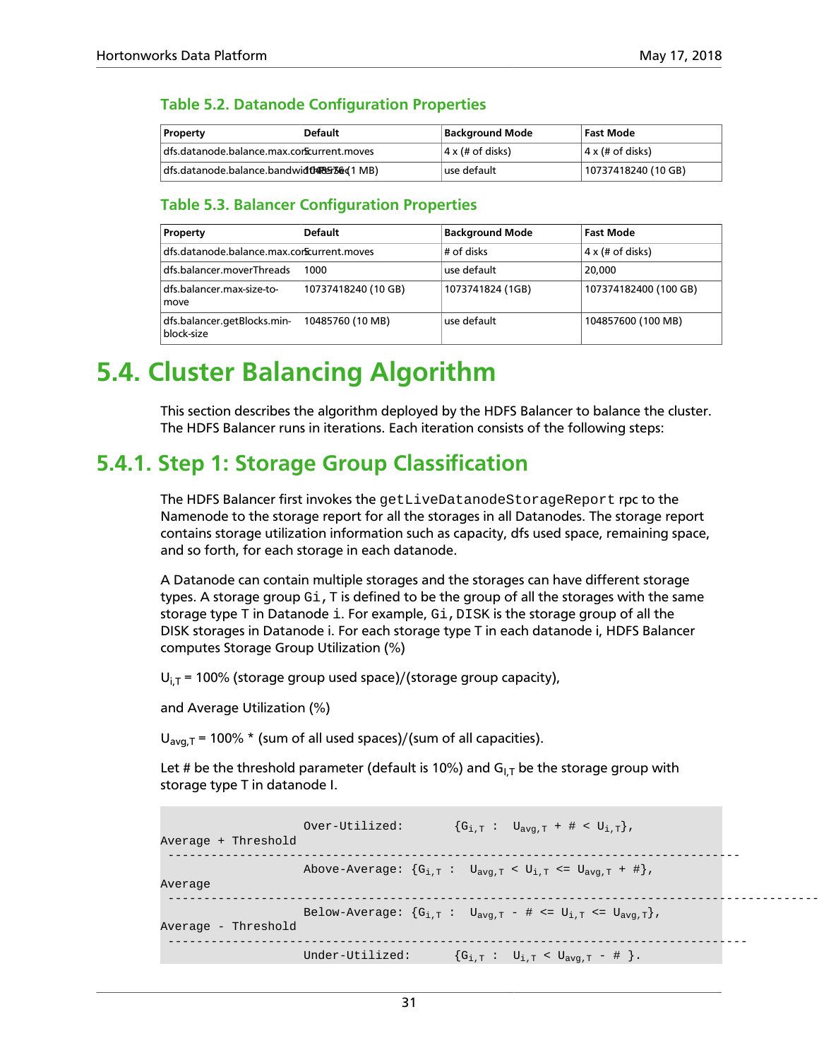### Table 5.2. Datanode Configuration Properties

| Property | Default | Background Mode | Fast Mode |
|---|---|---|---|
| dfs.datanode.balance.max.concurrent.moves | 5 | 4 x (# of disks) | 4 x (# of disks) |
| dfs.datanode.balance.bandwidthPerSec | 1048576 (1 MB) | use default | 10737418240 (10 GB) |

### Table 5.3. Balancer Configuration Properties

| Property | Default | Background Mode | Fast Mode |
|---|---|---|---|
| dfs.datanode.balance.max.concurrent.moves | 5 | # of disks | 4 x (# of disks) |
| dfs.balancer.moverThreads | 1000 | use default | 20,000 |
| dfs.balancer.max-size-to-move | 10737418240 (10 GB) | 1073741824 (1GB) | 107374182400 (100 GB) |
| dfs.balancer.getBlocks.min-block-size | 10485760 (10 MB) | use default | 104857600 (100 MB) |

# 5.4. Cluster Balancing Algorithm

This section describes the algorithm deployed by the HDFS Balancer to balance the cluster. The HDFS Balancer runs in iterations. Each iteration consists of the following steps:

## 5.4.1. Step 1: Storage Group Classification

The HDFS Balancer first invokes the `getLiveDatanodeStorageReport` rpc to the Namenode to the storage report for all the storages in all Datanodes. The storage report contains storage utilization information such as capacity, dfs used space, remaining space, and so forth, for each storage in each datanode.

A Datanode can contain multiple storages and the storages can have different storage types. A storage group `Gi,T` is defined to be the group of all the storages with the same storage type T in Datanode `i`. For example, `Gi,DISK` is the storage group of all the DISK storages in Datanode i. For each storage type T in each datanode i, HDFS Balancer computes Storage Group Utilization (%)

$U_{i,T}$ = 100% (storage group used space)/(storage group capacity),

and Average Utilization (%)

$U_{avg,T}$ = 100% * (sum of all used spaces)/(sum of all capacities).

Let # be the threshold parameter (default is 10%) and $G_{I,T}$ be the storage group with storage type T in datanode I.

```
                   Over-Utilized:       {Gi,T :  Uavg,T + # < Ui,T},
Average + Threshold
 --------------------------------------------------------------------------------
                   Above-Average: {Gi,T :  Uavg,T < Ui,T <= Uavg,T + #},
Average
 ----------------------------------------------------------------------------------------
                   Below-Average: {Gi,T :  Uavg,T - # <= Ui,T <= Uavg,T},
Average - Threshold
 ---------------------------------------------------------------------------------
                   Under-Utilized:      {Gi,T :  Ui,T < Uavg,T - # }.
```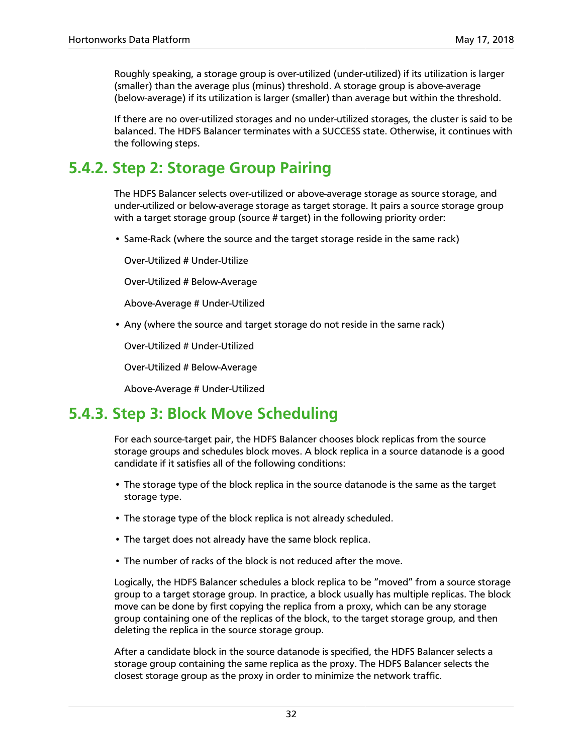Roughly speaking, a storage group is over-utilized (under-utilized) if its utilization is larger (smaller) than the average plus (minus) threshold. A storage group is above-average (below-average) if its utilization is larger (smaller) than average but within the threshold.

If there are no over-utilized storages and no under-utilized storages, the cluster is said to be balanced. The HDFS Balancer terminates with a SUCCESS state. Otherwise, it continues with the following steps.

## 5.4.2. Step 2: Storage Group Pairing

The HDFS Balancer selects over-utilized or above-average storage as source storage, and under-utilized or below-average storage as target storage. It pairs a source storage group with a target storage group (source # target) in the following priority order:

- Same-Rack (where the source and the target storage reside in the same rack)

  Over-Utilized # Under-Utilize

  Over-Utilized # Below-Average

  Above-Average # Under-Utilized

- Any (where the source and target storage do not reside in the same rack)

  Over-Utilized # Under-Utilized

  Over-Utilized # Below-Average

  Above-Average # Under-Utilized

## 5.4.3. Step 3: Block Move Scheduling

For each source-target pair, the HDFS Balancer chooses block replicas from the source storage groups and schedules block moves. A block replica in a source datanode is a good candidate if it satisfies all of the following conditions:

- The storage type of the block replica in the source datanode is the same as the target storage type.
- The storage type of the block replica is not already scheduled.
- The target does not already have the same block replica.
- The number of racks of the block is not reduced after the move.

Logically, the HDFS Balancer schedules a block replica to be "moved" from a source storage group to a target storage group. In practice, a block usually has multiple replicas. The block move can be done by first copying the replica from a proxy, which can be any storage group containing one of the replicas of the block, to the target storage group, and then deleting the replica in the source storage group.

After a candidate block in the source datanode is specified, the HDFS Balancer selects a storage group containing the same replica as the proxy. The HDFS Balancer selects the closest storage group as the proxy in order to minimize the network traffic.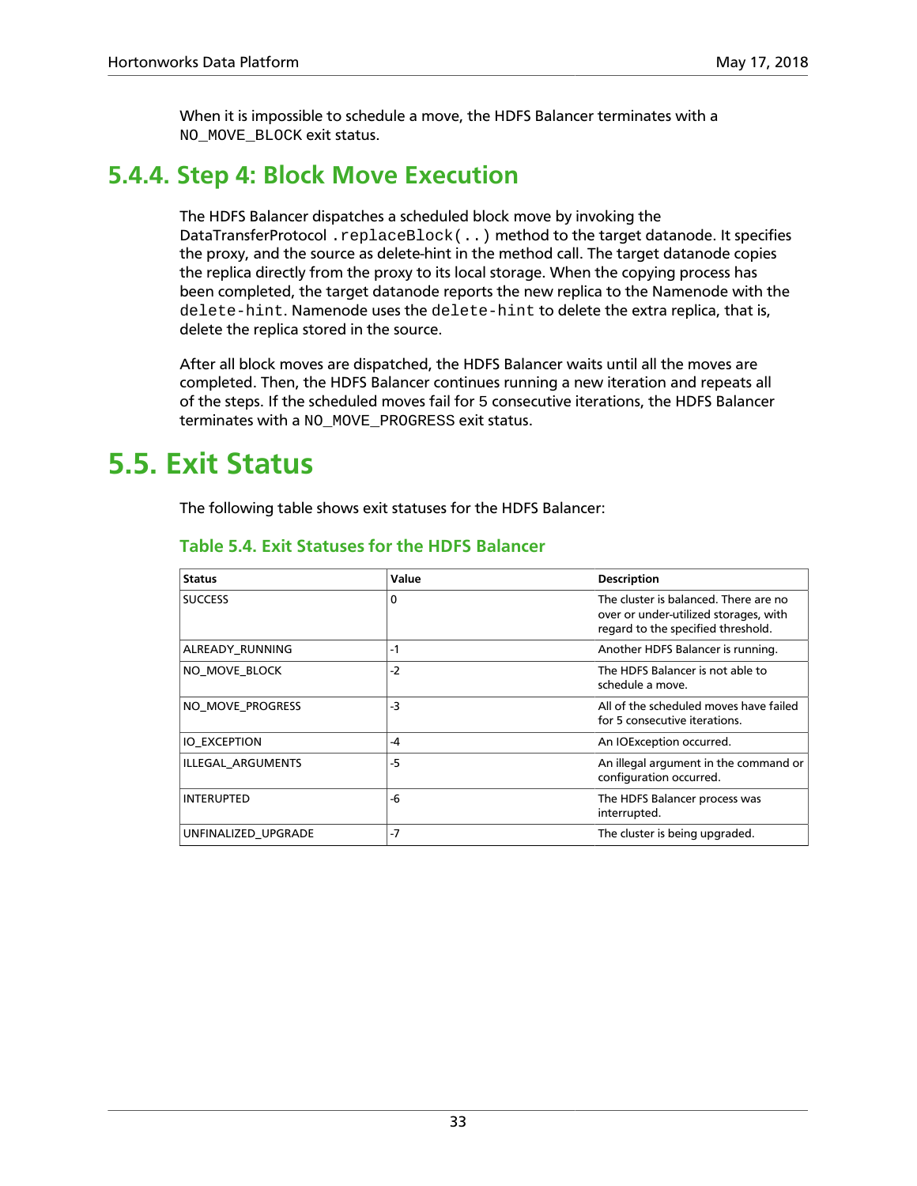When it is impossible to schedule a move, the HDFS Balancer terminates with a `NO_MOVE_BLOCK` exit status.

### 5.4.4. Step 4: Block Move Execution

The HDFS Balancer dispatches a scheduled block move by invoking the DataTransferProtocol `.replaceBlock(..)` method to the target datanode. It specifies the proxy, and the source as delete-hint in the method call. The target datanode copies the replica directly from the proxy to its local storage. When the copying process has been completed, the target datanode reports the new replica to the Namenode with the `delete-hint`. Namenode uses the `delete-hint` to delete the extra replica, that is, delete the replica stored in the source.

After all block moves are dispatched, the HDFS Balancer waits until all the moves are completed. Then, the HDFS Balancer continues running a new iteration and repeats all of the steps. If the scheduled moves fail for 5 consecutive iterations, the HDFS Balancer terminates with a `NO_MOVE_PROGRESS` exit status.

## 5.5. Exit Status

The following table shows exit statuses for the HDFS Balancer:

**Table 5.4. Exit Statuses for the HDFS Balancer**

| Status | Value | Description |
| --- | --- | --- |
| SUCCESS | 0 | The cluster is balanced. There are no over or under-utilized storages, with regard to the specified threshold. |
| ALREADY_RUNNING | -1 | Another HDFS Balancer is running. |
| NO_MOVE_BLOCK | -2 | The HDFS Balancer is not able to schedule a move. |
| NO_MOVE_PROGRESS | -3 | All of the scheduled moves have failed for 5 consecutive iterations. |
| IO_EXCEPTION | -4 | An IOException occurred. |
| ILLEGAL_ARGUMENTS | -5 | An illegal argument in the command or configuration occurred. |
| INTERUPTED | -6 | The HDFS Balancer process was interrupted. |
| UNFINALIZED_UPGRADE | -7 | The cluster is being upgraded. |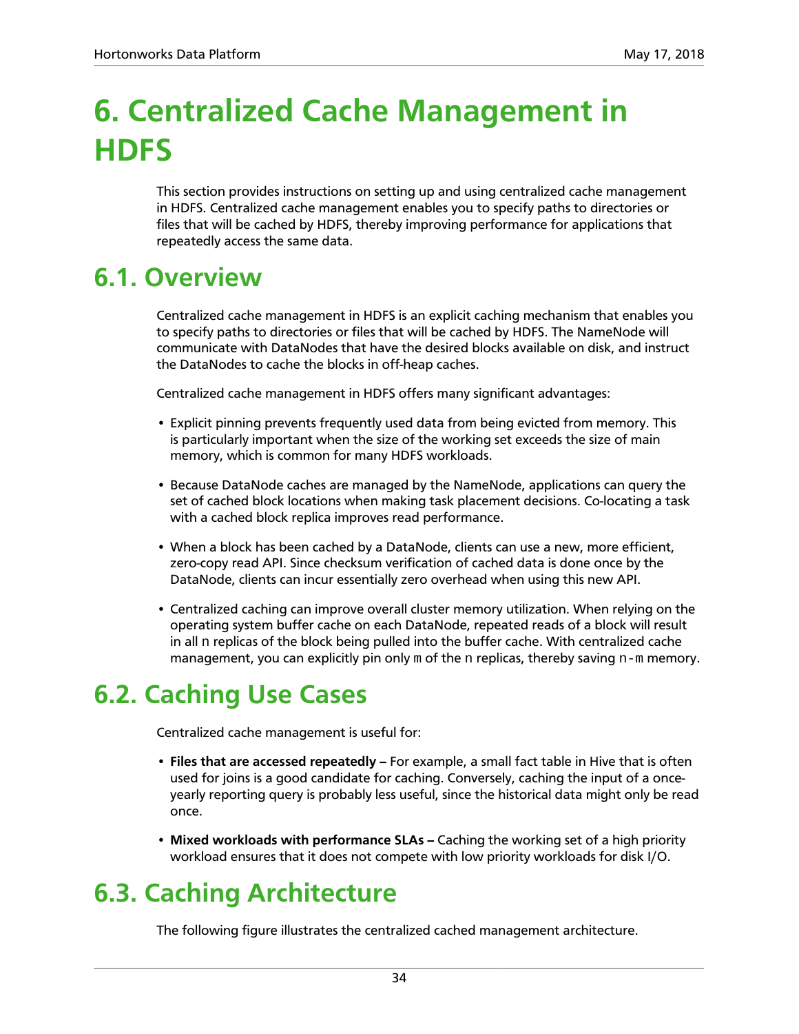# 6. Centralized Cache Management in HDFS

This section provides instructions on setting up and using centralized cache management in HDFS. Centralized cache management enables you to specify paths to directories or files that will be cached by HDFS, thereby improving performance for applications that repeatedly access the same data.

## 6.1. Overview

Centralized cache management in HDFS is an explicit caching mechanism that enables you to specify paths to directories or files that will be cached by HDFS. The NameNode will communicate with DataNodes that have the desired blocks available on disk, and instruct the DataNodes to cache the blocks in off-heap caches.

Centralized cache management in HDFS offers many significant advantages:

- Explicit pinning prevents frequently used data from being evicted from memory. This is particularly important when the size of the working set exceeds the size of main memory, which is common for many HDFS workloads.
- Because DataNode caches are managed by the NameNode, applications can query the set of cached block locations when making task placement decisions. Co-locating a task with a cached block replica improves read performance.
- When a block has been cached by a DataNode, clients can use a new, more efficient, zero-copy read API. Since checksum verification of cached data is done once by the DataNode, clients can incur essentially zero overhead when using this new API.
- Centralized caching can improve overall cluster memory utilization. When relying on the operating system buffer cache on each DataNode, repeated reads of a block will result in all `n` replicas of the block being pulled into the buffer cache. With centralized cache management, you can explicitly pin only `m` of the `n` replicas, thereby saving `n-m` memory.

## 6.2. Caching Use Cases

Centralized cache management is useful for:

- **Files that are accessed repeatedly –** For example, a small fact table in Hive that is often used for joins is a good candidate for caching. Conversely, caching the input of a once-yearly reporting query is probably less useful, since the historical data might only be read once.
- **Mixed workloads with performance SLAs –** Caching the working set of a high priority workload ensures that it does not compete with low priority workloads for disk I/O.

## 6.3. Caching Architecture

The following figure illustrates the centralized cached management architecture.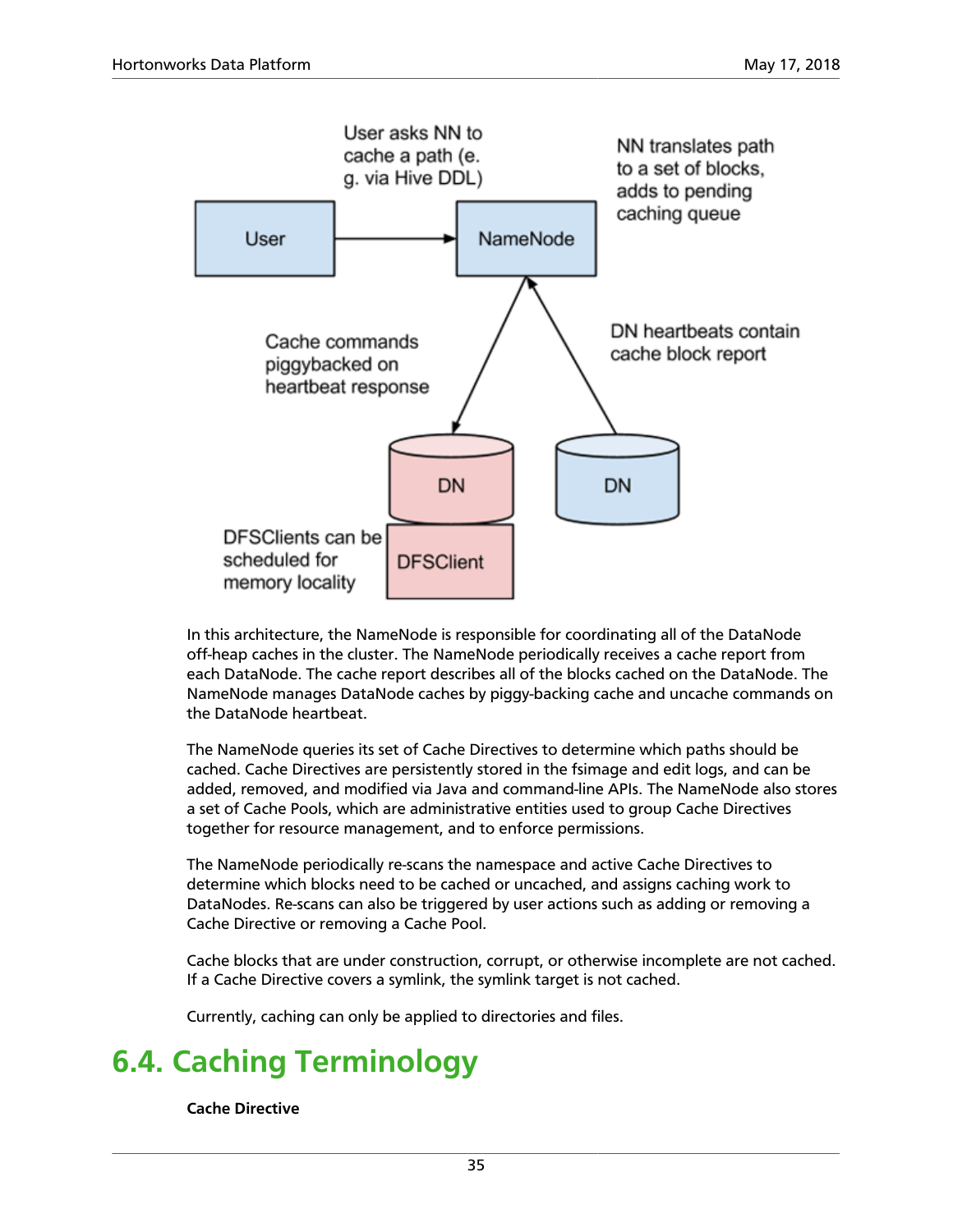In this architecture, the NameNode is responsible for coordinating all of the DataNode off-heap caches in the cluster. The NameNode periodically receives a cache report from each DataNode. The cache report describes all of the blocks cached on the DataNode. The NameNode manages DataNode caches by piggy-backing cache and uncache commands on the DataNode heartbeat.

The NameNode queries its set of Cache Directives to determine which paths should be cached. Cache Directives are persistently stored in the fsimage and edit logs, and can be added, removed, and modified via Java and command-line APIs. The NameNode also stores a set of Cache Pools, which are administrative entities used to group Cache Directives together for resource management, and to enforce permissions.

The NameNode periodically re-scans the namespace and active Cache Directives to determine which blocks need to be cached or uncached, and assigns caching work to DataNodes. Re-scans can also be triggered by user actions such as adding or removing a Cache Directive or removing a Cache Pool.

Cache blocks that are under construction, corrupt, or otherwise incomplete are not cached. If a Cache Directive covers a symlink, the symlink target is not cached.

Currently, caching can only be applied to directories and files.

## 6.4. Caching Terminology

**Cache Directive**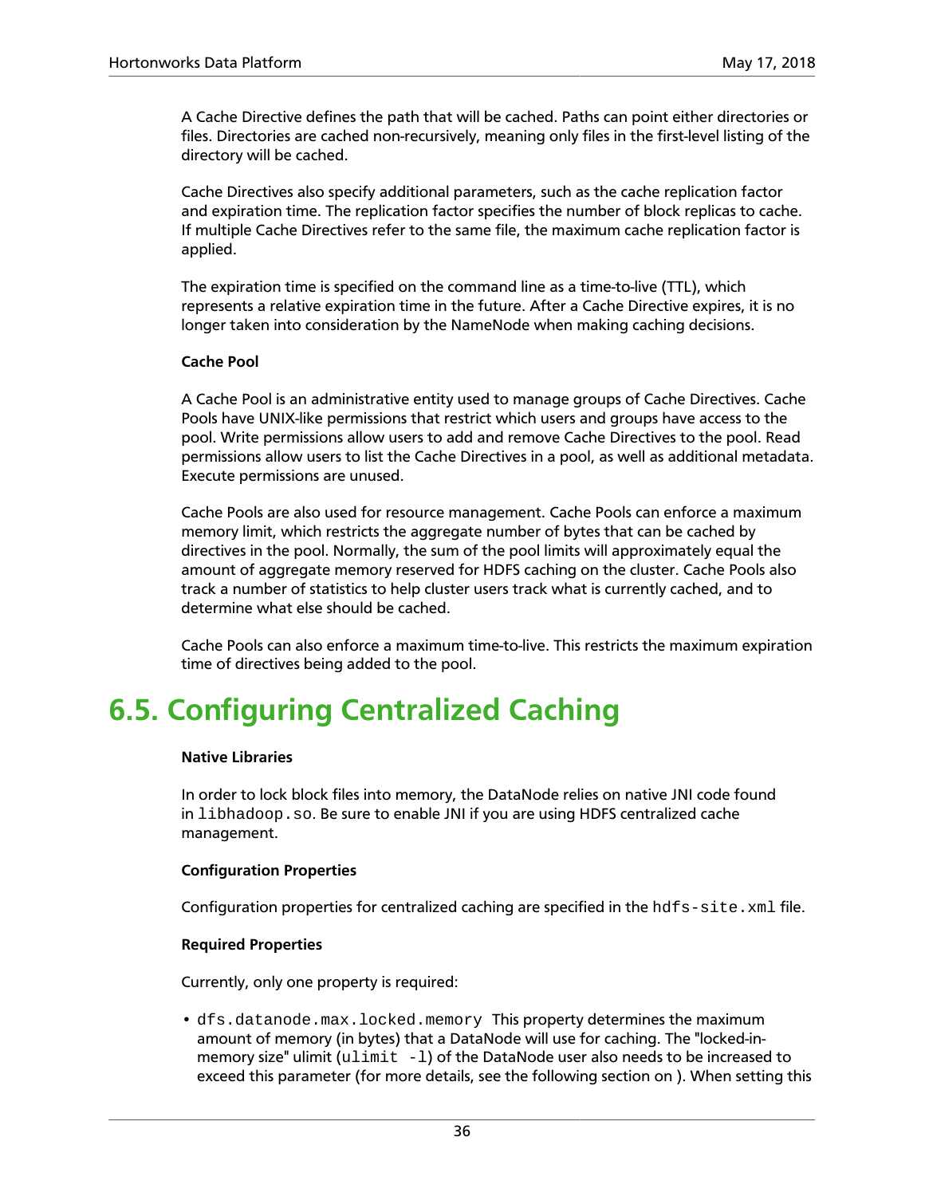A Cache Directive defines the path that will be cached. Paths can point either directories or files. Directories are cached non-recursively, meaning only files in the first-level listing of the directory will be cached.

Cache Directives also specify additional parameters, such as the cache replication factor and expiration time. The replication factor specifies the number of block replicas to cache. If multiple Cache Directives refer to the same file, the maximum cache replication factor is applied.

The expiration time is specified on the command line as a time-to-live (TTL), which represents a relative expiration time in the future. After a Cache Directive expires, it is no longer taken into consideration by the NameNode when making caching decisions.

**Cache Pool**

A Cache Pool is an administrative entity used to manage groups of Cache Directives. Cache Pools have UNIX-like permissions that restrict which users and groups have access to the pool. Write permissions allow users to add and remove Cache Directives to the pool. Read permissions allow users to list the Cache Directives in a pool, as well as additional metadata. Execute permissions are unused.

Cache Pools are also used for resource management. Cache Pools can enforce a maximum memory limit, which restricts the aggregate number of bytes that can be cached by directives in the pool. Normally, the sum of the pool limits will approximately equal the amount of aggregate memory reserved for HDFS caching on the cluster. Cache Pools also track a number of statistics to help cluster users track what is currently cached, and to determine what else should be cached.

Cache Pools can also enforce a maximum time-to-live. This restricts the maximum expiration time of directives being added to the pool.

## 6.5. Configuring Centralized Caching

**Native Libraries**

In order to lock block files into memory, the DataNode relies on native JNI code found in `libhadoop.so`. Be sure to enable JNI if you are using HDFS centralized cache management.

**Configuration Properties**

Configuration properties for centralized caching are specified in the `hdfs-site.xml` file.

**Required Properties**

Currently, only one property is required:

- `dfs.datanode.max.locked.memory` This property determines the maximum amount of memory (in bytes) that a DataNode will use for caching. The "locked-in-memory size" ulimit (`ulimit -l`) of the DataNode user also needs to be increased to exceed this parameter (for more details, see the following section on ). When setting this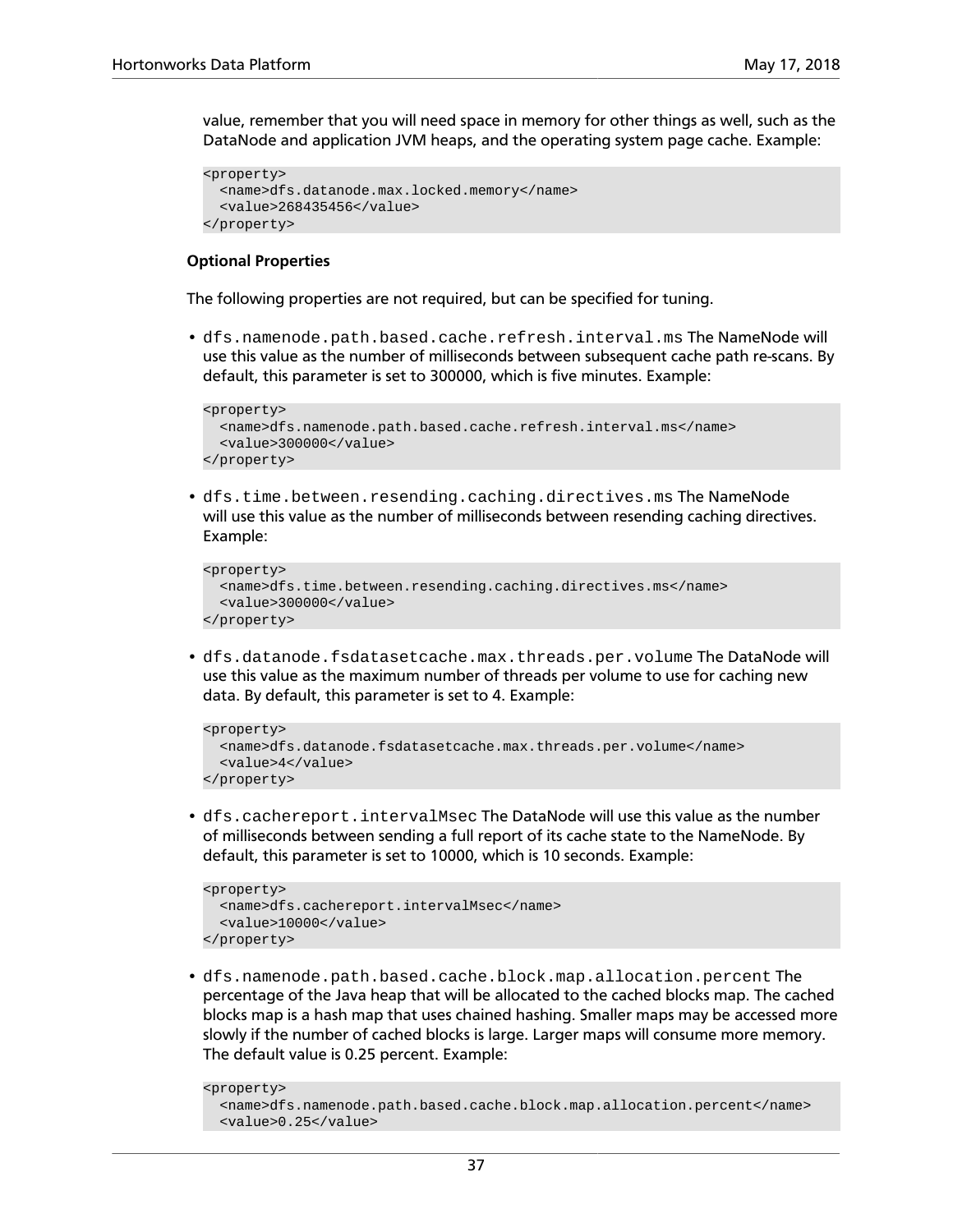value, remember that you will need space in memory for other things as well, such as the DataNode and application JVM heaps, and the operating system page cache. Example:

```
<property>
  <name>dfs.datanode.max.locked.memory</name>
  <value>268435456</value>
</property>
```

**Optional Properties**

The following properties are not required, but can be specified for tuning.

- `dfs.namenode.path.based.cache.refresh.interval.ms` The NameNode will use this value as the number of milliseconds between subsequent cache path re-scans. By default, this parameter is set to 300000, which is five minutes. Example:

```
<property>
  <name>dfs.namenode.path.based.cache.refresh.interval.ms</name>
  <value>300000</value>
</property>
```

- `dfs.time.between.resending.caching.directives.ms` The NameNode will use this value as the number of milliseconds between resending caching directives. Example:

```
<property>
  <name>dfs.time.between.resending.caching.directives.ms</name>
  <value>300000</value>
</property>
```

- `dfs.datanode.fsdatasetcache.max.threads.per.volume` The DataNode will use this value as the maximum number of threads per volume to use for caching new data. By default, this parameter is set to 4. Example:

```
<property>
  <name>dfs.datanode.fsdatasetcache.max.threads.per.volume</name>
  <value>4</value>
</property>
```

- `dfs.cachereport.intervalMsec` The DataNode will use this value as the number of milliseconds between sending a full report of its cache state to the NameNode. By default, this parameter is set to 10000, which is 10 seconds. Example:

```
<property>
  <name>dfs.cachereport.intervalMsec</name>
  <value>10000</value>
</property>
```

- `dfs.namenode.path.based.cache.block.map.allocation.percent` The percentage of the Java heap that will be allocated to the cached blocks map. The cached blocks map is a hash map that uses chained hashing. Smaller maps may be accessed more slowly if the number of cached blocks is large. Larger maps will consume more memory. The default value is 0.25 percent. Example:

```
<property>
  <name>dfs.namenode.path.based.cache.block.map.allocation.percent</name>
  <value>0.25</value>
```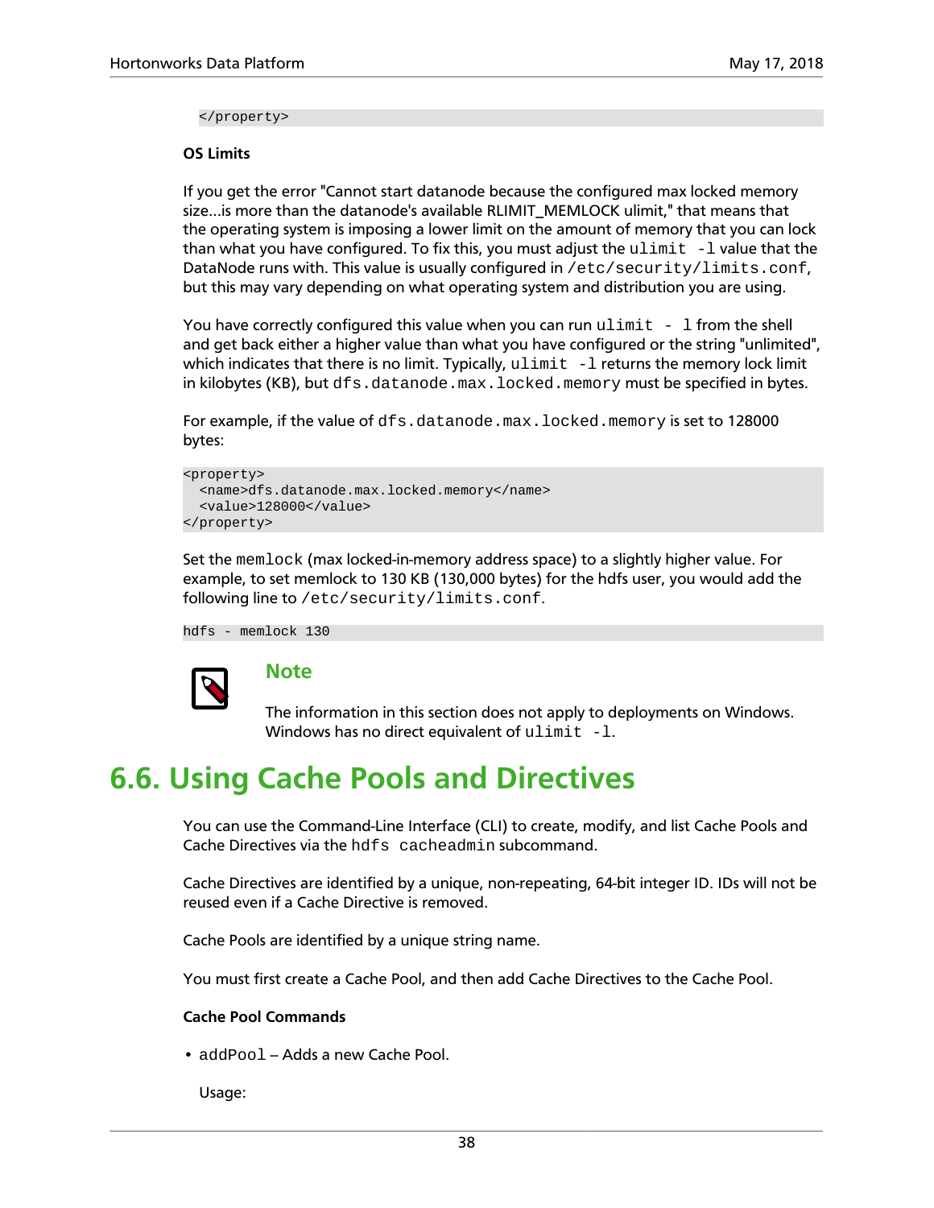```
</property>
```

**OS Limits**

If you get the error "Cannot start datanode because the configured max locked memory size...is more than the datanode's available RLIMIT_MEMLOCK ulimit," that means that the operating system is imposing a lower limit on the amount of memory that you can lock than what you have configured. To fix this, you must adjust the `ulimit -l` value that the DataNode runs with. This value is usually configured in `/etc/security/limits.conf`, but this may vary depending on what operating system and distribution you are using.

You have correctly configured this value when you can run `ulimit - l` from the shell and get back either a higher value than what you have configured or the string "unlimited", which indicates that there is no limit. Typically, `ulimit -l` returns the memory lock limit in kilobytes (KB), but `dfs.datanode.max.locked.memory` must be specified in bytes.

For example, if the value of `dfs.datanode.max.locked.memory` is set to 128000 bytes:

```
<property>
  <name>dfs.datanode.max.locked.memory</name>
  <value>128000</value>
</property>
```

Set the `memlock` (max locked-in-memory address space) to a slightly higher value. For example, to set memlock to 130 KB (130,000 bytes) for the hdfs user, you would add the following line to `/etc/security/limits.conf`.

```
hdfs - memlock 130
```

> **Note**
>
> The information in this section does not apply to deployments on Windows. Windows has no direct equivalent of `ulimit -l`.

## 6.6. Using Cache Pools and Directives

You can use the Command-Line Interface (CLI) to create, modify, and list Cache Pools and Cache Directives via the `hdfs cacheadmin` subcommand.

Cache Directives are identified by a unique, non-repeating, 64-bit integer ID. IDs will not be reused even if a Cache Directive is removed.

Cache Pools are identified by a unique string name.

You must first create a Cache Pool, and then add Cache Directives to the Cache Pool.

**Cache Pool Commands**

- `addPool` – Adds a new Cache Pool.

  Usage: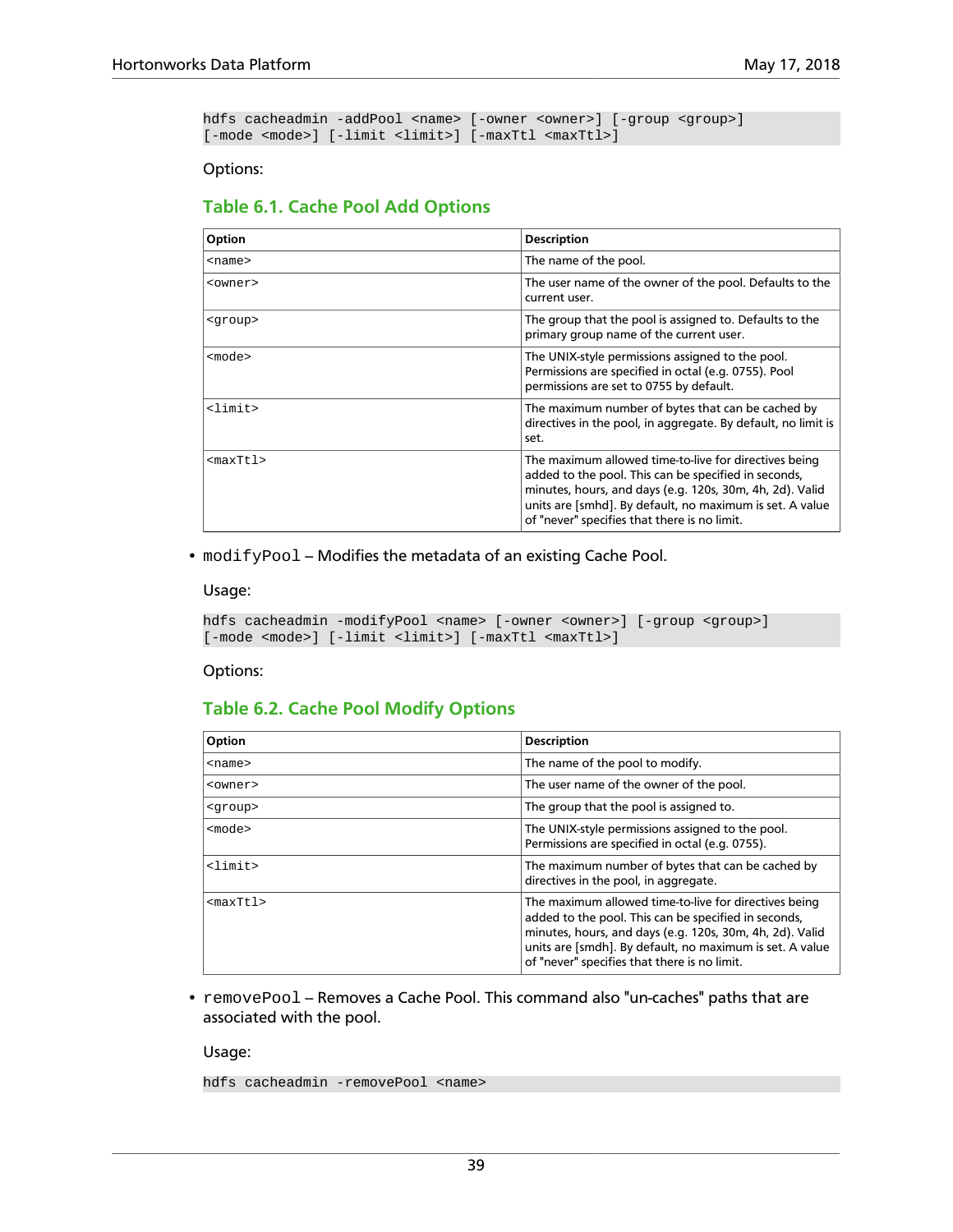```
hdfs cacheadmin -addPool <name> [-owner <owner>] [-group <group>]
[-mode <mode>] [-limit <limit>] [-maxTtl <maxTtl>]
```

Options:

### Table 6.1. Cache Pool Add Options

| Option | Description |
| --- | --- |
| `<name>` | The name of the pool. |
| `<owner>` | The user name of the owner of the pool. Defaults to the current user. |
| `<group>` | The group that the pool is assigned to. Defaults to the primary group name of the current user. |
| `<mode>` | The UNIX-style permissions assigned to the pool. Permissions are specified in octal (e.g. 0755). Pool permissions are set to 0755 by default. |
| `<limit>` | The maximum number of bytes that can be cached by directives in the pool, in aggregate. By default, no limit is set. |
| `<maxTtl>` | The maximum allowed time-to-live for directives being added to the pool. This can be specified in seconds, minutes, hours, and days (e.g. 120s, 30m, 4h, 2d). Valid units are [smhd]. By default, no maximum is set. A value of "never" specifies that there is no limit. |

- `modifyPool` – Modifies the metadata of an existing Cache Pool.

  Usage:

  ```
  hdfs cacheadmin -modifyPool <name> [-owner <owner>] [-group <group>]
  [-mode <mode>] [-limit <limit>] [-maxTtl <maxTtl>]
  ```

  Options:

### Table 6.2. Cache Pool Modify Options

| Option | Description |
| --- | --- |
| `<name>` | The name of the pool to modify. |
| `<owner>` | The user name of the owner of the pool. |
| `<group>` | The group that the pool is assigned to. |
| `<mode>` | The UNIX-style permissions assigned to the pool. Permissions are specified in octal (e.g. 0755). |
| `<limit>` | The maximum number of bytes that can be cached by directives in the pool, in aggregate. |
| `<maxTtl>` | The maximum allowed time-to-live for directives being added to the pool. This can be specified in seconds, minutes, hours, and days (e.g. 120s, 30m, 4h, 2d). Valid units are [smdh]. By default, no maximum is set. A value of "never" specifies that there is no limit. |

- `removePool` – Removes a Cache Pool. This command also "un-caches" paths that are associated with the pool.

  Usage:

  ```
  hdfs cacheadmin -removePool <name>
  ```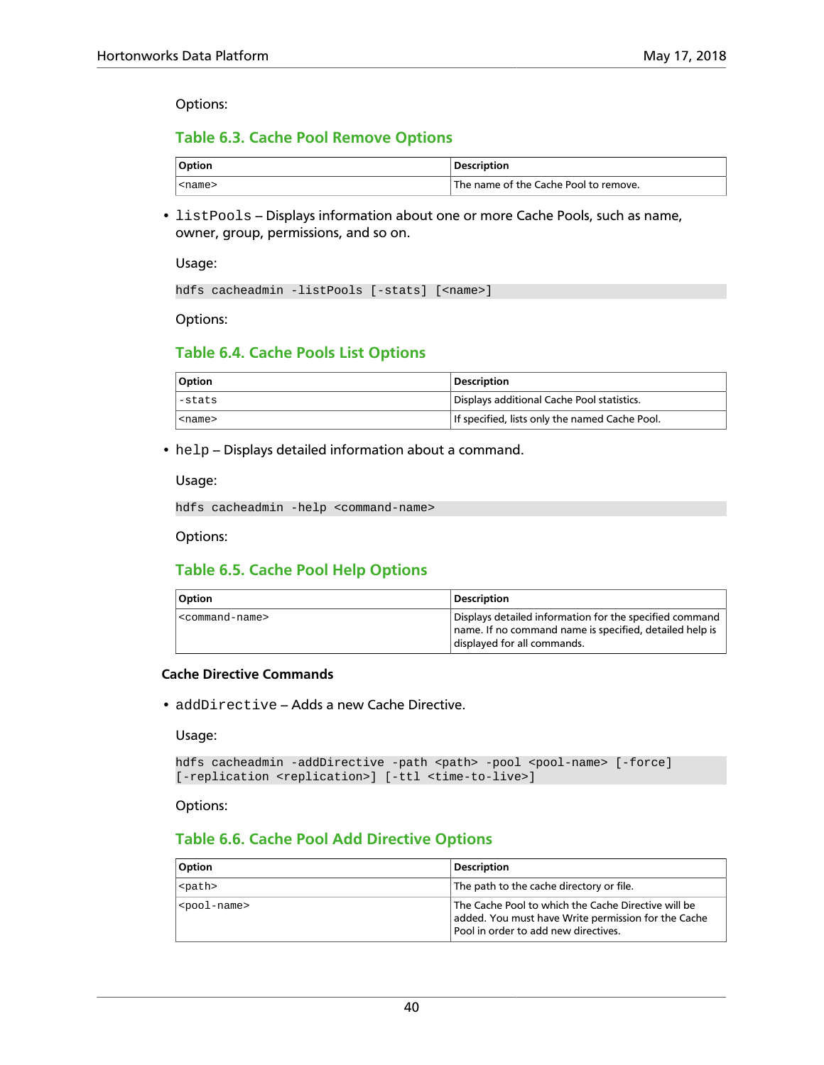Options:

### Table 6.3. Cache Pool Remove Options

| Option | Description |
| --- | --- |
| `<name>` | The name of the Cache Pool to remove. |

- `listPools` – Displays information about one or more Cache Pools, such as name, owner, group, permissions, and so on.

  Usage:

  ```
  hdfs cacheadmin -listPools [-stats] [<name>]
  ```

  Options:

### Table 6.4. Cache Pools List Options

| Option | Description |
| --- | --- |
| `-stats` | Displays additional Cache Pool statistics. |
| `<name>` | If specified, lists only the named Cache Pool. |

- `help` – Displays detailed information about a command.

  Usage:

  ```
  hdfs cacheadmin -help <command-name>
  ```

  Options:

### Table 6.5. Cache Pool Help Options

| Option | Description |
| --- | --- |
| `<command-name>` | Displays detailed information for the specified command name. If no command name is specified, detailed help is displayed for all commands. |

**Cache Directive Commands**

- `addDirective` – Adds a new Cache Directive.

  Usage:

  ```
  hdfs cacheadmin -addDirective -path <path> -pool <pool-name> [-force]
  [-replication <replication>] [-ttl <time-to-live>]
  ```

  Options:

### Table 6.6. Cache Pool Add Directive Options

| Option | Description |
| --- | --- |
| `<path>` | The path to the cache directory or file. |
| `<pool-name>` | The Cache Pool to which the Cache Directive will be added. You must have Write permission for the Cache Pool in order to add new directives. |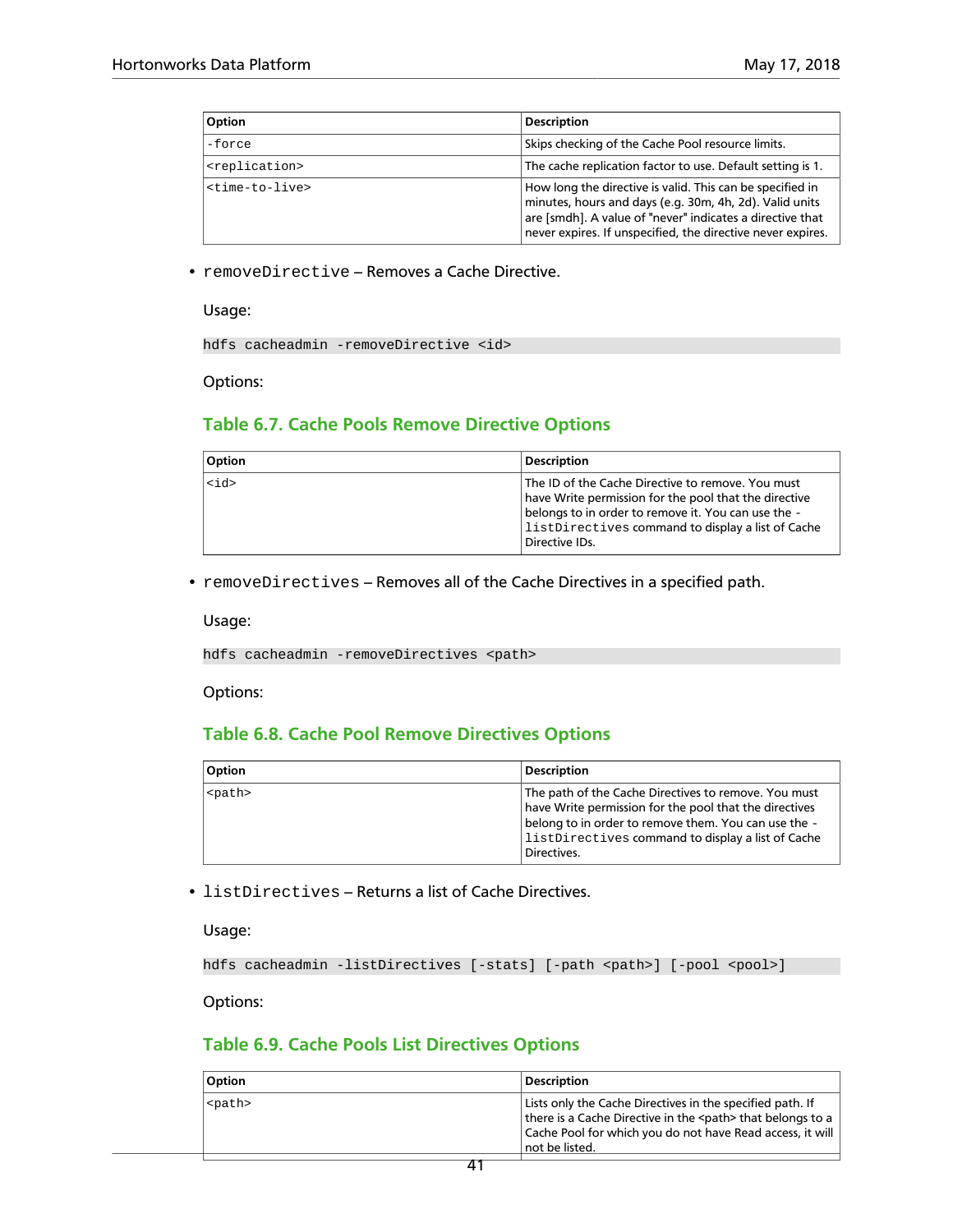| Option | Description |
| --- | --- |
| `-force` | Skips checking of the Cache Pool resource limits. |
| `<replication>` | The cache replication factor to use. Default setting is 1. |
| `<time-to-live>` | How long the directive is valid. This can be specified in minutes, hours and days (e.g. 30m, 4h, 2d). Valid units are [smdh]. A value of "never" indicates a directive that never expires. If unspecified, the directive never expires. |

- `removeDirective` – Removes a Cache Directive.

  Usage:

  ```
  hdfs cacheadmin -removeDirective <id>
  ```

  Options:

  ### Table 6.7. Cache Pools Remove Directive Options

  | Option | Description |
  | --- | --- |
  | `<id>` | The ID of the Cache Directive to remove. You must have Write permission for the pool that the directive belongs to in order to remove it. You can use the `-listDirectives` command to display a list of Cache Directive IDs. |

- `removeDirectives` – Removes all of the Cache Directives in a specified path.

  Usage:

  ```
  hdfs cacheadmin -removeDirectives <path>
  ```

  Options:

  ### Table 6.8. Cache Pool Remove Directives Options

  | Option | Description |
  | --- | --- |
  | `<path>` | The path of the Cache Directives to remove. You must have Write permission for the pool that the directives belong to in order to remove them. You can use the `-listDirectives` command to display a list of Cache Directives. |

- `listDirectives` – Returns a list of Cache Directives.

  Usage:

  ```
  hdfs cacheadmin -listDirectives [-stats] [-path <path>] [-pool <pool>]
  ```

  Options:

  ### Table 6.9. Cache Pools List Directives Options

  | Option | Description |
  | --- | --- |
  | `<path>` | Lists only the Cache Directives in the specified path. If there is a Cache Directive in the <path> that belongs to a Cache Pool for which you do not have Read access, it will not be listed. |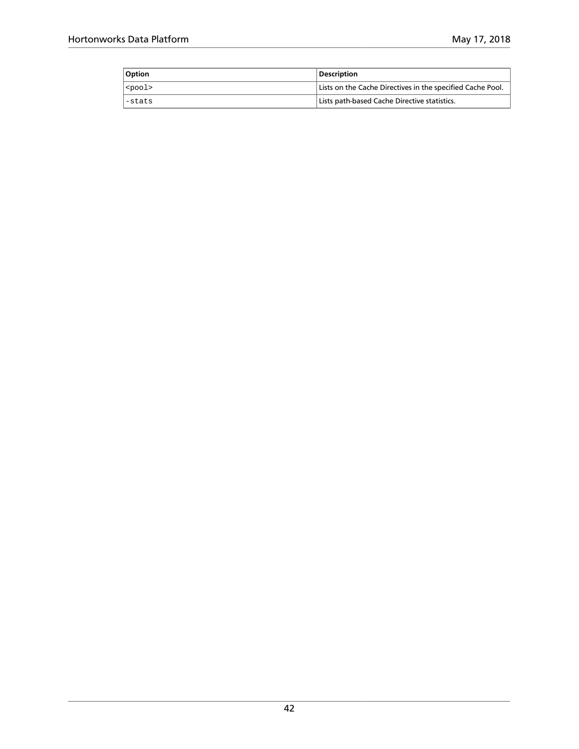| Option | Description |
| --- | --- |
| `<pool>` | Lists on the Cache Directives in the specified Cache Pool. |
| `-stats` | Lists path-based Cache Directive statistics. |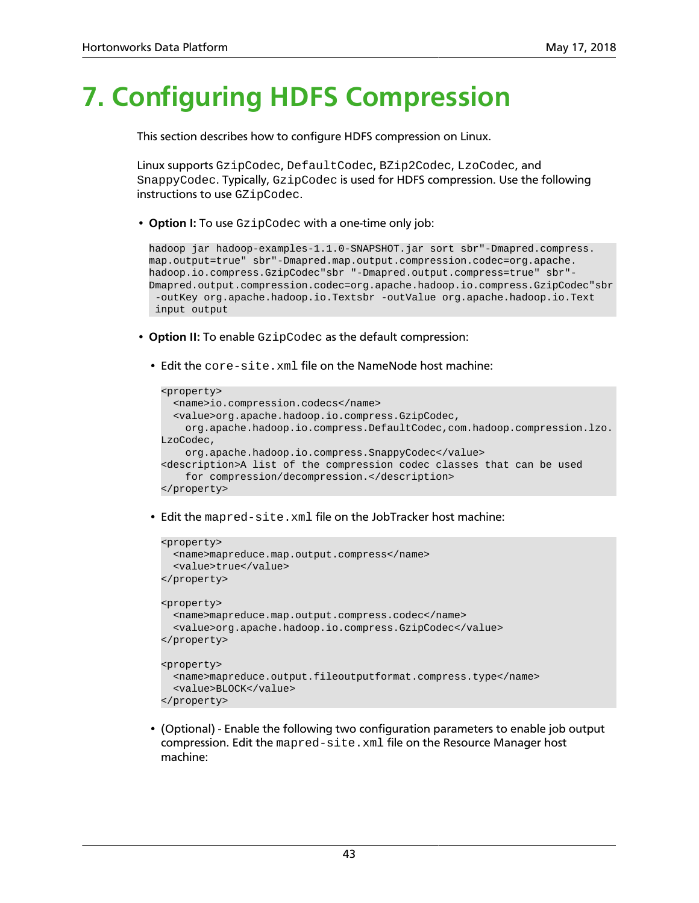# 7. Configuring HDFS Compression

This section describes how to configure HDFS compression on Linux.

Linux supports `GzipCodec`, `DefaultCodec`, `BZip2Codec`, `LzoCodec`, and `SnappyCodec`. Typically, `GzipCodec` is used for HDFS compression. Use the following instructions to use `GZipCodec`.

- **Option I:** To use `GzipCodec` with a one-time only job:

```
hadoop jar hadoop-examples-1.1.0-SNAPSHOT.jar sort sbr"-Dmapred.compress.
map.output=true" sbr"-Dmapred.map.output.compression.codec=org.apache.
hadoop.io.compress.GzipCodec"sbr "-Dmapred.output.compress=true" sbr"-
Dmapred.output.compression.codec=org.apache.hadoop.io.compress.GzipCodec"sbr
 -outKey org.apache.hadoop.io.Textsbr -outValue org.apache.hadoop.io.Text
 input output
```

- **Option II:** To enable `GzipCodec` as the default compression:
  - Edit the `core-site.xml` file on the NameNode host machine:

```
<property>
  <name>io.compression.codecs</name>
  <value>org.apache.hadoop.io.compress.GzipCodec,
    org.apache.hadoop.io.compress.DefaultCodec,com.hadoop.compression.lzo.
LzoCodec,
    org.apache.hadoop.io.compress.SnappyCodec</value>
<description>A list of the compression codec classes that can be used
    for compression/decompression.</description>
</property>
```

  - Edit the `mapred-site.xml` file on the JobTracker host machine:

```
<property>
  <name>mapreduce.map.output.compress</name>
  <value>true</value>
</property>

<property>
  <name>mapreduce.map.output.compress.codec</name>
  <value>org.apache.hadoop.io.compress.GzipCodec</value>
</property>

<property>
  <name>mapreduce.output.fileoutputformat.compress.type</name>
  <value>BLOCK</value>
</property>
```

  - (Optional) - Enable the following two configuration parameters to enable job output compression. Edit the `mapred-site.xml` file on the Resource Manager host machine: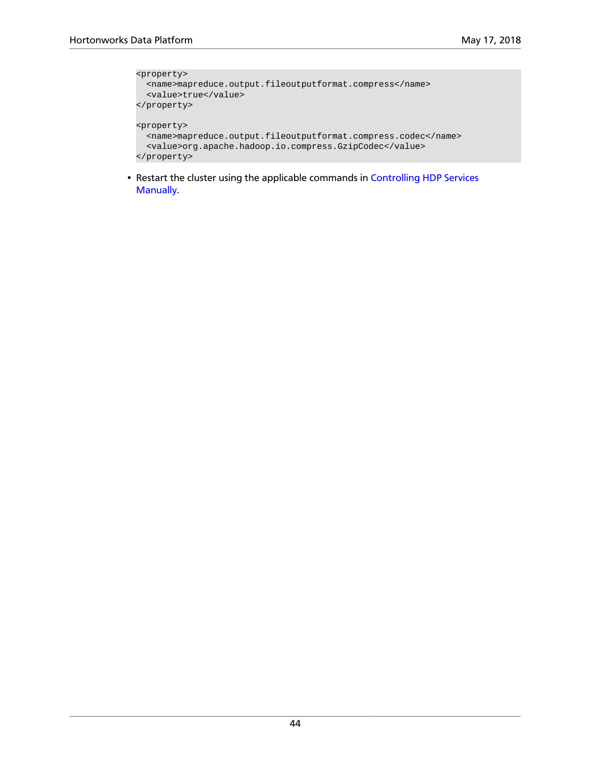```
<property>
  <name>mapreduce.output.fileoutputformat.compress</name>
  <value>true</value>
</property>

<property>
  <name>mapreduce.output.fileoutputformat.compress.codec</name>
  <value>org.apache.hadoop.io.compress.GzipCodec</value>
</property>
```

- Restart the cluster using the applicable commands in Controlling HDP Services Manually.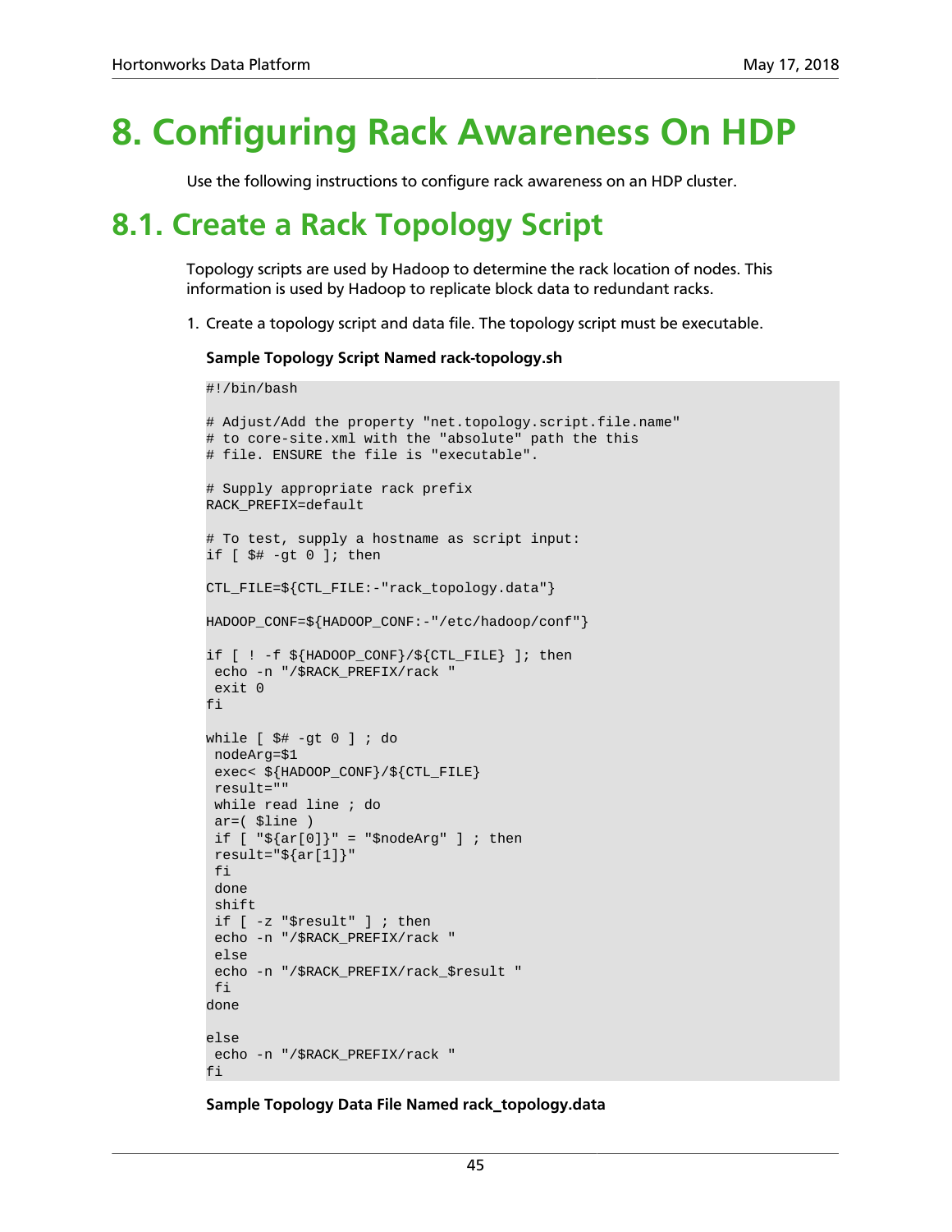# 8. Configuring Rack Awareness On HDP

Use the following instructions to configure rack awareness on an HDP cluster.

## 8.1. Create a Rack Topology Script

Topology scripts are used by Hadoop to determine the rack location of nodes. This information is used by Hadoop to replicate block data to redundant racks.

1. Create a topology script and data file. The topology script must be executable.

   **Sample Topology Script Named rack-topology.sh**

```
#!/bin/bash

# Adjust/Add the property "net.topology.script.file.name"
# to core-site.xml with the "absolute" path the this
# file. ENSURE the file is "executable".

# Supply appropriate rack prefix
RACK_PREFIX=default

# To test, supply a hostname as script input:
if [ $# -gt 0 ]; then

CTL_FILE=${CTL_FILE:-"rack_topology.data"}

HADOOP_CONF=${HADOOP_CONF:-"/etc/hadoop/conf"}

if [ ! -f ${HADOOP_CONF}/${CTL_FILE} ]; then
 echo -n "/$RACK_PREFIX/rack "
 exit 0
fi

while [ $# -gt 0 ] ; do
 nodeArg=$1
 exec< ${HADOOP_CONF}/${CTL_FILE}
 result=""
 while read line ; do
 ar=( $line )
 if [ "${ar[0]}" = "$nodeArg" ] ; then
 result="${ar[1]}"
 fi
 done
 shift
 if [ -z "$result" ] ; then
 echo -n "/$RACK_PREFIX/rack "
 else
 echo -n "/$RACK_PREFIX/rack_$result "
 fi
done

else
 echo -n "/$RACK_PREFIX/rack "
fi
```

   **Sample Topology Data File Named rack_topology.data**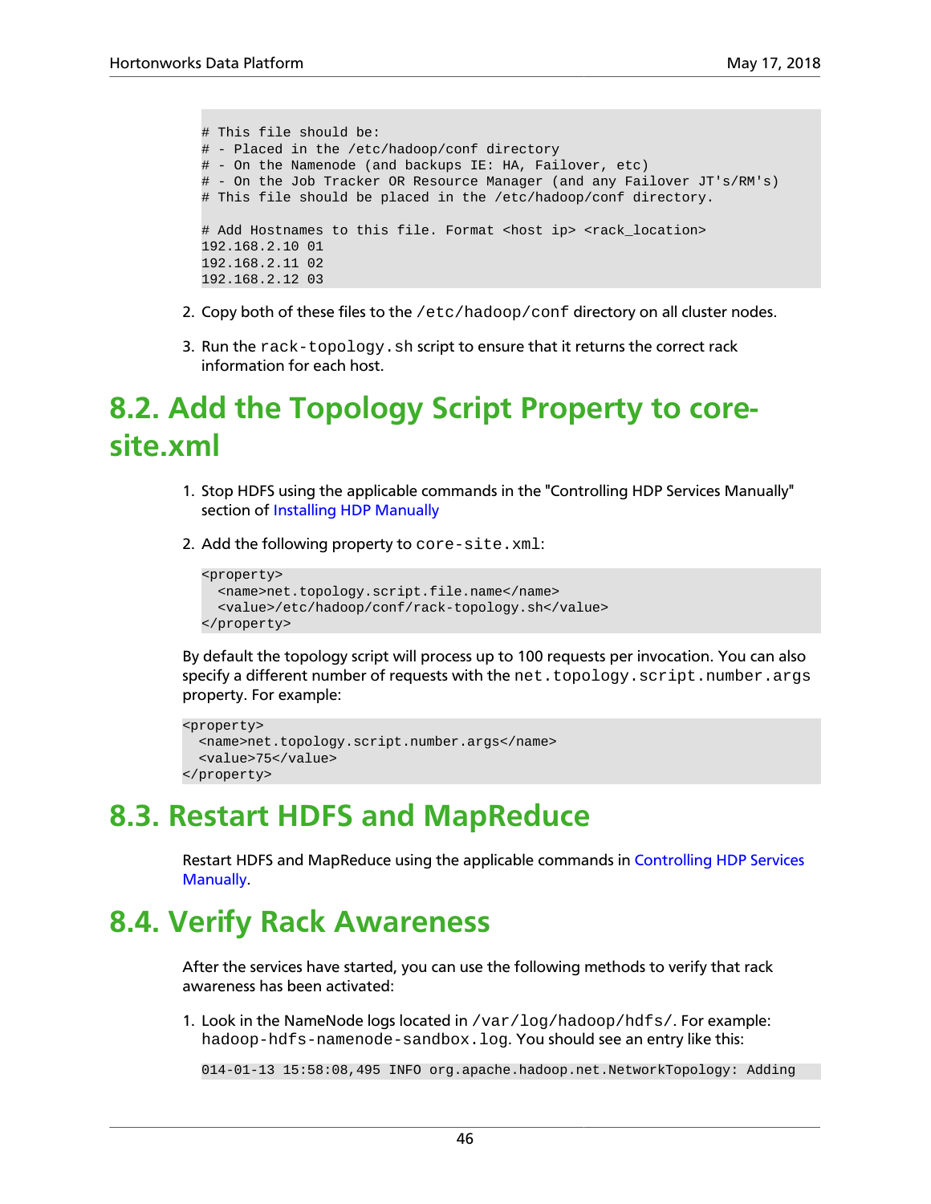```
# This file should be:
# - Placed in the /etc/hadoop/conf directory
# - On the Namenode (and backups IE: HA, Failover, etc)
# - On the Job Tracker OR Resource Manager (and any Failover JT's/RM's)
# This file should be placed in the /etc/hadoop/conf directory.

# Add Hostnames to this file. Format <host ip> <rack_location>
192.168.2.10 01
192.168.2.11 02
192.168.2.12 03
```

2. Copy both of these files to the `/etc/hadoop/conf` directory on all cluster nodes.

3. Run the `rack-topology.sh` script to ensure that it returns the correct rack information for each host.

# 8.2. Add the Topology Script Property to core-site.xml

1. Stop HDFS using the applicable commands in the "Controlling HDP Services Manually" section of Installing HDP Manually

2. Add the following property to `core-site.xml`:

```
<property>
  <name>net.topology.script.file.name</name>
  <value>/etc/hadoop/conf/rack-topology.sh</value>
</property>
```

By default the topology script will process up to 100 requests per invocation. You can also specify a different number of requests with the `net.topology.script.number.args` property. For example:

```
<property>
  <name>net.topology.script.number.args</name>
  <value>75</value>
</property>
```

# 8.3. Restart HDFS and MapReduce

Restart HDFS and MapReduce using the applicable commands in Controlling HDP Services Manually.

# 8.4. Verify Rack Awareness

After the services have started, you can use the following methods to verify that rack awareness has been activated:

1. Look in the NameNode logs located in `/var/log/hadoop/hdfs/`. For example: `hadoop-hdfs-namenode-sandbox.log`. You should see an entry like this:

```
014-01-13 15:58:08,495 INFO org.apache.hadoop.net.NetworkTopology: Adding
```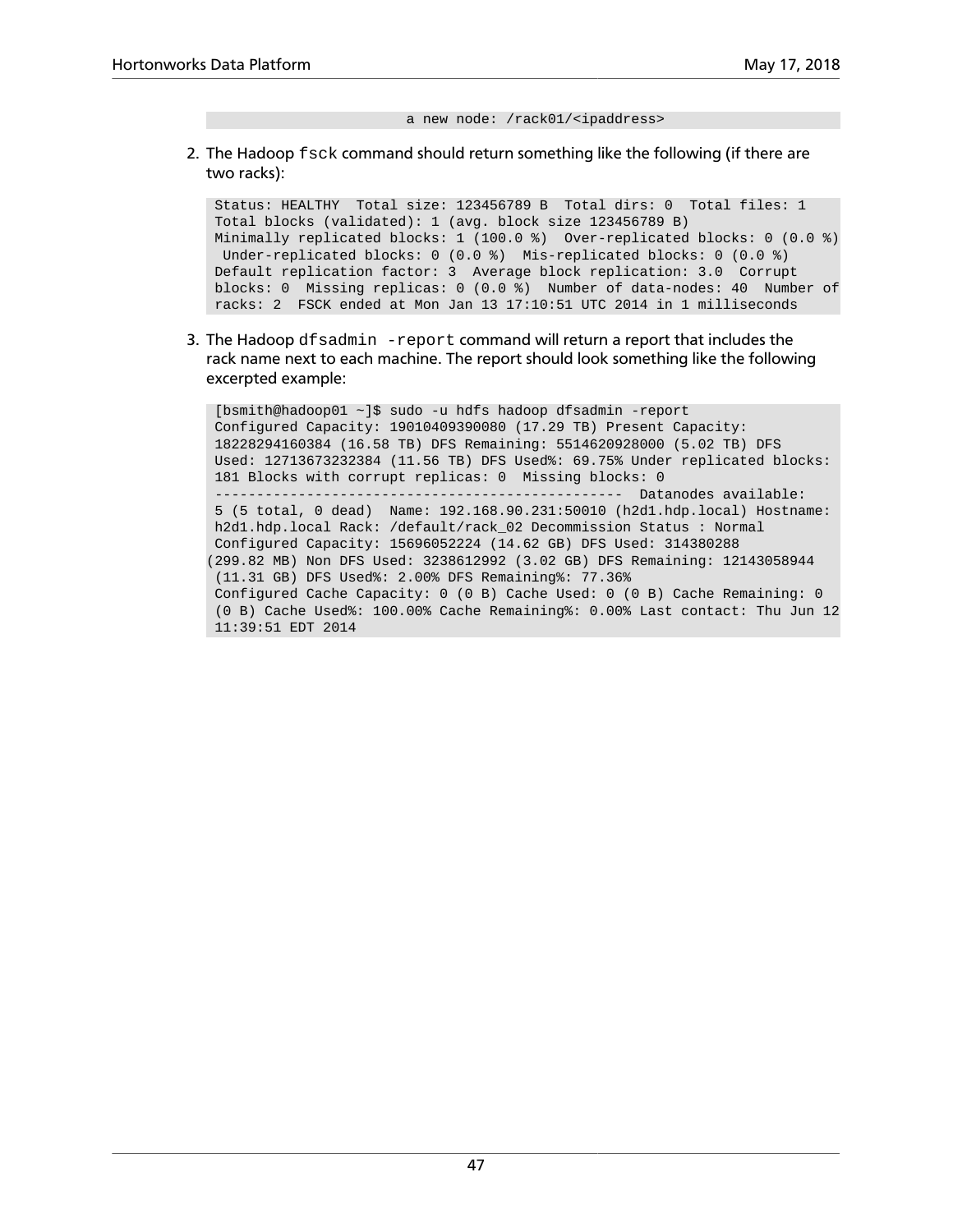```
                         a new node: /rack01/<ipaddress>
```

2. The Hadoop `fsck` command should return something like the following (if there are two racks):

```
Status: HEALTHY  Total size: 123456789 B  Total dirs: 0  Total files: 1
Total blocks (validated): 1 (avg. block size 123456789 B)
Minimally replicated blocks: 1 (100.0 %)  Over-replicated blocks: 0 (0.0 %)
 Under-replicated blocks: 0 (0.0 %)  Mis-replicated blocks: 0 (0.0 %)
Default replication factor: 3  Average block replication: 3.0  Corrupt
blocks: 0  Missing replicas: 0 (0.0 %)  Number of data-nodes: 40  Number of
racks: 2  FSCK ended at Mon Jan 13 17:10:51 UTC 2014 in 1 milliseconds
```

3. The Hadoop `dfsadmin -report` command will return a report that includes the rack name next to each machine. The report should look something like the following excerpted example:

```
[bsmith@hadoop01 ~]$ sudo -u hdfs hadoop dfsadmin -report
Configured Capacity: 19010409390080 (17.29 TB) Present Capacity:
18228294160384 (16.58 TB) DFS Remaining: 5514620928000 (5.02 TB) DFS
Used: 12713673232384 (11.56 TB) DFS Used%: 69.75% Under replicated blocks:
181 Blocks with corrupt replicas: 0  Missing blocks: 0
-------------------------------------------------  Datanodes available:
5 (5 total, 0 dead)  Name: 192.168.90.231:50010 (h2d1.hdp.local) Hostname:
h2d1.hdp.local Rack: /default/rack_02 Decommission Status : Normal
Configured Capacity: 15696052224 (14.62 GB) DFS Used: 314380288
(299.82 MB) Non DFS Used: 3238612992 (3.02 GB) DFS Remaining: 12143058944
(11.31 GB) DFS Used%: 2.00% DFS Remaining%: 77.36%
Configured Cache Capacity: 0 (0 B) Cache Used: 0 (0 B) Cache Remaining: 0
(0 B) Cache Used%: 100.00% Cache Remaining%: 0.00% Last contact: Thu Jun 12
11:39:51 EDT 2014
```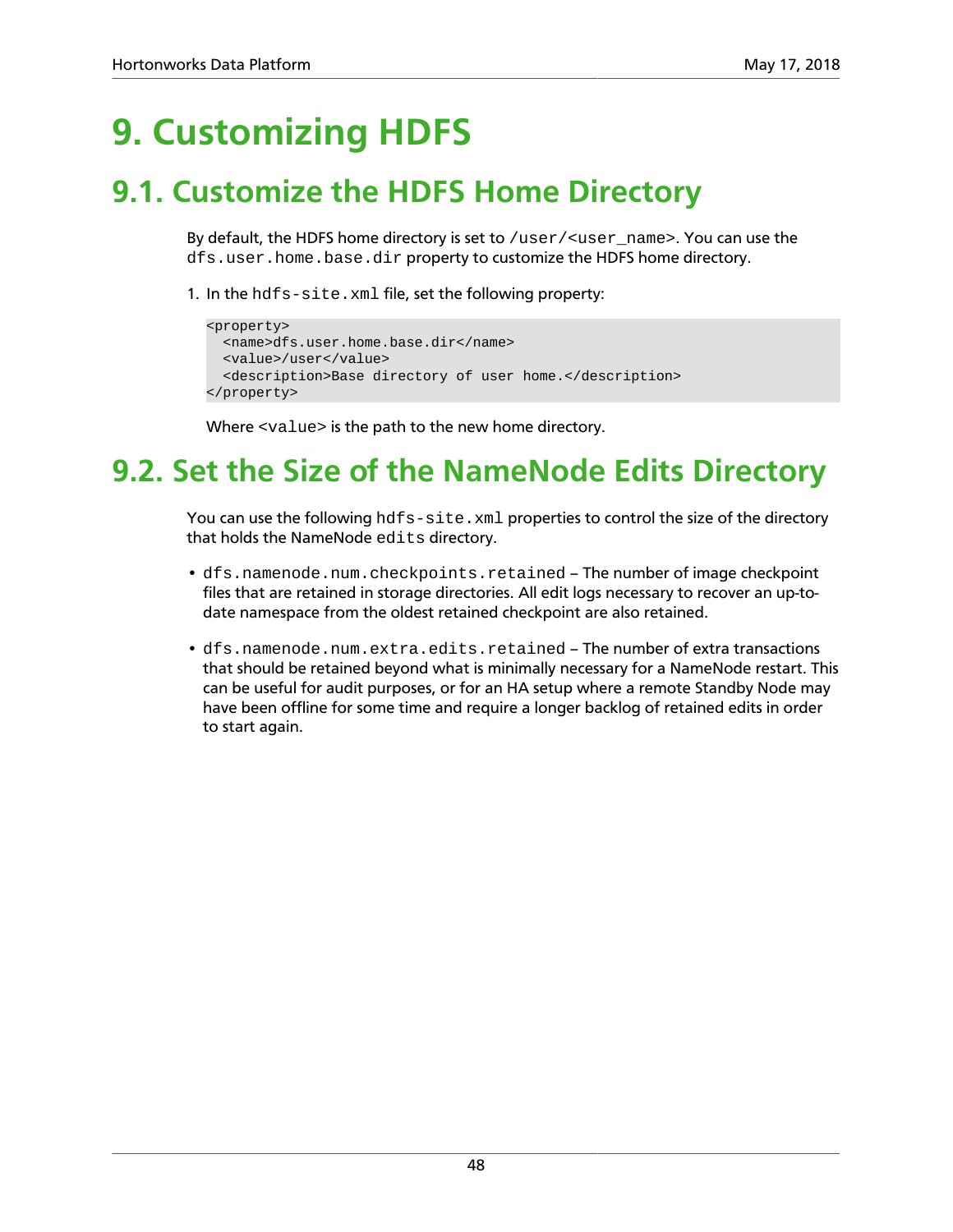# 9. Customizing HDFS

## 9.1. Customize the HDFS Home Directory

By default, the HDFS home directory is set to `/user/<user_name>`. You can use the `dfs.user.home.base.dir` property to customize the HDFS home directory.

1. In the `hdfs-site.xml` file, set the following property:

```
<property>
  <name>dfs.user.home.base.dir</name>
  <value>/user</value>
  <description>Base directory of user home.</description>
</property>
```

   Where `<value>` is the path to the new home directory.

## 9.2. Set the Size of the NameNode Edits Directory

You can use the following `hdfs-site.xml` properties to control the size of the directory that holds the NameNode `edits` directory.

- `dfs.namenode.num.checkpoints.retained` – The number of image checkpoint files that are retained in storage directories. All edit logs necessary to recover an up-to-date namespace from the oldest retained checkpoint are also retained.
- `dfs.namenode.num.extra.edits.retained` – The number of extra transactions that should be retained beyond what is minimally necessary for a NameNode restart. This can be useful for audit purposes, or for an HA setup where a remote Standby Node may have been offline for some time and require a longer backlog of retained edits in order to start again.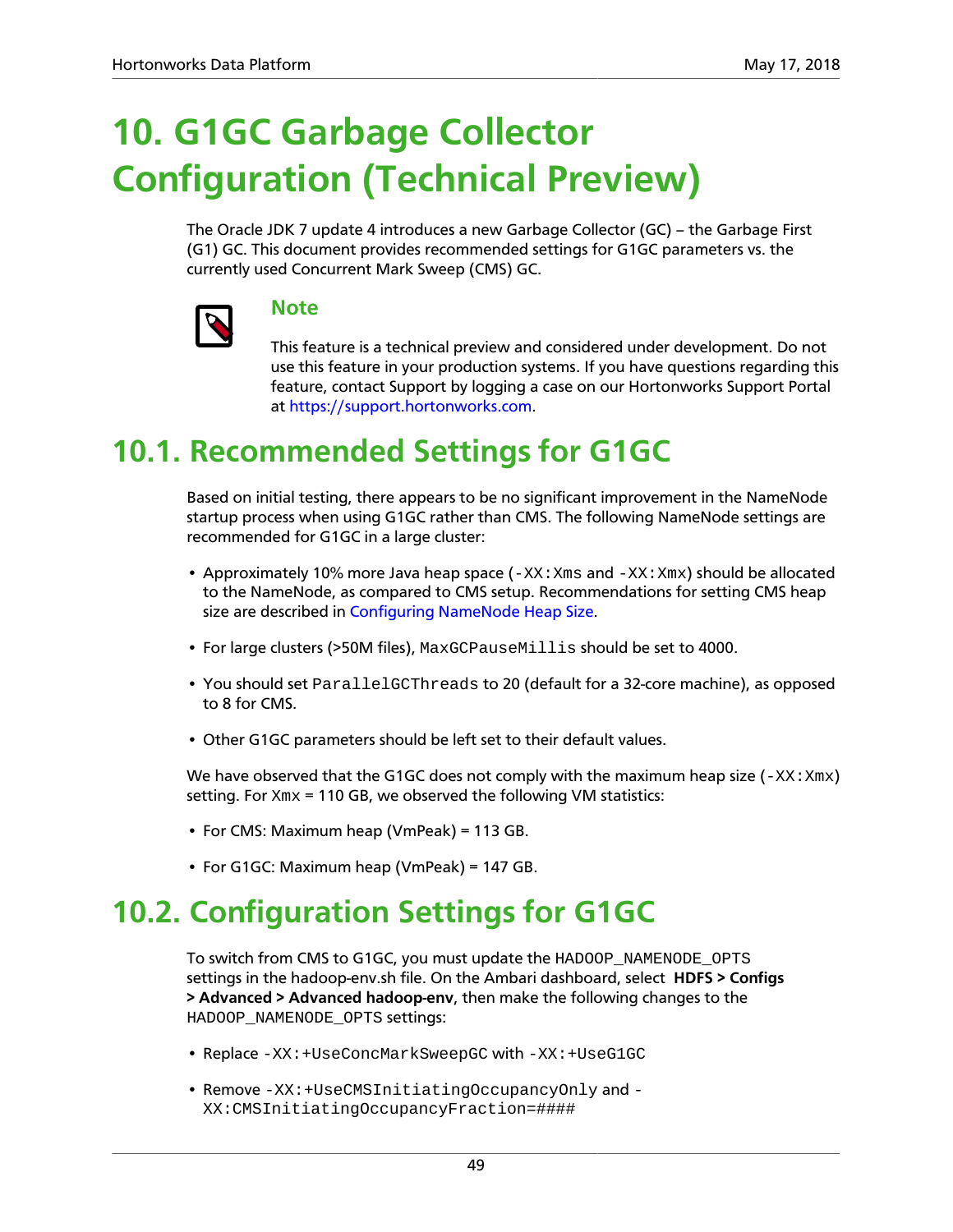# 10. G1GC Garbage Collector Configuration (Technical Preview)

The Oracle JDK 7 update 4 introduces a new Garbage Collector (GC) – the Garbage First (G1) GC. This document provides recommended settings for G1GC parameters vs. the currently used Concurrent Mark Sweep (CMS) GC.

> **Note**
>
> This feature is a technical preview and considered under development. Do not use this feature in your production systems. If you have questions regarding this feature, contact Support by logging a case on our Hortonworks Support Portal at https://support.hortonworks.com.

## 10.1. Recommended Settings for G1GC

Based on initial testing, there appears to be no significant improvement in the NameNode startup process when using G1GC rather than CMS. The following NameNode settings are recommended for G1GC in a large cluster:

- Approximately 10% more Java heap space (`-XX:Xms` and `-XX:Xmx`) should be allocated to the NameNode, as compared to CMS setup. Recommendations for setting CMS heap size are described in Configuring NameNode Heap Size.
- For large clusters (>50M files), `MaxGCPauseMillis` should be set to 4000.
- You should set `ParallelGCThreads` to 20 (default for a 32-core machine), as opposed to 8 for CMS.
- Other G1GC parameters should be left set to their default values.

We have observed that the G1GC does not comply with the maximum heap size (`-XX:Xmx`) setting. For `Xmx` = 110 GB, we observed the following VM statistics:

- For CMS: Maximum heap (VmPeak) = 113 GB.
- For G1GC: Maximum heap (VmPeak) = 147 GB.

## 10.2. Configuration Settings for G1GC

To switch from CMS to G1GC, you must update the `HADOOP_NAMENODE_OPTS` settings in the hadoop-env.sh file. On the Ambari dashboard, select **HDFS > Configs > Advanced > Advanced hadoop-env**, then make the following changes to the `HADOOP_NAMENODE_OPTS` settings:

- Replace `-XX:+UseConcMarkSweepGC` with `-XX:+UseG1GC`
- Remove `-XX:+UseCMSInitiatingOccupancyOnly` and `-XX:CMSInitiatingOccupancyFraction=####`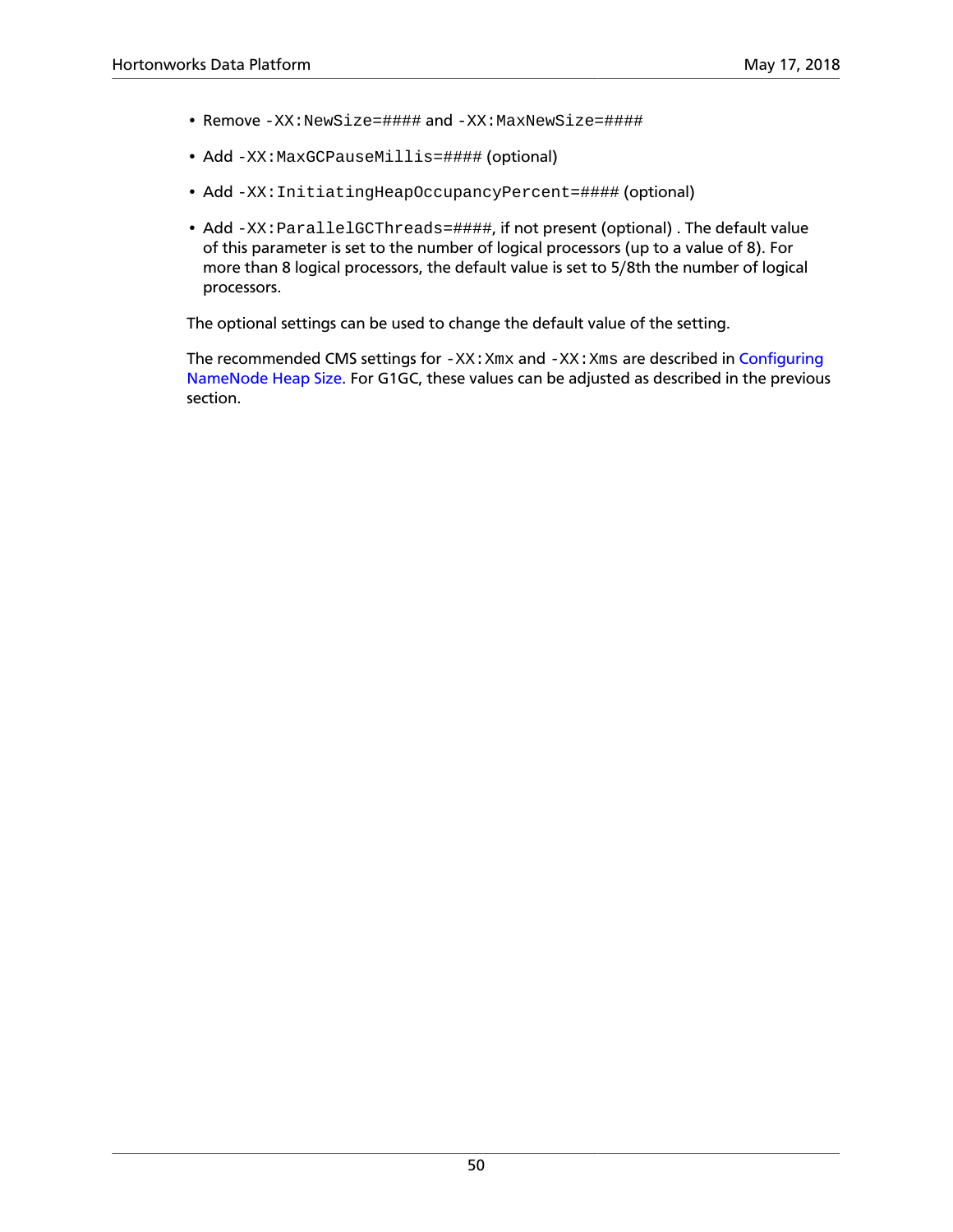- Remove `-XX:NewSize=####` and `-XX:MaxNewSize=####`
- Add `-XX:MaxGCPauseMillis=####` (optional)
- Add `-XX:InitiatingHeapOccupancyPercent=####` (optional)
- Add `-XX:ParallelGCThreads=####`, if not present (optional) . The default value of this parameter is set to the number of logical processors (up to a value of 8). For more than 8 logical processors, the default value is set to 5/8th the number of logical processors.

The optional settings can be used to change the default value of the setting.

The recommended CMS settings for `-XX:Xmx` and `-XX:Xms` are described in Configuring NameNode Heap Size. For G1GC, these values can be adjusted as described in the previous section.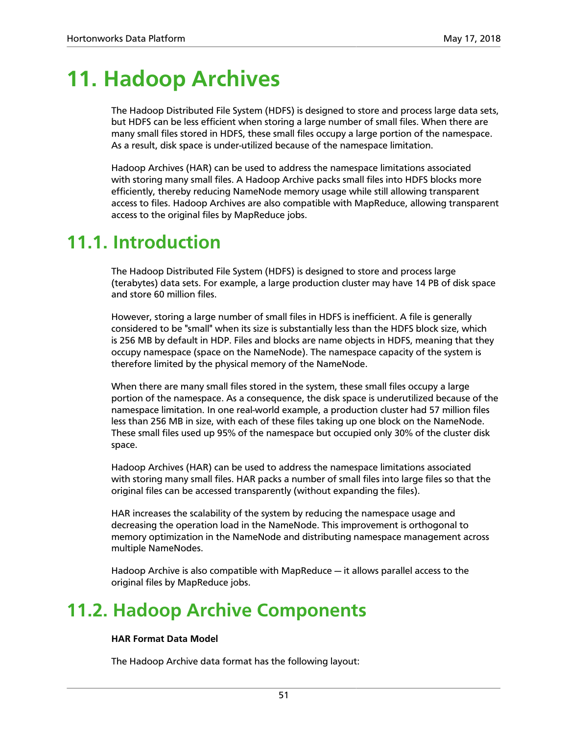# 11. Hadoop Archives

The Hadoop Distributed File System (HDFS) is designed to store and process large data sets, but HDFS can be less efficient when storing a large number of small files. When there are many small files stored in HDFS, these small files occupy a large portion of the namespace. As a result, disk space is under-utilized because of the namespace limitation.

Hadoop Archives (HAR) can be used to address the namespace limitations associated with storing many small files. A Hadoop Archive packs small files into HDFS blocks more efficiently, thereby reducing NameNode memory usage while still allowing transparent access to files. Hadoop Archives are also compatible with MapReduce, allowing transparent access to the original files by MapReduce jobs.

## 11.1. Introduction

The Hadoop Distributed File System (HDFS) is designed to store and process large (terabytes) data sets. For example, a large production cluster may have 14 PB of disk space and store 60 million files.

However, storing a large number of small files in HDFS is inefficient. A file is generally considered to be "small" when its size is substantially less than the HDFS block size, which is 256 MB by default in HDP. Files and blocks are name objects in HDFS, meaning that they occupy namespace (space on the NameNode). The namespace capacity of the system is therefore limited by the physical memory of the NameNode.

When there are many small files stored in the system, these small files occupy a large portion of the namespace. As a consequence, the disk space is underutilized because of the namespace limitation. In one real-world example, a production cluster had 57 million files less than 256 MB in size, with each of these files taking up one block on the NameNode. These small files used up 95% of the namespace but occupied only 30% of the cluster disk space.

Hadoop Archives (HAR) can be used to address the namespace limitations associated with storing many small files. HAR packs a number of small files into large files so that the original files can be accessed transparently (without expanding the files).

HAR increases the scalability of the system by reducing the namespace usage and decreasing the operation load in the NameNode. This improvement is orthogonal to memory optimization in the NameNode and distributing namespace management across multiple NameNodes.

Hadoop Archive is also compatible with MapReduce — it allows parallel access to the original files by MapReduce jobs.

## 11.2. Hadoop Archive Components

**HAR Format Data Model**

The Hadoop Archive data format has the following layout: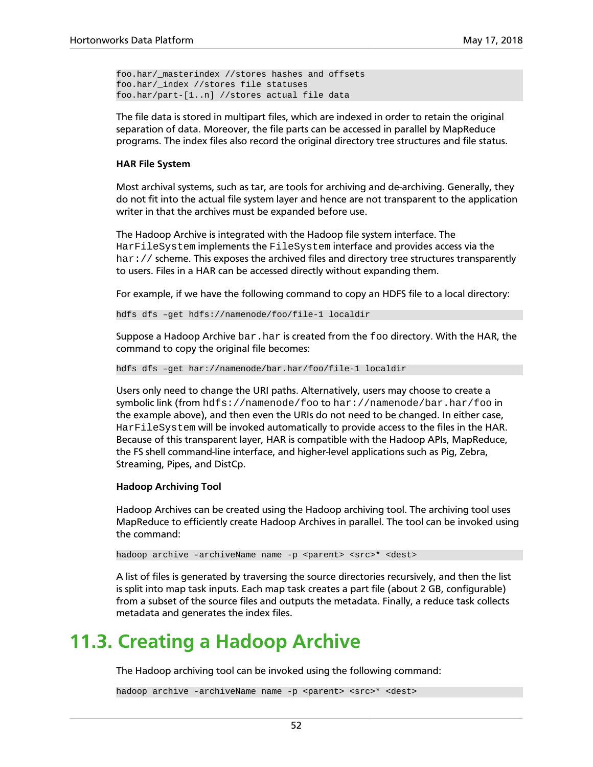```
foo.har/_masterindex //stores hashes and offsets
foo.har/_index //stores file statuses
foo.har/part-[1..n] //stores actual file data
```

The file data is stored in multipart files, which are indexed in order to retain the original separation of data. Moreover, the file parts can be accessed in parallel by MapReduce programs. The index files also record the original directory tree structures and file status.

**HAR File System**

Most archival systems, such as tar, are tools for archiving and de-archiving. Generally, they do not fit into the actual file system layer and hence are not transparent to the application writer in that the archives must be expanded before use.

The Hadoop Archive is integrated with the Hadoop file system interface. The `HarFileSystem` implements the `FileSystem` interface and provides access via the `har://` scheme. This exposes the archived files and directory tree structures transparently to users. Files in a HAR can be accessed directly without expanding them.

For example, if we have the following command to copy an HDFS file to a local directory:

```
hdfs dfs –get hdfs://namenode/foo/file-1 localdir
```

Suppose a Hadoop Archive `bar.har` is created from the `foo` directory. With the HAR, the command to copy the original file becomes:

```
hdfs dfs –get har://namenode/bar.har/foo/file-1 localdir
```

Users only need to change the URI paths. Alternatively, users may choose to create a symbolic link (from `hdfs://namenode/foo` to `har://namenode/bar.har/foo` in the example above), and then even the URIs do not need to be changed. In either case, `HarFileSystem` will be invoked automatically to provide access to the files in the HAR. Because of this transparent layer, HAR is compatible with the Hadoop APIs, MapReduce, the FS shell command-line interface, and higher-level applications such as Pig, Zebra, Streaming, Pipes, and DistCp.

**Hadoop Archiving Tool**

Hadoop Archives can be created using the Hadoop archiving tool. The archiving tool uses MapReduce to efficiently create Hadoop Archives in parallel. The tool can be invoked using the command:

```
hadoop archive -archiveName name -p <parent> <src>* <dest>
```

A list of files is generated by traversing the source directories recursively, and then the list is split into map task inputs. Each map task creates a part file (about 2 GB, configurable) from a subset of the source files and outputs the metadata. Finally, a reduce task collects metadata and generates the index files.

## 11.3. Creating a Hadoop Archive

The Hadoop archiving tool can be invoked using the following command:

```
hadoop archive -archiveName name -p <parent> <src>* <dest>
```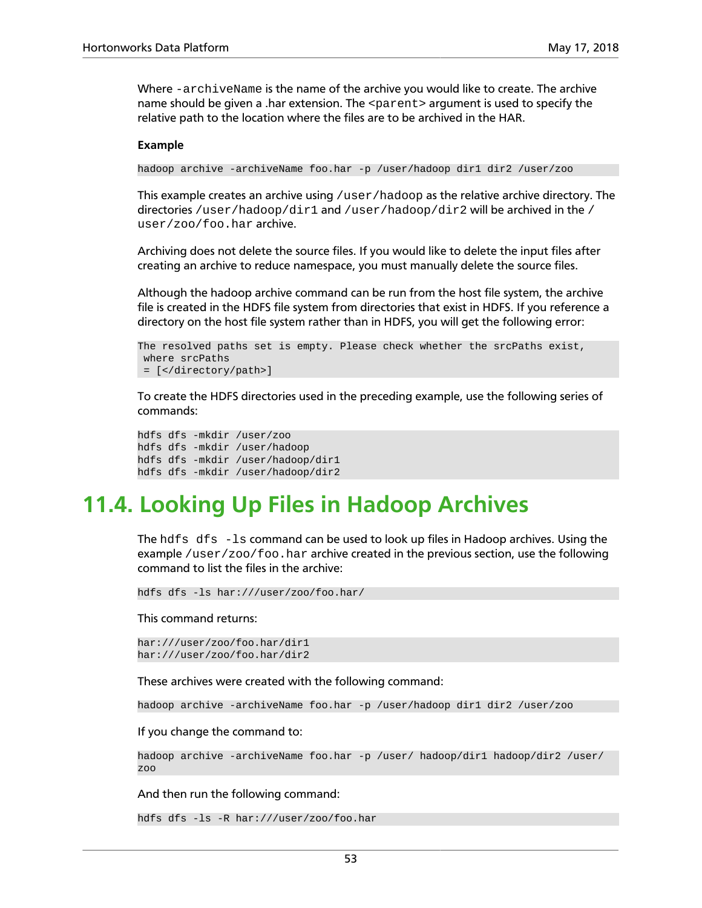Where `-archiveName` is the name of the archive you would like to create. The archive name should be given a .har extension. The `<parent>` argument is used to specify the relative path to the location where the files are to be archived in the HAR.

**Example**

```
hadoop archive -archiveName foo.har -p /user/hadoop dir1 dir2 /user/zoo
```

This example creates an archive using `/user/hadoop` as the relative archive directory. The directories `/user/hadoop/dir1` and `/user/hadoop/dir2` will be archived in the `/user/zoo/foo.har` archive.

Archiving does not delete the source files. If you would like to delete the input files after creating an archive to reduce namespace, you must manually delete the source files.

Although the hadoop archive command can be run from the host file system, the archive file is created in the HDFS file system from directories that exist in HDFS. If you reference a directory on the host file system rather than in HDFS, you will get the following error:

```
The resolved paths set is empty. Please check whether the srcPaths exist,
 where srcPaths
 = [</directory/path>]
```

To create the HDFS directories used in the preceding example, use the following series of commands:

```
hdfs dfs -mkdir /user/zoo
hdfs dfs -mkdir /user/hadoop
hdfs dfs -mkdir /user/hadoop/dir1
hdfs dfs -mkdir /user/hadoop/dir2
```

## 11.4. Looking Up Files in Hadoop Archives

The `hdfs dfs -ls` command can be used to look up files in Hadoop archives. Using the example `/user/zoo/foo.har` archive created in the previous section, use the following command to list the files in the archive:

```
hdfs dfs -ls har:///user/zoo/foo.har/
```

This command returns:

```
har:///user/zoo/foo.har/dir1
har:///user/zoo/foo.har/dir2
```

These archives were created with the following command:

```
hadoop archive -archiveName foo.har -p /user/hadoop dir1 dir2 /user/zoo
```

If you change the command to:

```
hadoop archive -archiveName foo.har -p /user/ hadoop/dir1 hadoop/dir2 /user/
zoo
```

And then run the following command:

```
hdfs dfs -ls -R har:///user/zoo/foo.har
```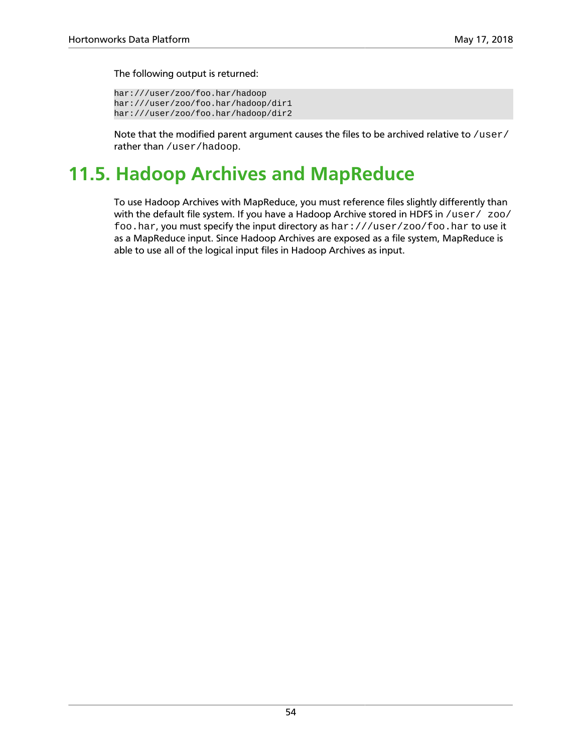The following output is returned:

```
har:///user/zoo/foo.har/hadoop
har:///user/zoo/foo.har/hadoop/dir1
har:///user/zoo/foo.har/hadoop/dir2
```

Note that the modified parent argument causes the files to be archived relative to `/user/` rather than `/user/hadoop`.

# 11.5. Hadoop Archives and MapReduce

To use Hadoop Archives with MapReduce, you must reference files slightly differently than with the default file system. If you have a Hadoop Archive stored in HDFS in `/user/ zoo/ foo.har`, you must specify the input directory as `har:///user/zoo/foo.har` to use it as a MapReduce input. Since Hadoop Archives are exposed as a file system, MapReduce is able to use all of the logical input files in Hadoop Archives as input.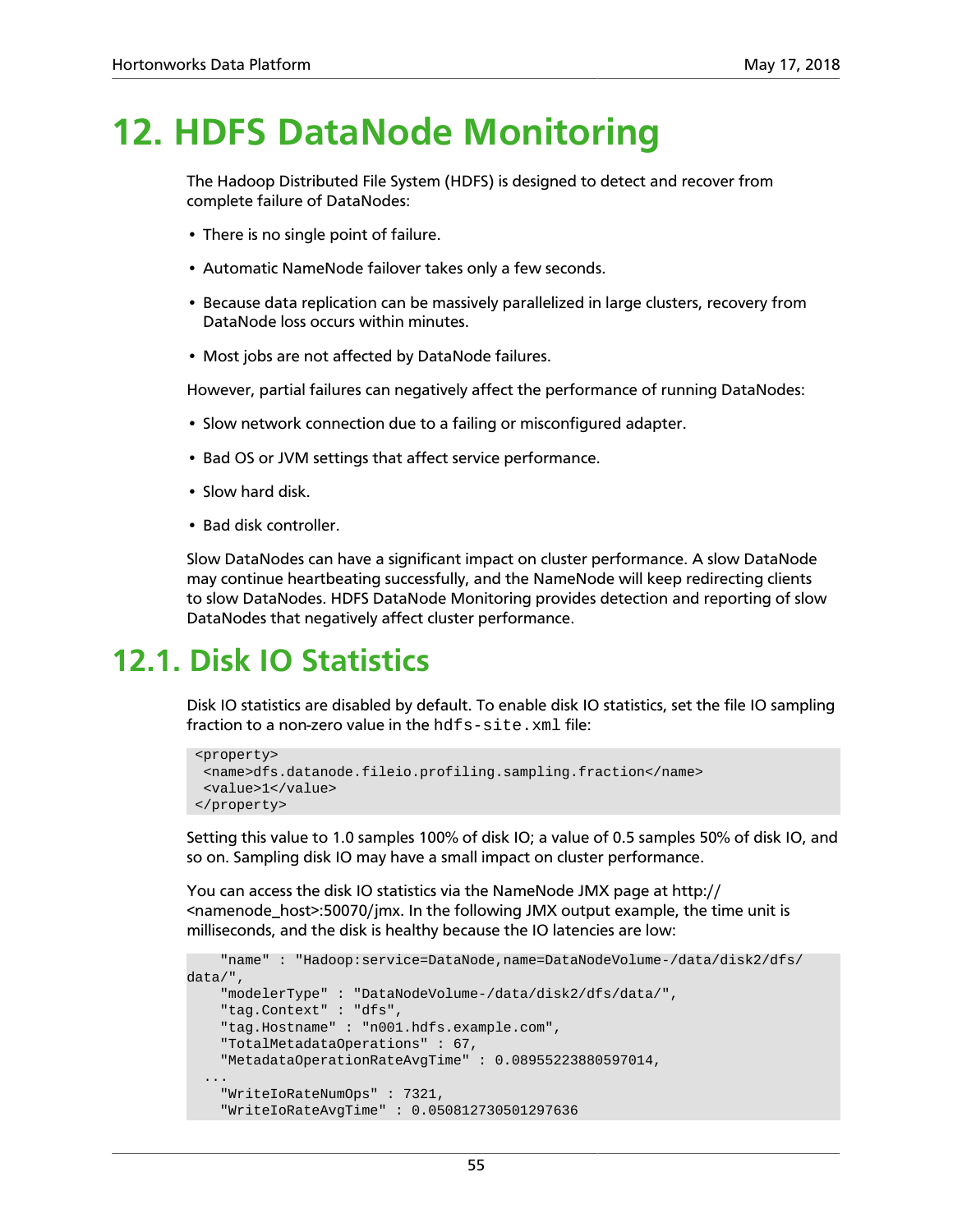# 12. HDFS DataNode Monitoring

The Hadoop Distributed File System (HDFS) is designed to detect and recover from complete failure of DataNodes:

- There is no single point of failure.
- Automatic NameNode failover takes only a few seconds.
- Because data replication can be massively parallelized in large clusters, recovery from DataNode loss occurs within minutes.
- Most jobs are not affected by DataNode failures.

However, partial failures can negatively affect the performance of running DataNodes:

- Slow network connection due to a failing or misconfigured adapter.
- Bad OS or JVM settings that affect service performance.
- Slow hard disk.
- Bad disk controller.

Slow DataNodes can have a significant impact on cluster performance. A slow DataNode may continue heartbeating successfully, and the NameNode will keep redirecting clients to slow DataNodes. HDFS DataNode Monitoring provides detection and reporting of slow DataNodes that negatively affect cluster performance.

## 12.1. Disk IO Statistics

Disk IO statistics are disabled by default. To enable disk IO statistics, set the file IO sampling fraction to a non-zero value in the `hdfs-site.xml` file:

```
<property>
 <name>dfs.datanode.fileio.profiling.sampling.fraction</name>
 <value>1</value>
</property>
```

Setting this value to 1.0 samples 100% of disk IO; a value of 0.5 samples 50% of disk IO, and so on. Sampling disk IO may have a small impact on cluster performance.

You can access the disk IO statistics via the NameNode JMX page at http://<namenode_host>:50070/jmx. In the following JMX output example, the time unit is milliseconds, and the disk is healthy because the IO latencies are low:

```
    "name" : "Hadoop:service=DataNode,name=DataNodeVolume-/data/disk2/dfs/
data/",
    "modelerType" : "DataNodeVolume-/data/disk2/dfs/data/",
    "tag.Context" : "dfs",
    "tag.Hostname" : "n001.hdfs.example.com",
    "TotalMetadataOperations" : 67,
    "MetadataOperationRateAvgTime" : 0.08955223880597014,
  ...
    "WriteIoRateNumOps" : 7321,
    "WriteIoRateAvgTime" : 0.050812730501297636
```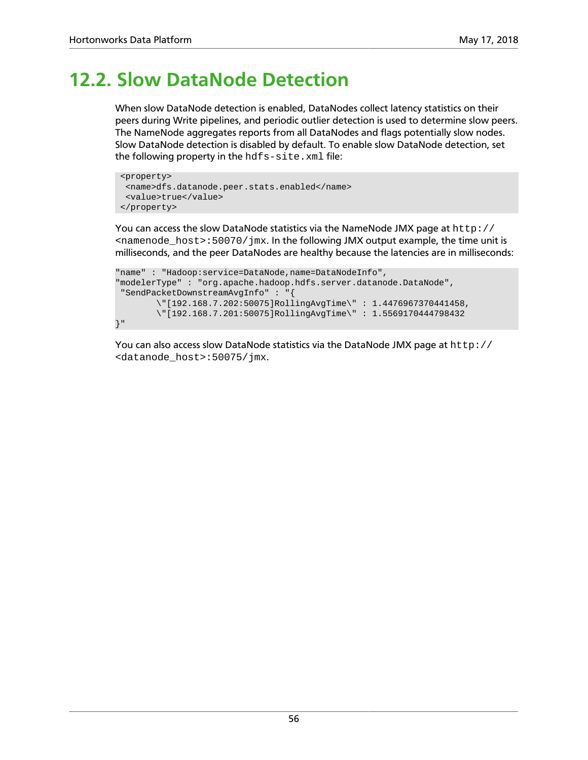## 12.2. Slow DataNode Detection

When slow DataNode detection is enabled, DataNodes collect latency statistics on their peers during Write pipelines, and periodic outlier detection is used to determine slow peers. The NameNode aggregates reports from all DataNodes and flags potentially slow nodes. Slow DataNode detection is disabled by default. To enable slow DataNode detection, set the following property in the `hdfs-site.xml` file:

```
<property>
 <name>dfs.datanode.peer.stats.enabled</name>
 <value>true</value>
</property>
```

You can access the slow DataNode statistics via the NameNode JMX page at `http://<namenode_host>:50070/jmx`. In the following JMX output example, the time unit is milliseconds, and the peer DataNodes are healthy because the latencies are in milliseconds:

```
"name" : "Hadoop:service=DataNode,name=DataNodeInfo",
"modelerType" : "org.apache.hadoop.hdfs.server.datanode.DataNode",
 "SendPacketDownstreamAvgInfo" : "{
        \"[192.168.7.202:50075]RollingAvgTime\" : 1.4476967370441458,
        \"[192.168.7.201:50075]RollingAvgTime\" : 1.5569170444798432
}"
```

You can also access slow DataNode statistics via the DataNode JMX page at `http://<datanode_host>:50075/jmx`.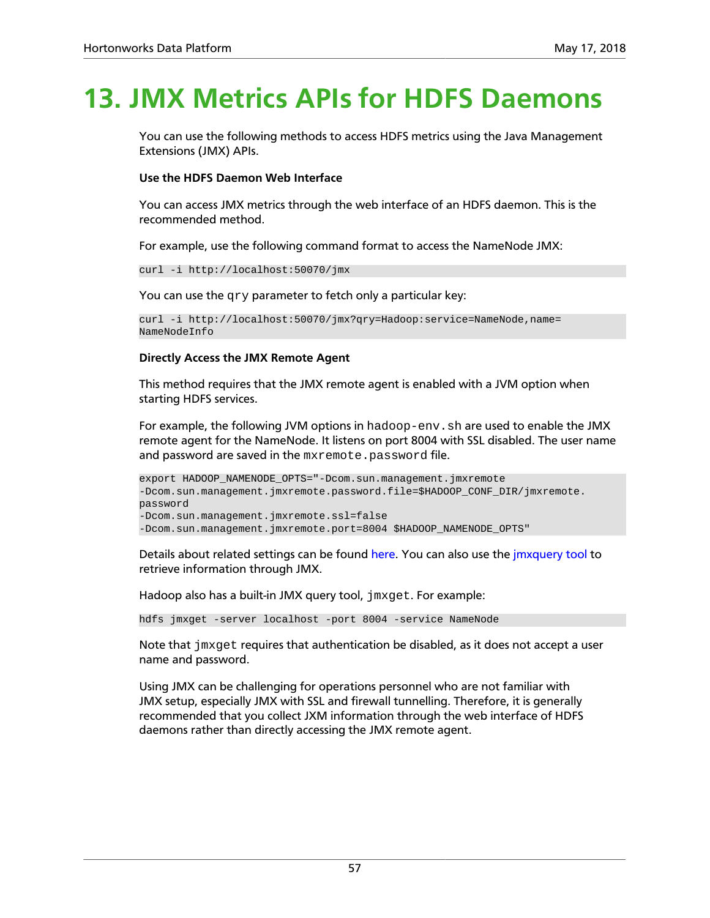# 13. JMX Metrics APIs for HDFS Daemons

You can use the following methods to access HDFS metrics using the Java Management Extensions (JMX) APIs.

**Use the HDFS Daemon Web Interface**

You can access JMX metrics through the web interface of an HDFS daemon. This is the recommended method.

For example, use the following command format to access the NameNode JMX:

```
curl -i http://localhost:50070/jmx
```

You can use the `qry` parameter to fetch only a particular key:

```
curl -i http://localhost:50070/jmx?qry=Hadoop:service=NameNode,name=
NameNodeInfo
```

**Directly Access the JMX Remote Agent**

This method requires that the JMX remote agent is enabled with a JVM option when starting HDFS services.

For example, the following JVM options in `hadoop-env.sh` are used to enable the JMX remote agent for the NameNode. It listens on port 8004 with SSL disabled. The user name and password are saved in the `mxremote.password` file.

```
export HADOOP_NAMENODE_OPTS="-Dcom.sun.management.jmxremote
-Dcom.sun.management.jmxremote.password.file=$HADOOP_CONF_DIR/jmxremote.
password
-Dcom.sun.management.jmxremote.ssl=false
-Dcom.sun.management.jmxremote.port=8004 $HADOOP_NAMENODE_OPTS"
```

Details about related settings can be found here. You can also use the jmxquery tool to retrieve information through JMX.

Hadoop also has a built-in JMX query tool, `jmxget`. For example:

```
hdfs jmxget -server localhost -port 8004 -service NameNode
```

Note that `jmxget` requires that authentication be disabled, as it does not accept a user name and password.

Using JMX can be challenging for operations personnel who are not familiar with JMX setup, especially JMX with SSL and firewall tunnelling. Therefore, it is generally recommended that you collect JXM information through the web interface of HDFS daemons rather than directly accessing the JMX remote agent.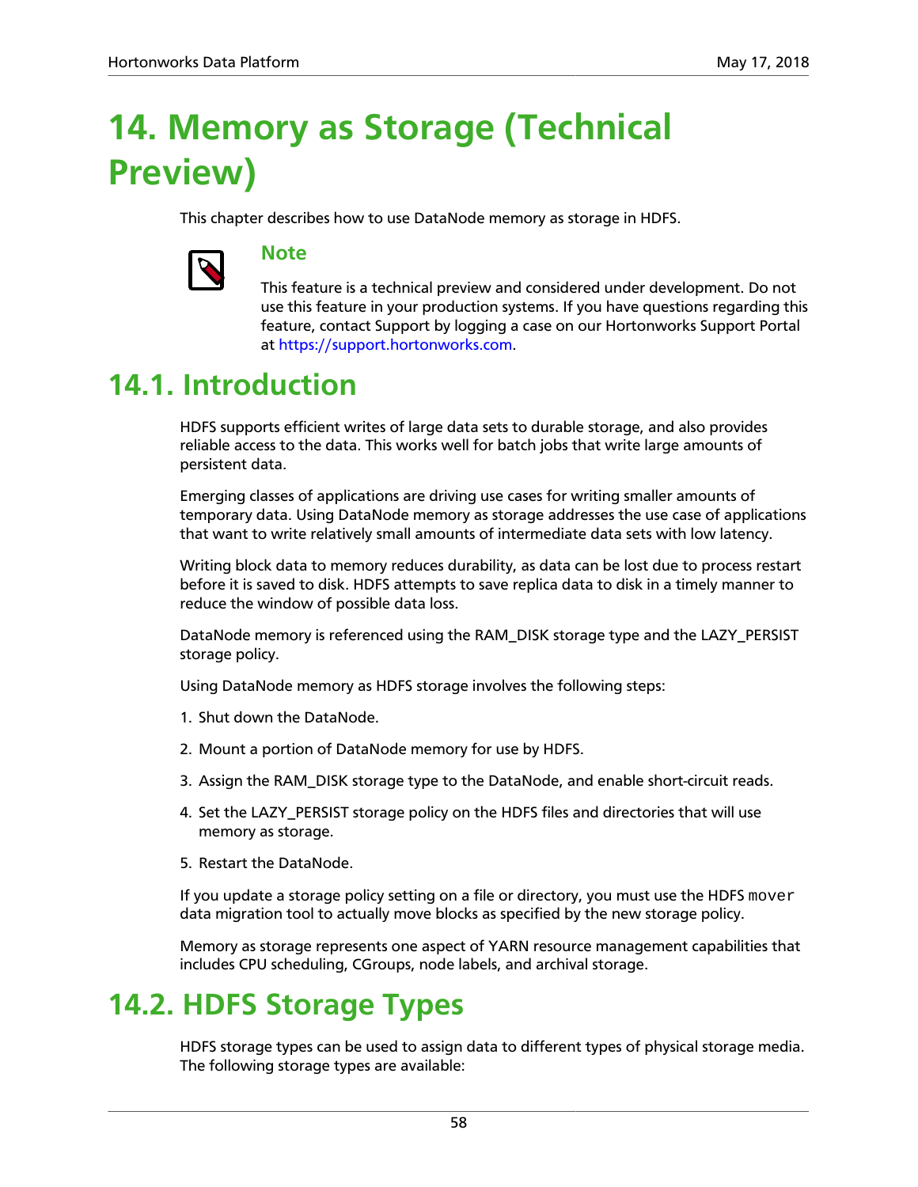# 14. Memory as Storage (Technical Preview)

This chapter describes how to use DataNode memory as storage in HDFS.

> **Note**
>
> This feature is a technical preview and considered under development. Do not use this feature in your production systems. If you have questions regarding this feature, contact Support by logging a case on our Hortonworks Support Portal at https://support.hortonworks.com.

## 14.1. Introduction

HDFS supports efficient writes of large data sets to durable storage, and also provides reliable access to the data. This works well for batch jobs that write large amounts of persistent data.

Emerging classes of applications are driving use cases for writing smaller amounts of temporary data. Using DataNode memory as storage addresses the use case of applications that want to write relatively small amounts of intermediate data sets with low latency.

Writing block data to memory reduces durability, as data can be lost due to process restart before it is saved to disk. HDFS attempts to save replica data to disk in a timely manner to reduce the window of possible data loss.

DataNode memory is referenced using the RAM_DISK storage type and the LAZY_PERSIST storage policy.

Using DataNode memory as HDFS storage involves the following steps:

1. Shut down the DataNode.
2. Mount a portion of DataNode memory for use by HDFS.
3. Assign the RAM_DISK storage type to the DataNode, and enable short-circuit reads.
4. Set the LAZY_PERSIST storage policy on the HDFS files and directories that will use memory as storage.
5. Restart the DataNode.

If you update a storage policy setting on a file or directory, you must use the HDFS `mover` data migration tool to actually move blocks as specified by the new storage policy.

Memory as storage represents one aspect of YARN resource management capabilities that includes CPU scheduling, CGroups, node labels, and archival storage.

## 14.2. HDFS Storage Types

HDFS storage types can be used to assign data to different types of physical storage media. The following storage types are available: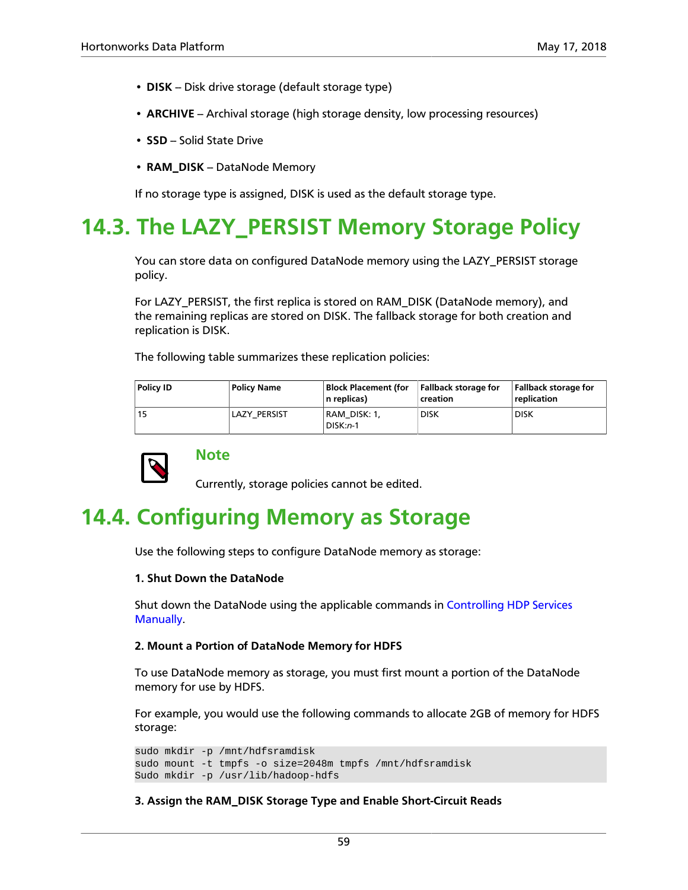- **DISK** – Disk drive storage (default storage type)
- **ARCHIVE** – Archival storage (high storage density, low processing resources)
- **SSD** – Solid State Drive
- **RAM_DISK** – DataNode Memory

If no storage type is assigned, DISK is used as the default storage type.

## 14.3. The LAZY_PERSIST Memory Storage Policy

You can store data on configured DataNode memory using the LAZY_PERSIST storage policy.

For LAZY_PERSIST, the first replica is stored on RAM_DISK (DataNode memory), and the remaining replicas are stored on DISK. The fallback storage for both creation and replication is DISK.

The following table summarizes these replication policies:

| Policy ID | Policy Name | Block Placement (for n replicas) | Fallback storage for creation | Fallback storage for replication |
|---|---|---|---|---|
| 15 | LAZY_PERSIST | RAM_DISK: 1, DISK:*n*-1 | DISK | DISK |

> **Note**
>
> Currently, storage policies cannot be edited.

## 14.4. Configuring Memory as Storage

Use the following steps to configure DataNode memory as storage:

**1. Shut Down the DataNode**

Shut down the DataNode using the applicable commands in Controlling HDP Services Manually.

**2. Mount a Portion of DataNode Memory for HDFS**

To use DataNode memory as storage, you must first mount a portion of the DataNode memory for use by HDFS.

For example, you would use the following commands to allocate 2GB of memory for HDFS storage:

```
sudo mkdir -p /mnt/hdfsramdisk
sudo mount -t tmpfs -o size=2048m tmpfs /mnt/hdfsramdisk
Sudo mkdir -p /usr/lib/hadoop-hdfs
```

**3. Assign the RAM_DISK Storage Type and Enable Short-Circuit Reads**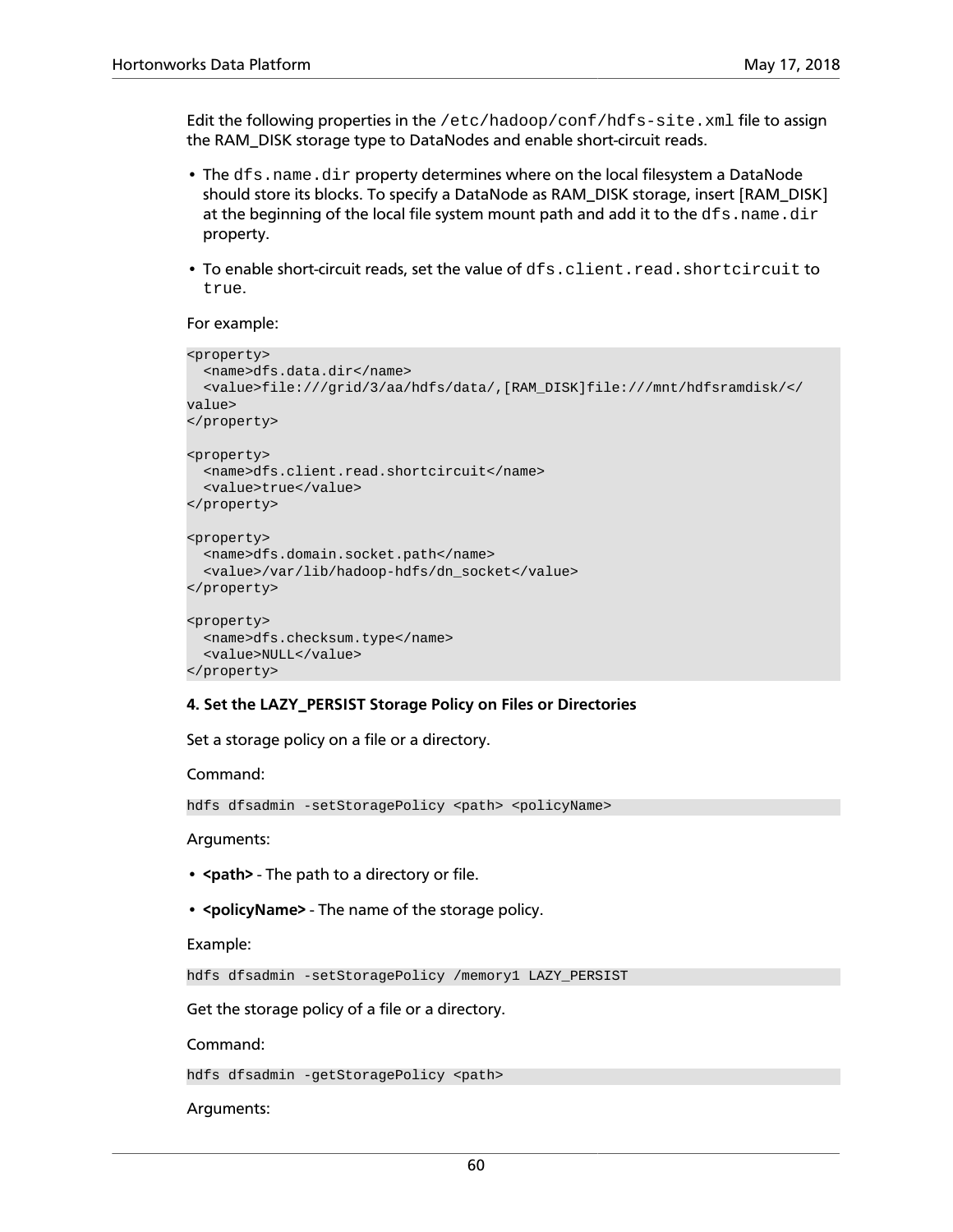Edit the following properties in the `/etc/hadoop/conf/hdfs-site.xml` file to assign the RAM_DISK storage type to DataNodes and enable short-circuit reads.

- The `dfs.name.dir` property determines where on the local filesystem a DataNode should store its blocks. To specify a DataNode as RAM_DISK storage, insert [RAM_DISK] at the beginning of the local file system mount path and add it to the `dfs.name.dir` property.
- To enable short-circuit reads, set the value of `dfs.client.read.shortcircuit` to `true`.

For example:

```
<property>
  <name>dfs.data.dir</name>
  <value>file:///grid/3/aa/hdfs/data/,[RAM_DISK]file:///mnt/hdfsramdisk/</
value>
</property>

<property>
  <name>dfs.client.read.shortcircuit</name>
  <value>true</value>
</property>

<property>
  <name>dfs.domain.socket.path</name>
  <value>/var/lib/hadoop-hdfs/dn_socket</value>
</property>

<property>
  <name>dfs.checksum.type</name>
  <value>NULL</value>
</property>
```

**4. Set the LAZY_PERSIST Storage Policy on Files or Directories**

Set a storage policy on a file or a directory.

Command:

```
hdfs dfsadmin -setStoragePolicy <path> <policyName>
```

Arguments:

- **<path>** - The path to a directory or file.
- **<policyName>** - The name of the storage policy.

Example:

```
hdfs dfsadmin -setStoragePolicy /memory1 LAZY_PERSIST
```

Get the storage policy of a file or a directory.

Command:

```
hdfs dfsadmin -getStoragePolicy <path>
```

Arguments: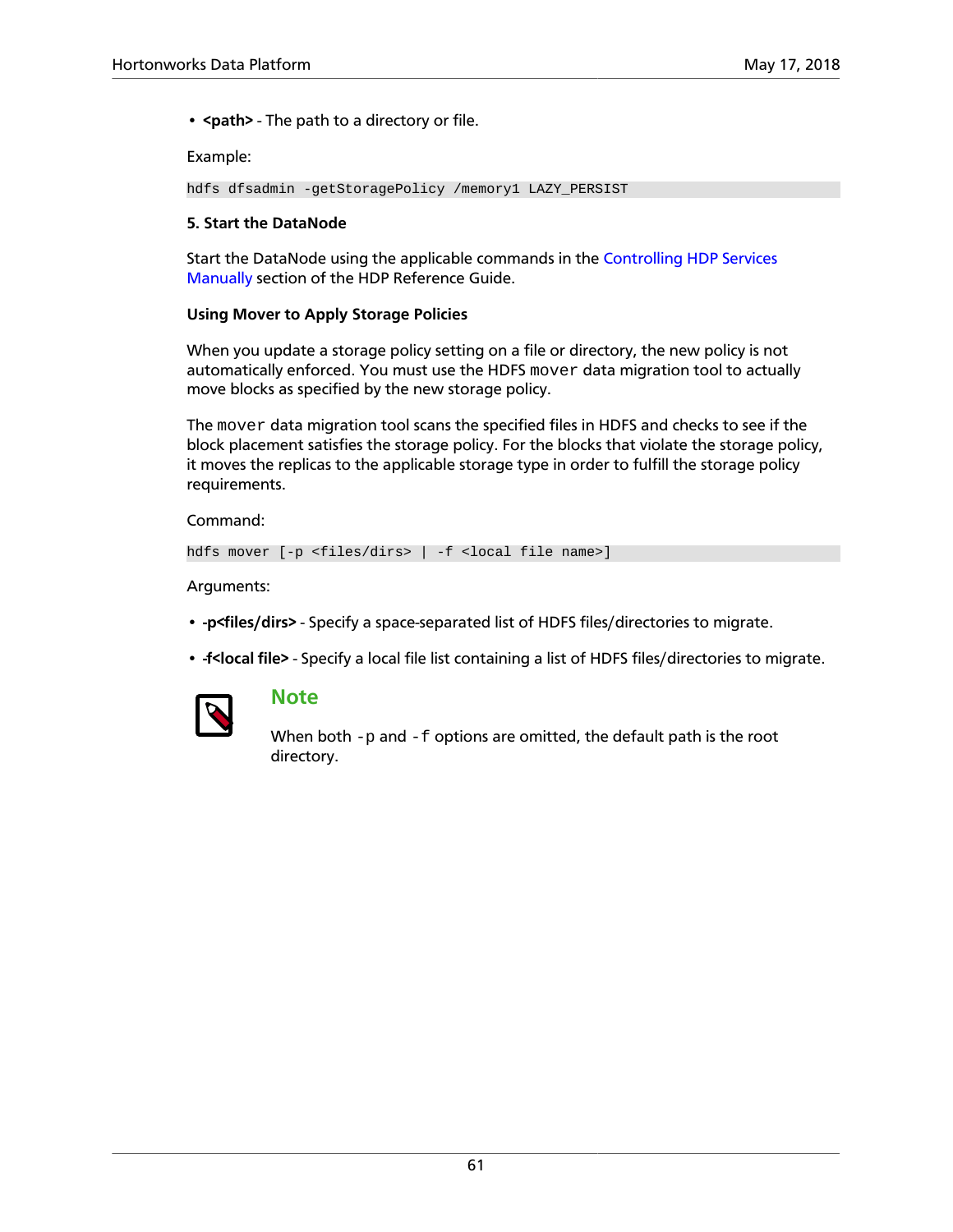- **<path>** - The path to a directory or file.

Example:

```
hdfs dfsadmin -getStoragePolicy /memory1 LAZY_PERSIST
```

**5. Start the DataNode**

Start the DataNode using the applicable commands in the Controlling HDP Services Manually section of the HDP Reference Guide.

**Using Mover to Apply Storage Policies**

When you update a storage policy setting on a file or directory, the new policy is not automatically enforced. You must use the HDFS `mover` data migration tool to actually move blocks as specified by the new storage policy.

The `mover` data migration tool scans the specified files in HDFS and checks to see if the block placement satisfies the storage policy. For the blocks that violate the storage policy, it moves the replicas to the applicable storage type in order to fulfill the storage policy requirements.

Command:

```
hdfs mover [-p <files/dirs> | -f <local file name>]
```

Arguments:

- **-p<files/dirs>** - Specify a space-separated list of HDFS files/directories to migrate.
- **-f<local file>** - Specify a local file list containing a list of HDFS files/directories to migrate.

> **Note**
>
> When both `-p` and `-f` options are omitted, the default path is the root directory.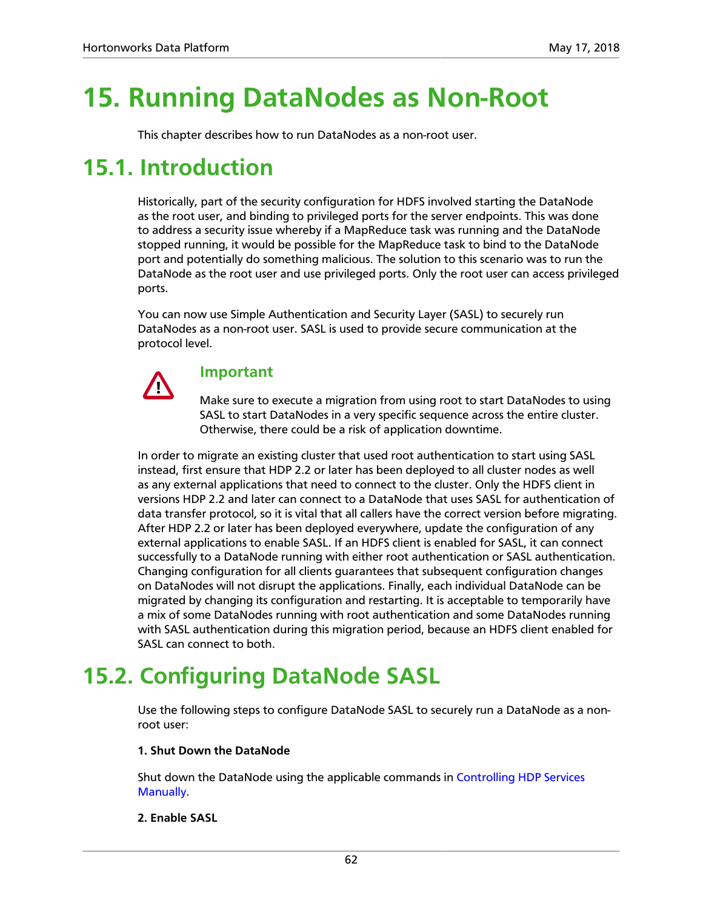# 15. Running DataNodes as Non-Root

This chapter describes how to run DataNodes as a non-root user.

# 15.1. Introduction

Historically, part of the security configuration for HDFS involved starting the DataNode as the root user, and binding to privileged ports for the server endpoints. This was done to address a security issue whereby if a MapReduce task was running and the DataNode stopped running, it would be possible for the MapReduce task to bind to the DataNode port and potentially do something malicious. The solution to this scenario was to run the DataNode as the root user and use privileged ports. Only the root user can access privileged ports.

You can now use Simple Authentication and Security Layer (SASL) to securely run DataNodes as a non-root user. SASL is used to provide secure communication at the protocol level.

> **Important**
>
> Make sure to execute a migration from using root to start DataNodes to using SASL to start DataNodes in a very specific sequence across the entire cluster. Otherwise, there could be a risk of application downtime.

In order to migrate an existing cluster that used root authentication to start using SASL instead, first ensure that HDP 2.2 or later has been deployed to all cluster nodes as well as any external applications that need to connect to the cluster. Only the HDFS client in versions HDP 2.2 and later can connect to a DataNode that uses SASL for authentication of data transfer protocol, so it is vital that all callers have the correct version before migrating. After HDP 2.2 or later has been deployed everywhere, update the configuration of any external applications to enable SASL. If an HDFS client is enabled for SASL, it can connect successfully to a DataNode running with either root authentication or SASL authentication. Changing configuration for all clients guarantees that subsequent configuration changes on DataNodes will not disrupt the applications. Finally, each individual DataNode can be migrated by changing its configuration and restarting. It is acceptable to temporarily have a mix of some DataNodes running with root authentication and some DataNodes running with SASL authentication during this migration period, because an HDFS client enabled for SASL can connect to both.

# 15.2. Configuring DataNode SASL

Use the following steps to configure DataNode SASL to securely run a DataNode as a non-root user:

**1. Shut Down the DataNode**

Shut down the DataNode using the applicable commands in Controlling HDP Services Manually.

**2. Enable SASL**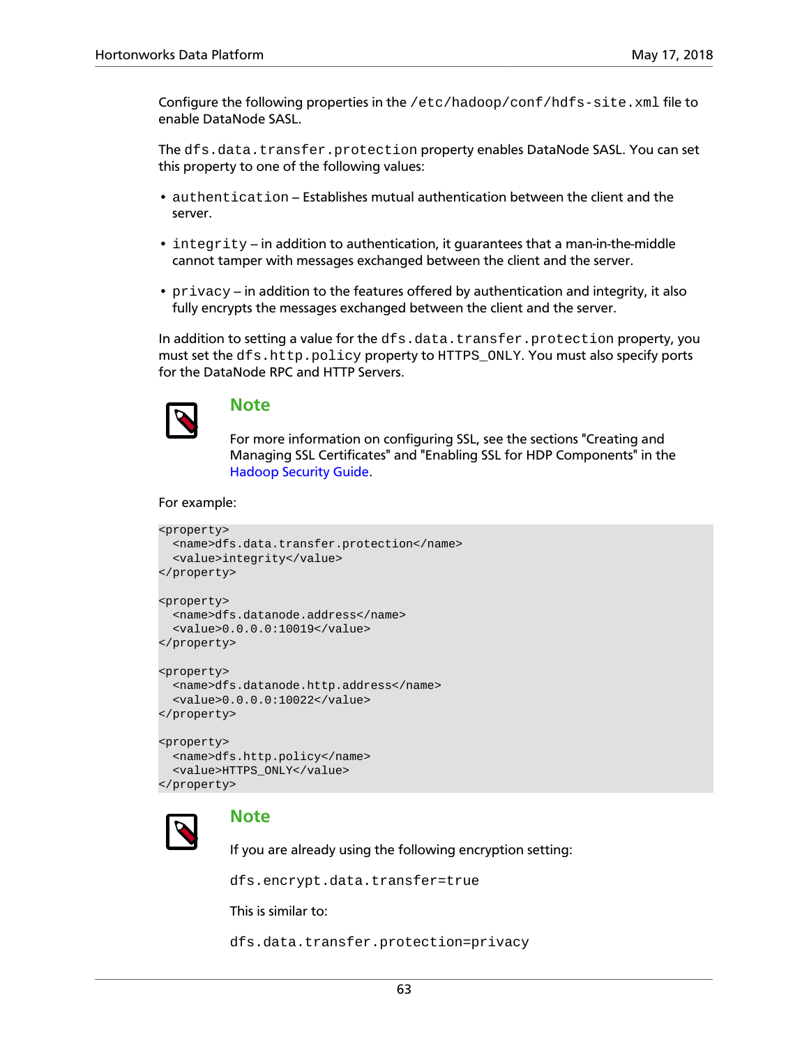Configure the following properties in the `/etc/hadoop/conf/hdfs-site.xml` file to enable DataNode SASL.

The `dfs.data.transfer.protection` property enables DataNode SASL. You can set this property to one of the following values:

- `authentication` – Establishes mutual authentication between the client and the server.
- `integrity` – in addition to authentication, it guarantees that a man-in-the-middle cannot tamper with messages exchanged between the client and the server.
- `privacy` – in addition to the features offered by authentication and integrity, it also fully encrypts the messages exchanged between the client and the server.

In addition to setting a value for the `dfs.data.transfer.protection` property, you must set the `dfs.http.policy` property to HTTPS_ONLY. You can also specify ports for the DataNode RPC and HTTP Servers.

> **Note**
>
> For more information on configuring SSL, see the sections "Creating and Managing SSL Certificates" and "Enabling SSL for HDP Components" in the Hadoop Security Guide.

For example:

```
<property>
  <name>dfs.data.transfer.protection</name>
  <value>integrity</value>
</property>

<property>
  <name>dfs.datanode.address</name>
  <value>0.0.0.0:10019</value>
</property>

<property>
  <name>dfs.datanode.http.address</name>
  <value>0.0.0.0:10022</value>
</property>

<property>
  <name>dfs.http.policy</name>
  <value>HTTPS_ONLY</value>
</property>
```

> **Note**
>
> If you are already using the following encryption setting:
>
> `dfs.encrypt.data.transfer=true`
>
> This is similar to:
>
> `dfs.data.transfer.protection=privacy`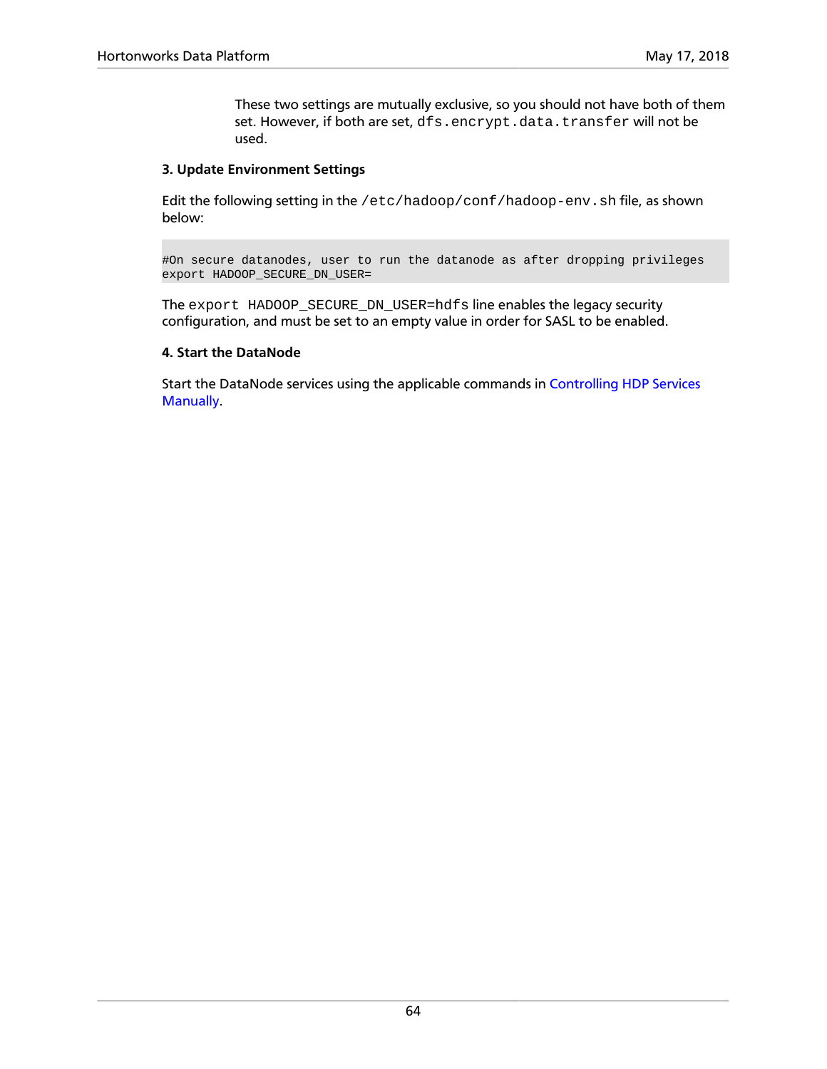These two settings are mutually exclusive, so you should not have both of them set. However, if both are set, `dfs.encrypt.data.transfer` will not be used.

**3. Update Environment Settings**

Edit the following setting in the `/etc/hadoop/conf/hadoop-env.sh` file, as shown below:

```
#On secure datanodes, user to run the datanode as after dropping privileges
export HADOOP_SECURE_DN_USER=
```

The `export HADOOP_SECURE_DN_USER=hdfs` line enables the legacy security configuration, and must be set to an empty value in order for SASL to be enabled.

**4. Start the DataNode**

Start the DataNode services using the applicable commands in Controlling HDP Services Manually.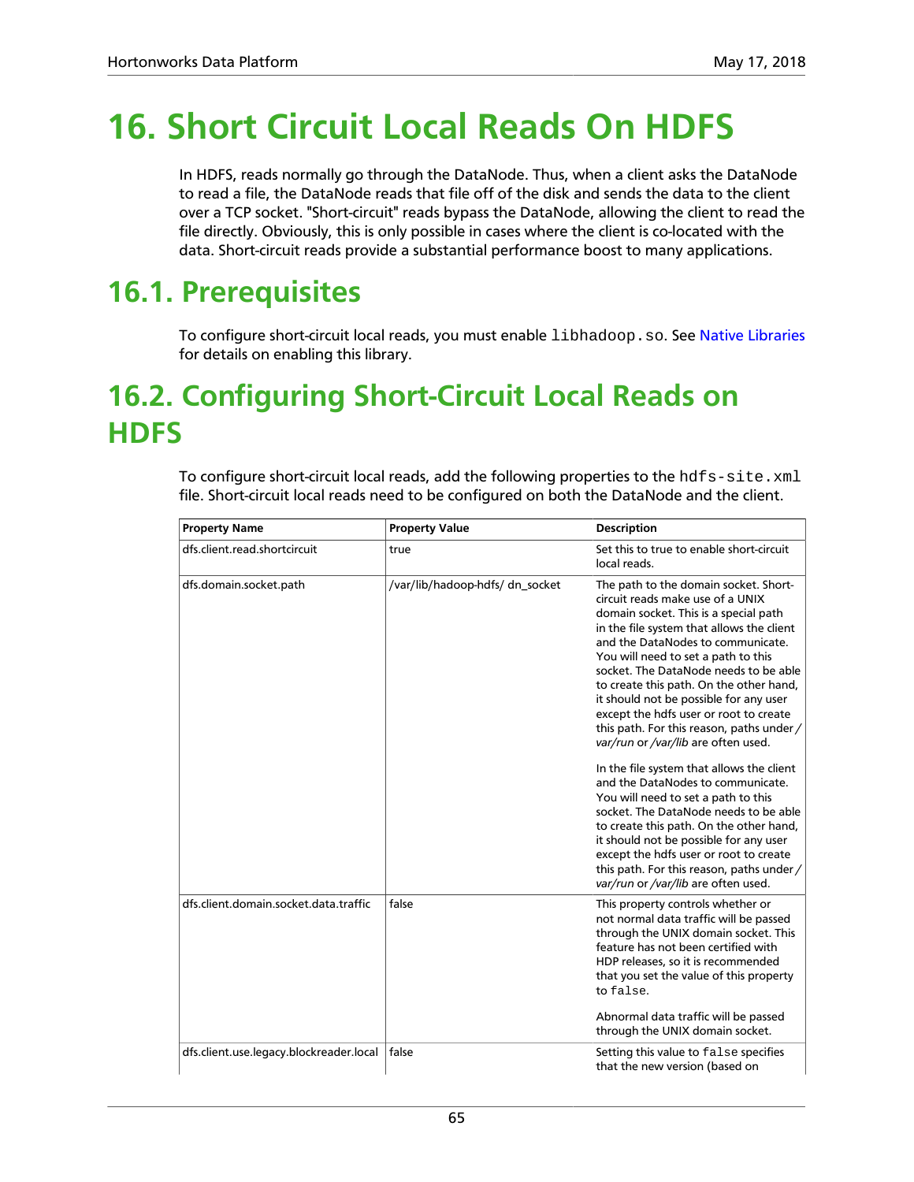# 16. Short Circuit Local Reads On HDFS

In HDFS, reads normally go through the DataNode. Thus, when a client asks the DataNode to read a file, the DataNode reads that file off of the disk and sends the data to the client over a TCP socket. "Short-circuit" reads bypass the DataNode, allowing the client to read the file directly. Obviously, this is only possible in cases where the client is co-located with the data. Short-circuit reads provide a substantial performance boost to many applications.

## 16.1. Prerequisites

To configure short-circuit local reads, you must enable `libhadoop.so`. See Native Libraries for details on enabling this library.

## 16.2. Configuring Short-Circuit Local Reads on HDFS

To configure short-circuit local reads, add the following properties to the `hdfs-site.xml` file. Short-circuit local reads need to be configured on both the DataNode and the client.

| Property Name | Property Value | Description |
|---|---|---|
| dfs.client.read.shortcircuit | true | Set this to true to enable short-circuit local reads. |
| dfs.domain.socket.path | /var/lib/hadoop-hdfs/ dn_socket | The path to the domain socket. Short-circuit reads make use of a UNIX domain socket. This is a special path in the file system that allows the client and the DataNodes to communicate. You will need to set a path to this socket. The DataNode needs to be able to create this path. On the other hand, it should not be possible for any user except the hdfs user or root to create this path. For this reason, paths under */var/run* or */var/lib* are often used.<br><br>In the file system that allows the client and the DataNodes to communicate. You will need to set a path to this socket. The DataNode needs to be able to create this path. On the other hand, it should not be possible for any user except the hdfs user or root to create this path. For this reason, paths under */var/run* or */var/lib* are often used. |
| dfs.client.domain.socket.data.traffic | false | This property controls whether or not normal data traffic will be passed through the UNIX domain socket. This feature has not been certified with HDP releases, so it is recommended that you set the value of this property to `false`.<br><br>Abnormal data traffic will be passed through the UNIX domain socket. |
| dfs.client.use.legacy.blockreader.local | false | Setting this value to `false` specifies that the new version (based on |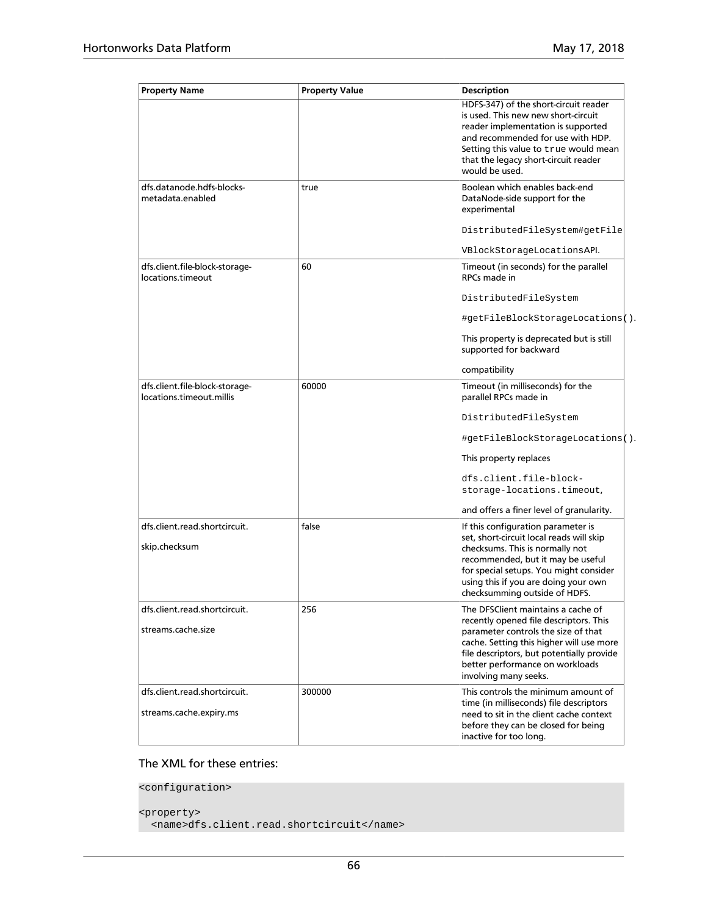| Property Name | Property Value | Description |
| --- | --- | --- |
| | | HDFS-347) of the short-circuit reader is used. This new new short-circuit reader implementation is supported and recommended for use with HDP. Setting this value to `true` would mean that the legacy short-circuit reader would be used. |
| dfs.datanode.hdfs-blocks-metadata.enabled | true | Boolean which enables back-end DataNode-side support for the experimental `DistributedFileSystem#getFileVBlockStorageLocations`API. |
| dfs.client.file-block-storage-locations.timeout | 60 | Timeout (in seconds) for the parallel RPCs made in `DistributedFileSystem #getFileBlockStorageLocations()`. This property is deprecated but is still supported for backward compatibility |
| dfs.client.file-block-storage-locations.timeout.millis | 60000 | Timeout (in milliseconds) for the parallel RPCs made in `DistributedFileSystem #getFileBlockStorageLocations()`. This property replaces `dfs.client.file-block-storage-locations.timeout`, and offers a finer level of granularity. |
| dfs.client.read.shortcircuit.skip.checksum | false | If this configuration parameter is set, short-circuit local reads will skip checksums. This is normally not recommended, but it may be useful for special setups. You might consider using this if you are doing your own checksumming outside of HDFS. |
| dfs.client.read.shortcircuit.streams.cache.size | 256 | The DFSClient maintains a cache of recently opened file descriptors. This parameter controls the size of that cache. Setting this higher will use more file descriptors, but potentially provide better performance on workloads involving many seeks. |
| dfs.client.read.shortcircuit.streams.cache.expiry.ms | 300000 | This controls the minimum amount of time (in milliseconds) file descriptors need to sit in the client cache context before they can be closed for being inactive for too long. |

The XML for these entries:

```
<configuration>

<property>
  <name>dfs.client.read.shortcircuit</name>
```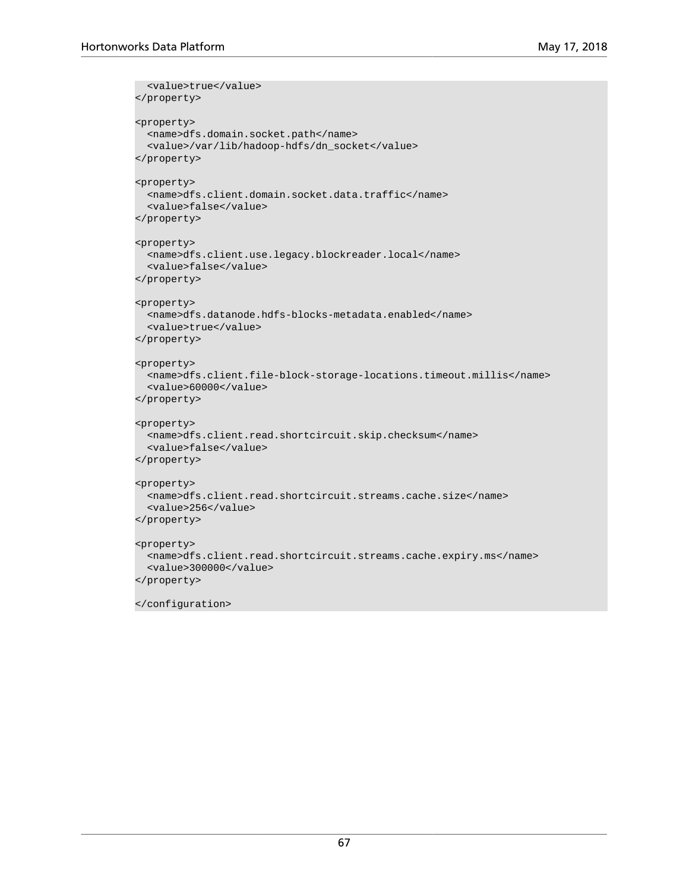```
  <value>true</value>
</property>

<property>
  <name>dfs.domain.socket.path</name>
  <value>/var/lib/hadoop-hdfs/dn_socket</value>
</property>

<property>
  <name>dfs.client.domain.socket.data.traffic</name>
  <value>false</value>
</property>

<property>
  <name>dfs.client.use.legacy.blockreader.local</name>
  <value>false</value>
</property>

<property>
  <name>dfs.datanode.hdfs-blocks-metadata.enabled</name>
  <value>true</value>
</property>

<property>
  <name>dfs.client.file-block-storage-locations.timeout.millis</name>
  <value>60000</value>
</property>

<property>
  <name>dfs.client.read.shortcircuit.skip.checksum</name>
  <value>false</value>
</property>

<property>
  <name>dfs.client.read.shortcircuit.streams.cache.size</name>
  <value>256</value>
</property>

<property>
  <name>dfs.client.read.shortcircuit.streams.cache.expiry.ms</name>
  <value>300000</value>
</property>

</configuration>
```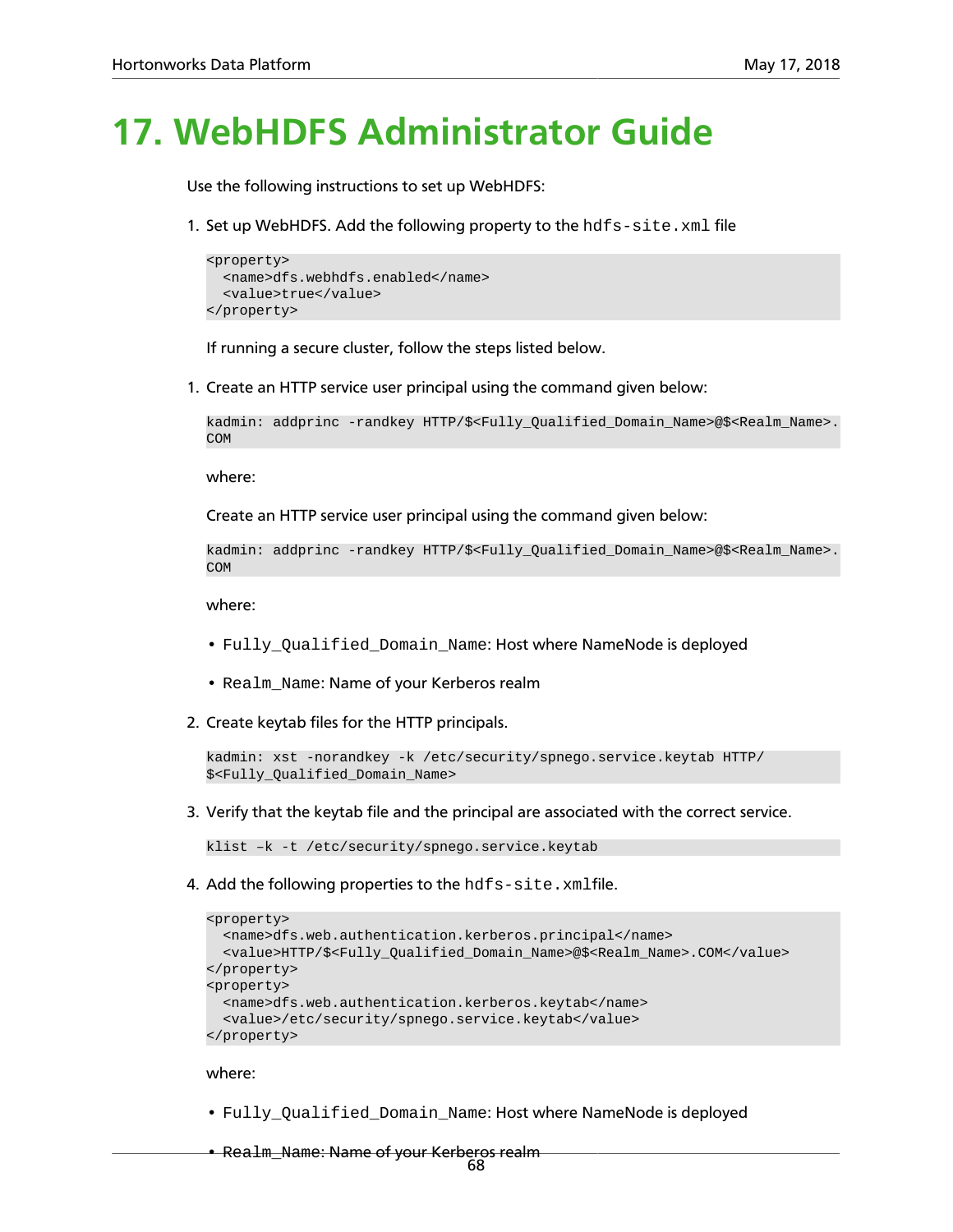# 17. WebHDFS Administrator Guide

Use the following instructions to set up WebHDFS:

1. Set up WebHDFS. Add the following property to the `hdfs-site.xml` file

   ```
   <property>
     <name>dfs.webhdfs.enabled</name>
     <value>true</value>
   </property>
   ```

   If running a secure cluster, follow the steps listed below.

1. Create an HTTP service user principal using the command given below:

   ```
   kadmin: addprinc -randkey HTTP/$<Fully_Qualified_Domain_Name>@$<Realm_Name>.
   COM
   ```

   where:

   Create an HTTP service user principal using the command given below:

   ```
   kadmin: addprinc -randkey HTTP/$<Fully_Qualified_Domain_Name>@$<Realm_Name>.
   COM
   ```

   where:

   - `Fully_Qualified_Domain_Name`: Host where NameNode is deployed
   - `Realm_Name`: Name of your Kerberos realm

2. Create keytab files for the HTTP principals.

   ```
   kadmin: xst -norandkey -k /etc/security/spnego.service.keytab HTTP/
   $<Fully_Qualified_Domain_Name>
   ```

3. Verify that the keytab file and the principal are associated with the correct service.

   ```
   klist –k -t /etc/security/spnego.service.keytab
   ```

4. Add the following properties to the `hdfs-site.xml`file.

   ```
   <property>
     <name>dfs.web.authentication.kerberos.principal</name>
     <value>HTTP/$<Fully_Qualified_Domain_Name>@$<Realm_Name>.COM</value>
   </property>
   <property>
     <name>dfs.web.authentication.kerberos.keytab</name>
     <value>/etc/security/spnego.service.keytab</value>
   </property>
   ```

   where:

   - `Fully_Qualified_Domain_Name`: Host where NameNode is deployed
   - `Realm_Name`: Name of your Kerberos realm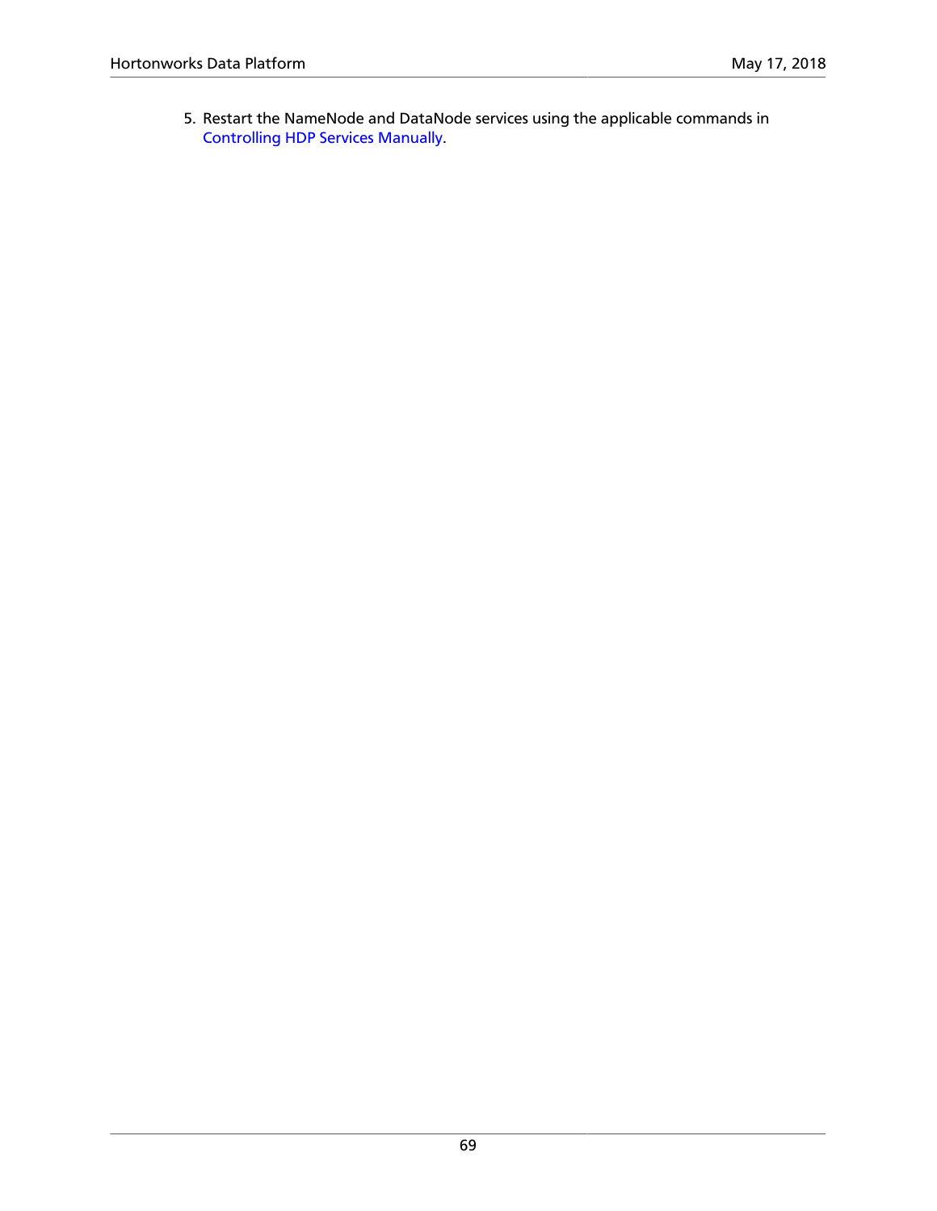5. Restart the NameNode and DataNode services using the applicable commands in Controlling HDP Services Manually.